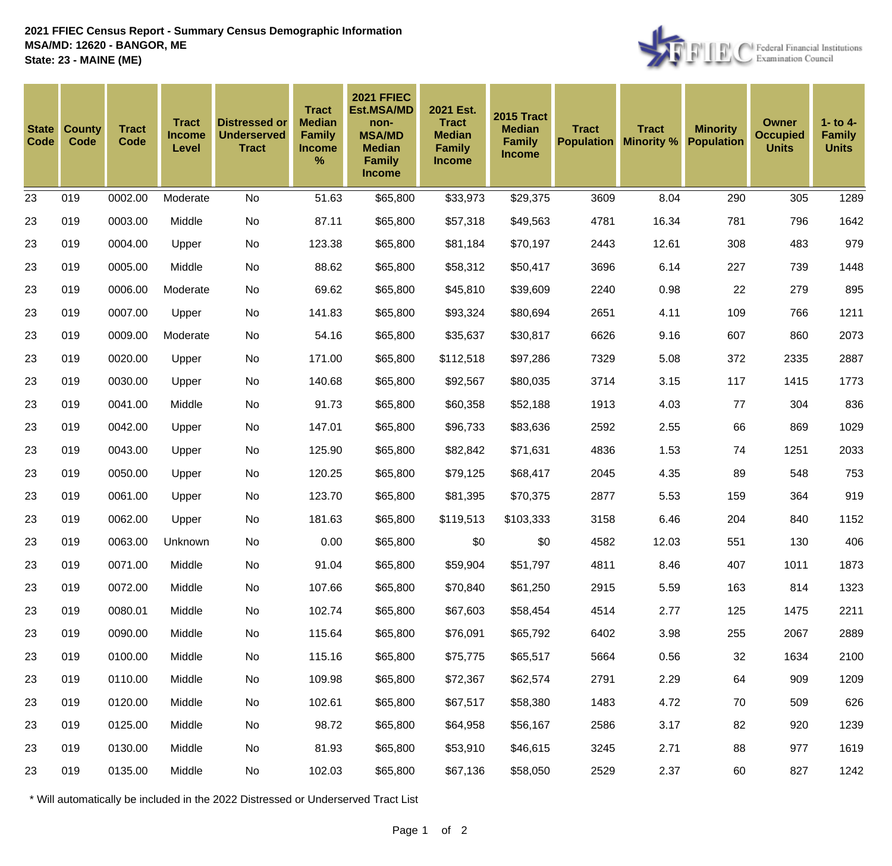**2021 FFIEC Census Report - Summary Census Demographic Information**
**MSA/MD: 12620 - BANGOR, ME**
**State: 23 - MAINE (ME)**

| State Code | County Code | Tract Code | Tract Income Level | Distressed or Underserved Tract | Tract Median Family Income % | 2021 FFIEC Est.MSA/MD non-MSA/MD Median Family Income | 2021 Est. Tract Median Family Income | 2015 Tract Median Family Income | Tract Population | Tract Minority % | Minority Population | Owner Occupied Units | 1- to 4- Family Units |
|---|---|---|---|---|---|---|---|---|---|---|---|---|---|
| 23 | 019 | 0002.00 | Moderate | No | 51.63 | $65,800 | $33,973 | $29,375 | 3609 | 8.04 | 290 | 305 | 1289 |
| 23 | 019 | 0003.00 | Middle | No | 87.11 | $65,800 | $57,318 | $49,563 | 4781 | 16.34 | 781 | 796 | 1642 |
| 23 | 019 | 0004.00 | Upper | No | 123.38 | $65,800 | $81,184 | $70,197 | 2443 | 12.61 | 308 | 483 | 979 |
| 23 | 019 | 0005.00 | Middle | No | 88.62 | $65,800 | $58,312 | $50,417 | 3696 | 6.14 | 227 | 739 | 1448 |
| 23 | 019 | 0006.00 | Moderate | No | 69.62 | $65,800 | $45,810 | $39,609 | 2240 | 0.98 | 22 | 279 | 895 |
| 23 | 019 | 0007.00 | Upper | No | 141.83 | $65,800 | $93,324 | $80,694 | 2651 | 4.11 | 109 | 766 | 1211 |
| 23 | 019 | 0009.00 | Moderate | No | 54.16 | $65,800 | $35,637 | $30,817 | 6626 | 9.16 | 607 | 860 | 2073 |
| 23 | 019 | 0020.00 | Upper | No | 171.00 | $65,800 | $112,518 | $97,286 | 7329 | 5.08 | 372 | 2335 | 2887 |
| 23 | 019 | 0030.00 | Upper | No | 140.68 | $65,800 | $92,567 | $80,035 | 3714 | 3.15 | 117 | 1415 | 1773 |
| 23 | 019 | 0041.00 | Middle | No | 91.73 | $65,800 | $60,358 | $52,188 | 1913 | 4.03 | 77 | 304 | 836 |
| 23 | 019 | 0042.00 | Upper | No | 147.01 | $65,800 | $96,733 | $83,636 | 2592 | 2.55 | 66 | 869 | 1029 |
| 23 | 019 | 0043.00 | Upper | No | 125.90 | $65,800 | $82,842 | $71,631 | 4836 | 1.53 | 74 | 1251 | 2033 |
| 23 | 019 | 0050.00 | Upper | No | 120.25 | $65,800 | $79,125 | $68,417 | 2045 | 4.35 | 89 | 548 | 753 |
| 23 | 019 | 0061.00 | Upper | No | 123.70 | $65,800 | $81,395 | $70,375 | 2877 | 5.53 | 159 | 364 | 919 |
| 23 | 019 | 0062.00 | Upper | No | 181.63 | $65,800 | $119,513 | $103,333 | 3158 | 6.46 | 204 | 840 | 1152 |
| 23 | 019 | 0063.00 | Unknown | No | 0.00 | $65,800 | $0 | $0 | 4582 | 12.03 | 551 | 130 | 406 |
| 23 | 019 | 0071.00 | Middle | No | 91.04 | $65,800 | $59,904 | $51,797 | 4811 | 8.46 | 407 | 1011 | 1873 |
| 23 | 019 | 0072.00 | Middle | No | 107.66 | $65,800 | $70,840 | $61,250 | 2915 | 5.59 | 163 | 814 | 1323 |
| 23 | 019 | 0080.01 | Middle | No | 102.74 | $65,800 | $67,603 | $58,454 | 4514 | 2.77 | 125 | 1475 | 2211 |
| 23 | 019 | 0090.00 | Middle | No | 115.64 | $65,800 | $76,091 | $65,792 | 6402 | 3.98 | 255 | 2067 | 2889 |
| 23 | 019 | 0100.00 | Middle | No | 115.16 | $65,800 | $75,775 | $65,517 | 5664 | 0.56 | 32 | 1634 | 2100 |
| 23 | 019 | 0110.00 | Middle | No | 109.98 | $65,800 | $72,367 | $62,574 | 2791 | 2.29 | 64 | 909 | 1209 |
| 23 | 019 | 0120.00 | Middle | No | 102.61 | $65,800 | $67,517 | $58,380 | 1483 | 4.72 | 70 | 509 | 626 |
| 23 | 019 | 0125.00 | Middle | No | 98.72 | $65,800 | $64,958 | $56,167 | 2586 | 3.17 | 82 | 920 | 1239 |
| 23 | 019 | 0130.00 | Middle | No | 81.93 | $65,800 | $53,910 | $46,615 | 3245 | 2.71 | 88 | 977 | 1619 |
| 23 | 019 | 0135.00 | Middle | No | 102.03 | $65,800 | $67,136 | $58,050 | 2529 | 2.37 | 60 | 827 | 1242 |

* Will automatically be included in the 2022 Distressed or Underserved Tract List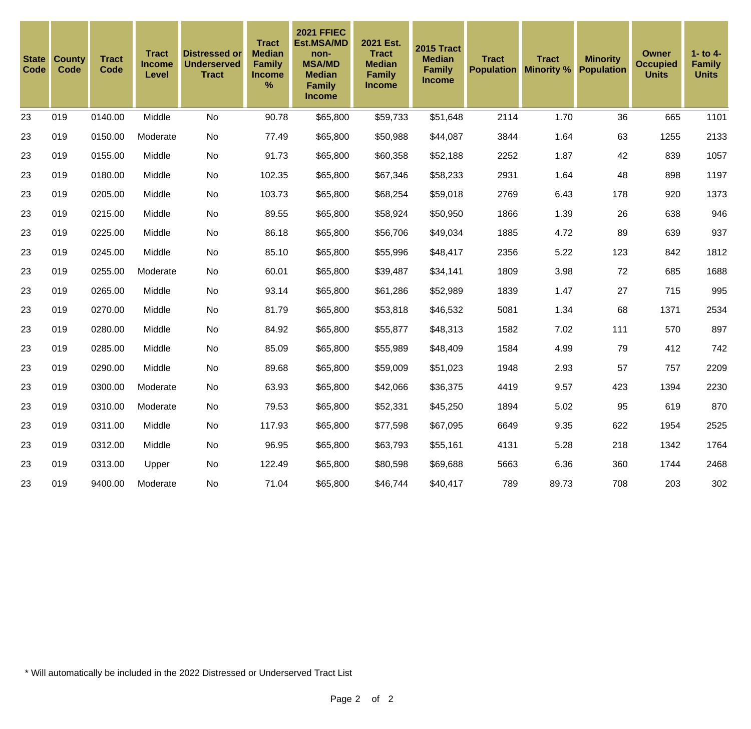| State Code | County Code | Tract Code | Tract Income Level | Distressed or Underserved Tract | Tract Median Family Income % | 2021 FFIEC Est.MSA/MD non-MSA/MD Median Family Income | 2021 Est. Tract Median Family Income | 2015 Tract Median Family Income | Tract Population | Tract Minority % | Minority Population | Owner Occupied Units | 1- to 4- Family Units |
|---|---|---|---|---|---|---|---|---|---|---|---|---|---|
| 23 | 019 | 0140.00 | Middle | No | 90.78 | $65,800 | $59,733 | $51,648 | 2114 | 1.70 | 36 | 665 | 1101 |
| 23 | 019 | 0150.00 | Moderate | No | 77.49 | $65,800 | $50,988 | $44,087 | 3844 | 1.64 | 63 | 1255 | 2133 |
| 23 | 019 | 0155.00 | Middle | No | 91.73 | $65,800 | $60,358 | $52,188 | 2252 | 1.87 | 42 | 839 | 1057 |
| 23 | 019 | 0180.00 | Middle | No | 102.35 | $65,800 | $67,346 | $58,233 | 2931 | 1.64 | 48 | 898 | 1197 |
| 23 | 019 | 0205.00 | Middle | No | 103.73 | $65,800 | $68,254 | $59,018 | 2769 | 6.43 | 178 | 920 | 1373 |
| 23 | 019 | 0215.00 | Middle | No | 89.55 | $65,800 | $58,924 | $50,950 | 1866 | 1.39 | 26 | 638 | 946 |
| 23 | 019 | 0225.00 | Middle | No | 86.18 | $65,800 | $56,706 | $49,034 | 1885 | 4.72 | 89 | 639 | 937 |
| 23 | 019 | 0245.00 | Middle | No | 85.10 | $65,800 | $55,996 | $48,417 | 2356 | 5.22 | 123 | 842 | 1812 |
| 23 | 019 | 0255.00 | Moderate | No | 60.01 | $65,800 | $39,487 | $34,141 | 1809 | 3.98 | 72 | 685 | 1688 |
| 23 | 019 | 0265.00 | Middle | No | 93.14 | $65,800 | $61,286 | $52,989 | 1839 | 1.47 | 27 | 715 | 995 |
| 23 | 019 | 0270.00 | Middle | No | 81.79 | $65,800 | $53,818 | $46,532 | 5081 | 1.34 | 68 | 1371 | 2534 |
| 23 | 019 | 0280.00 | Middle | No | 84.92 | $65,800 | $55,877 | $48,313 | 1582 | 7.02 | 111 | 570 | 897 |
| 23 | 019 | 0285.00 | Middle | No | 85.09 | $65,800 | $55,989 | $48,409 | 1584 | 4.99 | 79 | 412 | 742 |
| 23 | 019 | 0290.00 | Middle | No | 89.68 | $65,800 | $59,009 | $51,023 | 1948 | 2.93 | 57 | 757 | 2209 |
| 23 | 019 | 0300.00 | Moderate | No | 63.93 | $65,800 | $42,066 | $36,375 | 4419 | 9.57 | 423 | 1394 | 2230 |
| 23 | 019 | 0310.00 | Moderate | No | 79.53 | $65,800 | $52,331 | $45,250 | 1894 | 5.02 | 95 | 619 | 870 |
| 23 | 019 | 0311.00 | Middle | No | 117.93 | $65,800 | $77,598 | $67,095 | 6649 | 9.35 | 622 | 1954 | 2525 |
| 23 | 019 | 0312.00 | Middle | No | 96.95 | $65,800 | $63,793 | $55,161 | 4131 | 5.28 | 218 | 1342 | 1764 |
| 23 | 019 | 0313.00 | Upper | No | 122.49 | $65,800 | $80,598 | $69,688 | 5663 | 6.36 | 360 | 1744 | 2468 |
| 23 | 019 | 9400.00 | Moderate | No | 71.04 | $65,800 | $46,744 | $40,417 | 789 | 89.73 | 708 | 203 | 302 |

* Will automatically be included in the 2022 Distressed or Underserved Tract List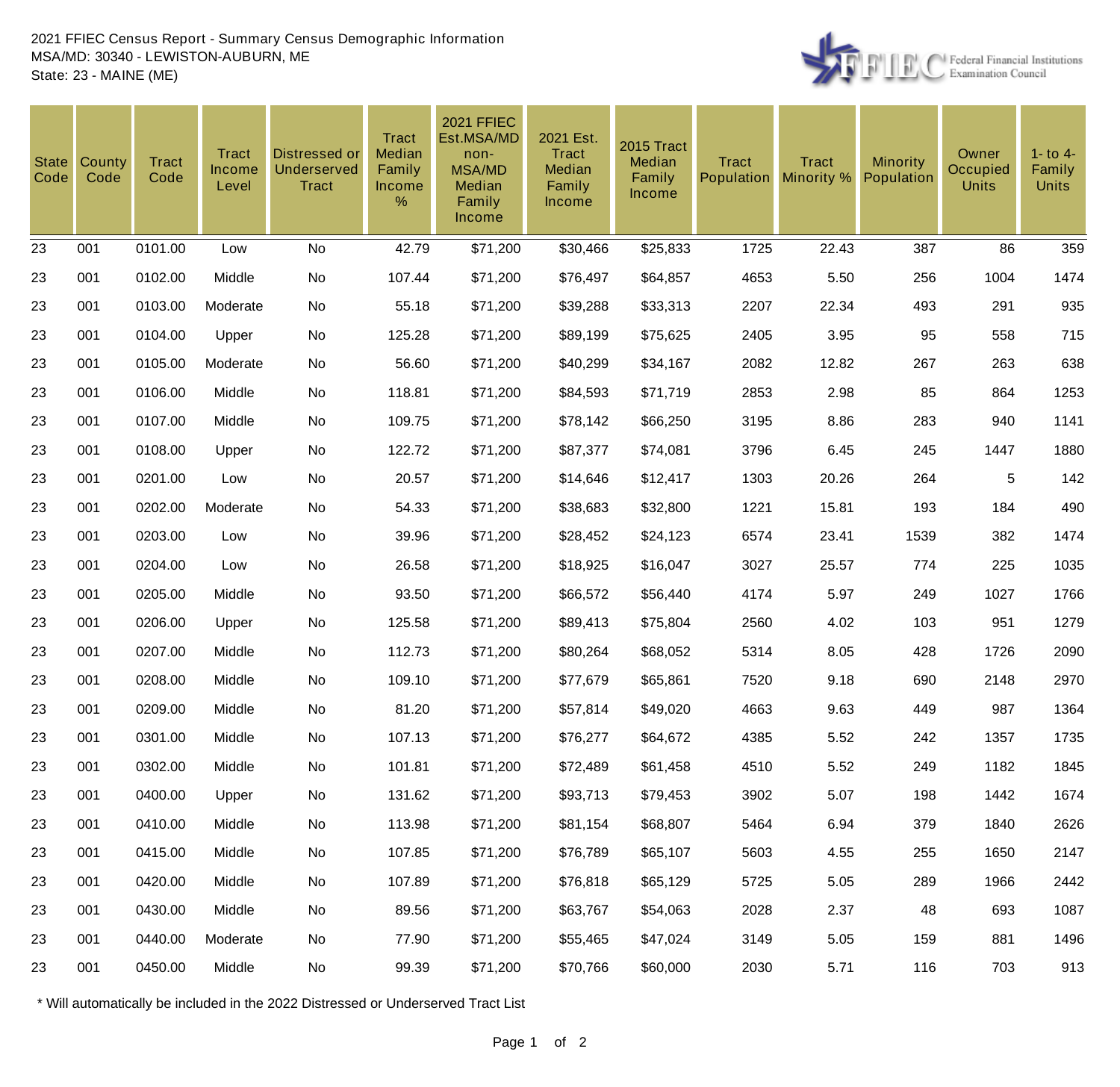2021 FFIEC Census Report - Summary Census Demographic Information
MSA/MD: 30340 - LEWISTON-AUBURN, ME
State: 23 - MAINE (ME)

| State Code | County Code | Tract Code | Tract Income Level | Distressed or Underserved Tract | Tract Median Family Income % | 2021 FFIEC Est.MSA/MD non-MSA/MD Median Family Income | 2021 Est. Tract Median Family Income | 2015 Tract Median Family Income | Tract Population | Tract Minority % | Minority Population | Owner Occupied Units | 1- to 4- Family Units |
|---|---|---|---|---|---|---|---|---|---|---|---|---|---|
| 23 | 001 | 0101.00 | Low | No | 42.79 | $71,200 | $30,466 | $25,833 | 1725 | 22.43 | 387 | 86 | 359 |
| 23 | 001 | 0102.00 | Middle | No | 107.44 | $71,200 | $76,497 | $64,857 | 4653 | 5.50 | 256 | 1004 | 1474 |
| 23 | 001 | 0103.00 | Moderate | No | 55.18 | $71,200 | $39,288 | $33,313 | 2207 | 22.34 | 493 | 291 | 935 |
| 23 | 001 | 0104.00 | Upper | No | 125.28 | $71,200 | $89,199 | $75,625 | 2405 | 3.95 | 95 | 558 | 715 |
| 23 | 001 | 0105.00 | Moderate | No | 56.60 | $71,200 | $40,299 | $34,167 | 2082 | 12.82 | 267 | 263 | 638 |
| 23 | 001 | 0106.00 | Middle | No | 118.81 | $71,200 | $84,593 | $71,719 | 2853 | 2.98 | 85 | 864 | 1253 |
| 23 | 001 | 0107.00 | Middle | No | 109.75 | $71,200 | $78,142 | $66,250 | 3195 | 8.86 | 283 | 940 | 1141 |
| 23 | 001 | 0108.00 | Upper | No | 122.72 | $71,200 | $87,377 | $74,081 | 3796 | 6.45 | 245 | 1447 | 1880 |
| 23 | 001 | 0201.00 | Low | No | 20.57 | $71,200 | $14,646 | $12,417 | 1303 | 20.26 | 264 | 5 | 142 |
| 23 | 001 | 0202.00 | Moderate | No | 54.33 | $71,200 | $38,683 | $32,800 | 1221 | 15.81 | 193 | 184 | 490 |
| 23 | 001 | 0203.00 | Low | No | 39.96 | $71,200 | $28,452 | $24,123 | 6574 | 23.41 | 1539 | 382 | 1474 |
| 23 | 001 | 0204.00 | Low | No | 26.58 | $71,200 | $18,925 | $16,047 | 3027 | 25.57 | 774 | 225 | 1035 |
| 23 | 001 | 0205.00 | Middle | No | 93.50 | $71,200 | $66,572 | $56,440 | 4174 | 5.97 | 249 | 1027 | 1766 |
| 23 | 001 | 0206.00 | Upper | No | 125.58 | $71,200 | $89,413 | $75,804 | 2560 | 4.02 | 103 | 951 | 1279 |
| 23 | 001 | 0207.00 | Middle | No | 112.73 | $71,200 | $80,264 | $68,052 | 5314 | 8.05 | 428 | 1726 | 2090 |
| 23 | 001 | 0208.00 | Middle | No | 109.10 | $71,200 | $77,679 | $65,861 | 7520 | 9.18 | 690 | 2148 | 2970 |
| 23 | 001 | 0209.00 | Middle | No | 81.20 | $71,200 | $57,814 | $49,020 | 4663 | 9.63 | 449 | 987 | 1364 |
| 23 | 001 | 0301.00 | Middle | No | 107.13 | $71,200 | $76,277 | $64,672 | 4385 | 5.52 | 242 | 1357 | 1735 |
| 23 | 001 | 0302.00 | Middle | No | 101.81 | $71,200 | $72,489 | $61,458 | 4510 | 5.52 | 249 | 1182 | 1845 |
| 23 | 001 | 0400.00 | Upper | No | 131.62 | $71,200 | $93,713 | $79,453 | 3902 | 5.07 | 198 | 1442 | 1674 |
| 23 | 001 | 0410.00 | Middle | No | 113.98 | $71,200 | $81,154 | $68,807 | 5464 | 6.94 | 379 | 1840 | 2626 |
| 23 | 001 | 0415.00 | Middle | No | 107.85 | $71,200 | $76,789 | $65,107 | 5603 | 4.55 | 255 | 1650 | 2147 |
| 23 | 001 | 0420.00 | Middle | No | 107.89 | $71,200 | $76,818 | $65,129 | 5725 | 5.05 | 289 | 1966 | 2442 |
| 23 | 001 | 0430.00 | Middle | No | 89.56 | $71,200 | $63,767 | $54,063 | 2028 | 2.37 | 48 | 693 | 1087 |
| 23 | 001 | 0440.00 | Moderate | No | 77.90 | $71,200 | $55,465 | $47,024 | 3149 | 5.05 | 159 | 881 | 1496 |
| 23 | 001 | 0450.00 | Middle | No | 99.39 | $71,200 | $70,766 | $60,000 | 2030 | 5.71 | 116 | 703 | 913 |

* Will automatically be included in the 2022 Distressed or Underserved Tract List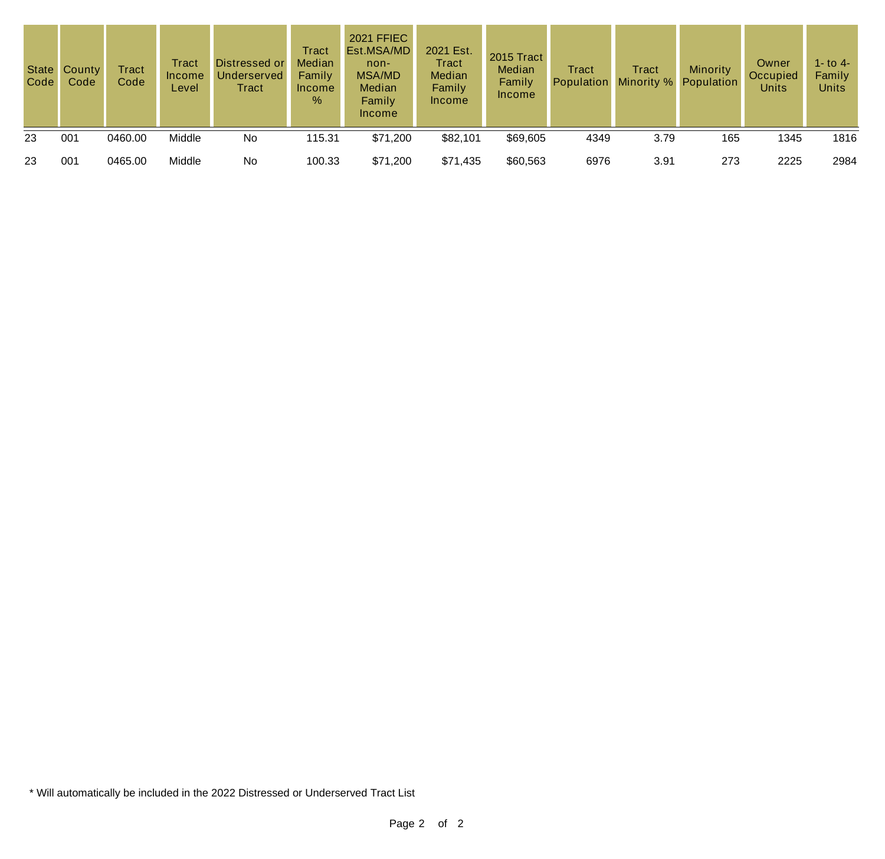| State Code | County Code | Tract Code | Tract Income Level | Distressed or Underserved Tract | Tract Median Family Income % | 2021 FFIEC Est.MSA/MD non-MSA/MD Median Family Income | 2021 Est. Tract Median Family Income | 2015 Tract Median Family Income | Tract Population | Tract Minority % | Minority Population | Owner Occupied Units | 1- to 4- Family Units |
|---|---|---|---|---|---|---|---|---|---|---|---|---|---|
| 23 | 001 | 0460.00 | Middle | No | 115.31 | $71,200 | $82,101 | $69,605 | 4349 | 3.79 | 165 | 1345 | 1816 |
| 23 | 001 | 0465.00 | Middle | No | 100.33 | $71,200 | $71,435 | $60,563 | 6976 | 3.91 | 273 | 2225 | 2984 |

* Will automatically be included in the 2022 Distressed or Underserved Tract List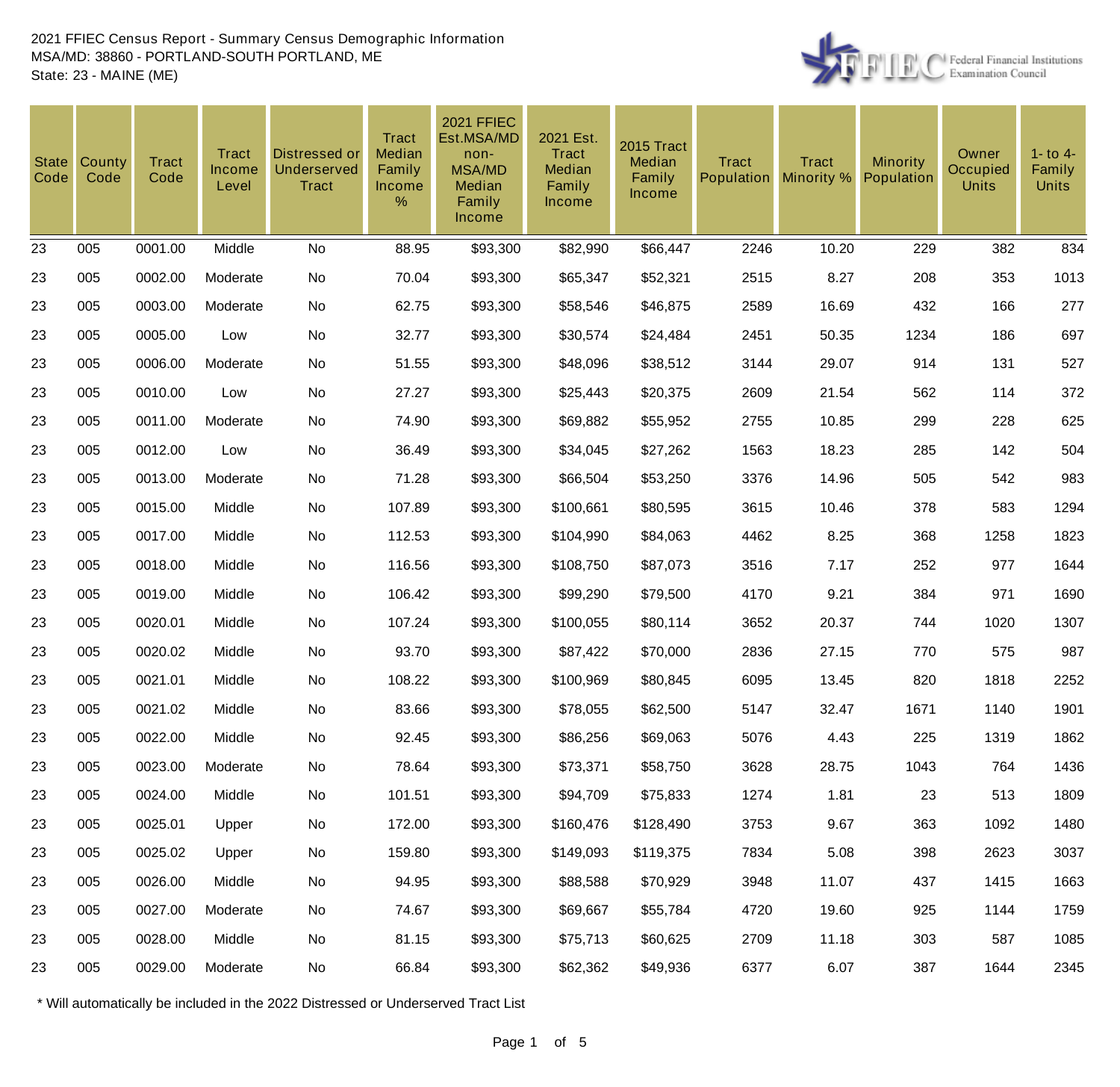2021 FFIEC Census Report - Summary Census Demographic Information
MSA/MD: 38860 - PORTLAND-SOUTH PORTLAND, ME
State: 23 - MAINE (ME)

| State Code | County Code | Tract Code | Tract Income Level | Distressed or Underserved Tract | Tract Median Family Income % | 2021 FFIEC Est.MSA/MD non-MSA/MD Median Family Income | 2021 Est. Tract Median Family Income | 2015 Tract Median Family Income | Tract Population | Tract Minority % | Minority Population | Owner Occupied Units | 1- to 4- Family Units |
|---|---|---|---|---|---|---|---|---|---|---|---|---|---|
| 23 | 005 | 0001.00 | Middle | No | 88.95 | $93,300 | $82,990 | $66,447 | 2246 | 10.20 | 229 | 382 | 834 |
| 23 | 005 | 0002.00 | Moderate | No | 70.04 | $93,300 | $65,347 | $52,321 | 2515 | 8.27 | 208 | 353 | 1013 |
| 23 | 005 | 0003.00 | Moderate | No | 62.75 | $93,300 | $58,546 | $46,875 | 2589 | 16.69 | 432 | 166 | 277 |
| 23 | 005 | 0005.00 | Low | No | 32.77 | $93,300 | $30,574 | $24,484 | 2451 | 50.35 | 1234 | 186 | 697 |
| 23 | 005 | 0006.00 | Moderate | No | 51.55 | $93,300 | $48,096 | $38,512 | 3144 | 29.07 | 914 | 131 | 527 |
| 23 | 005 | 0010.00 | Low | No | 27.27 | $93,300 | $25,443 | $20,375 | 2609 | 21.54 | 562 | 114 | 372 |
| 23 | 005 | 0011.00 | Moderate | No | 74.90 | $93,300 | $69,882 | $55,952 | 2755 | 10.85 | 299 | 228 | 625 |
| 23 | 005 | 0012.00 | Low | No | 36.49 | $93,300 | $34,045 | $27,262 | 1563 | 18.23 | 285 | 142 | 504 |
| 23 | 005 | 0013.00 | Moderate | No | 71.28 | $93,300 | $66,504 | $53,250 | 3376 | 14.96 | 505 | 542 | 983 |
| 23 | 005 | 0015.00 | Middle | No | 107.89 | $93,300 | $100,661 | $80,595 | 3615 | 10.46 | 378 | 583 | 1294 |
| 23 | 005 | 0017.00 | Middle | No | 112.53 | $93,300 | $104,990 | $84,063 | 4462 | 8.25 | 368 | 1258 | 1823 |
| 23 | 005 | 0018.00 | Middle | No | 116.56 | $93,300 | $108,750 | $87,073 | 3516 | 7.17 | 252 | 977 | 1644 |
| 23 | 005 | 0019.00 | Middle | No | 106.42 | $93,300 | $99,290 | $79,500 | 4170 | 9.21 | 384 | 971 | 1690 |
| 23 | 005 | 0020.01 | Middle | No | 107.24 | $93,300 | $100,055 | $80,114 | 3652 | 20.37 | 744 | 1020 | 1307 |
| 23 | 005 | 0020.02 | Middle | No | 93.70 | $93,300 | $87,422 | $70,000 | 2836 | 27.15 | 770 | 575 | 987 |
| 23 | 005 | 0021.01 | Middle | No | 108.22 | $93,300 | $100,969 | $80,845 | 6095 | 13.45 | 820 | 1818 | 2252 |
| 23 | 005 | 0021.02 | Middle | No | 83.66 | $93,300 | $78,055 | $62,500 | 5147 | 32.47 | 1671 | 1140 | 1901 |
| 23 | 005 | 0022.00 | Middle | No | 92.45 | $93,300 | $86,256 | $69,063 | 5076 | 4.43 | 225 | 1319 | 1862 |
| 23 | 005 | 0023.00 | Moderate | No | 78.64 | $93,300 | $73,371 | $58,750 | 3628 | 28.75 | 1043 | 764 | 1436 |
| 23 | 005 | 0024.00 | Middle | No | 101.51 | $93,300 | $94,709 | $75,833 | 1274 | 1.81 | 23 | 513 | 1809 |
| 23 | 005 | 0025.01 | Upper | No | 172.00 | $93,300 | $160,476 | $128,490 | 3753 | 9.67 | 363 | 1092 | 1480 |
| 23 | 005 | 0025.02 | Upper | No | 159.80 | $93,300 | $149,093 | $119,375 | 7834 | 5.08 | 398 | 2623 | 3037 |
| 23 | 005 | 0026.00 | Middle | No | 94.95 | $93,300 | $88,588 | $70,929 | 3948 | 11.07 | 437 | 1415 | 1663 |
| 23 | 005 | 0027.00 | Moderate | No | 74.67 | $93,300 | $69,667 | $55,784 | 4720 | 19.60 | 925 | 1144 | 1759 |
| 23 | 005 | 0028.00 | Middle | No | 81.15 | $93,300 | $75,713 | $60,625 | 2709 | 11.18 | 303 | 587 | 1085 |
| 23 | 005 | 0029.00 | Moderate | No | 66.84 | $93,300 | $62,362 | $49,936 | 6377 | 6.07 | 387 | 1644 | 2345 |

* Will automatically be included in the 2022 Distressed or Underserved Tract List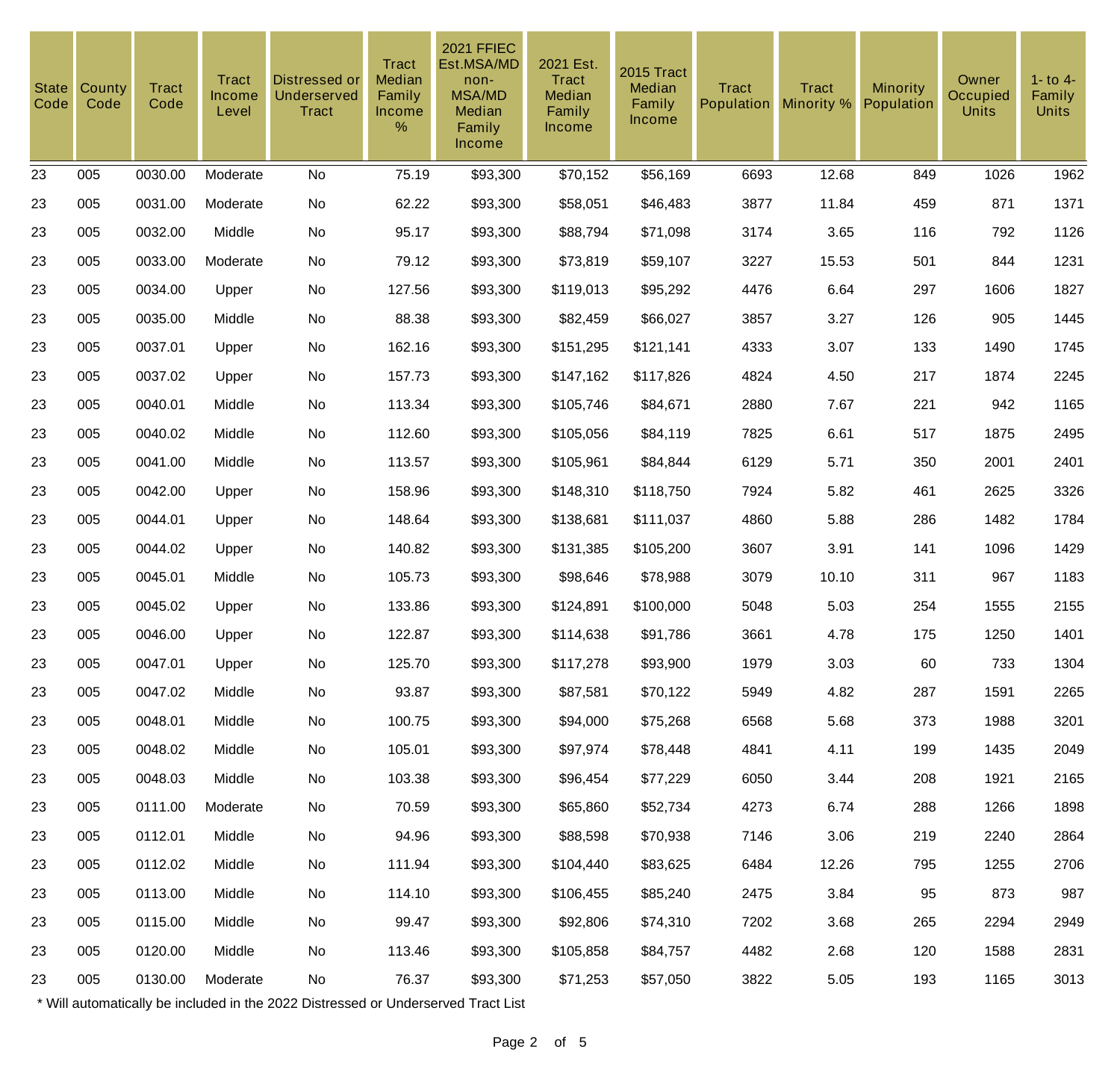| State Code | County Code | Tract Code | Tract Income Level | Distressed or Underserved Tract | Tract Median Family Income % | 2021 FFIEC Est.MSA/MD non-MSA/MD Median Family Income | 2021 Est. Tract Median Family Income | 2015 Tract Median Family Income | Tract Population | Tract Minority % | Minority Population | Owner Occupied Units | 1- to 4- Family Units |
|---|---|---|---|---|---|---|---|---|---|---|---|---|---|
| 23 | 005 | 0030.00 | Moderate | No | 75.19 | $93,300 | $70,152 | $56,169 | 6693 | 12.68 | 849 | 1026 | 1962 |
| 23 | 005 | 0031.00 | Moderate | No | 62.22 | $93,300 | $58,051 | $46,483 | 3877 | 11.84 | 459 | 871 | 1371 |
| 23 | 005 | 0032.00 | Middle | No | 95.17 | $93,300 | $88,794 | $71,098 | 3174 | 3.65 | 116 | 792 | 1126 |
| 23 | 005 | 0033.00 | Moderate | No | 79.12 | $93,300 | $73,819 | $59,107 | 3227 | 15.53 | 501 | 844 | 1231 |
| 23 | 005 | 0034.00 | Upper | No | 127.56 | $93,300 | $119,013 | $95,292 | 4476 | 6.64 | 297 | 1606 | 1827 |
| 23 | 005 | 0035.00 | Middle | No | 88.38 | $93,300 | $82,459 | $66,027 | 3857 | 3.27 | 126 | 905 | 1445 |
| 23 | 005 | 0037.01 | Upper | No | 162.16 | $93,300 | $151,295 | $121,141 | 4333 | 3.07 | 133 | 1490 | 1745 |
| 23 | 005 | 0037.02 | Upper | No | 157.73 | $93,300 | $147,162 | $117,826 | 4824 | 4.50 | 217 | 1874 | 2245 |
| 23 | 005 | 0040.01 | Middle | No | 113.34 | $93,300 | $105,746 | $84,671 | 2880 | 7.67 | 221 | 942 | 1165 |
| 23 | 005 | 0040.02 | Middle | No | 112.60 | $93,300 | $105,056 | $84,119 | 7825 | 6.61 | 517 | 1875 | 2495 |
| 23 | 005 | 0041.00 | Middle | No | 113.57 | $93,300 | $105,961 | $84,844 | 6129 | 5.71 | 350 | 2001 | 2401 |
| 23 | 005 | 0042.00 | Upper | No | 158.96 | $93,300 | $148,310 | $118,750 | 7924 | 5.82 | 461 | 2625 | 3326 |
| 23 | 005 | 0044.01 | Upper | No | 148.64 | $93,300 | $138,681 | $111,037 | 4860 | 5.88 | 286 | 1482 | 1784 |
| 23 | 005 | 0044.02 | Upper | No | 140.82 | $93,300 | $131,385 | $105,200 | 3607 | 3.91 | 141 | 1096 | 1429 |
| 23 | 005 | 0045.01 | Middle | No | 105.73 | $93,300 | $98,646 | $78,988 | 3079 | 10.10 | 311 | 967 | 1183 |
| 23 | 005 | 0045.02 | Upper | No | 133.86 | $93,300 | $124,891 | $100,000 | 5048 | 5.03 | 254 | 1555 | 2155 |
| 23 | 005 | 0046.00 | Upper | No | 122.87 | $93,300 | $114,638 | $91,786 | 3661 | 4.78 | 175 | 1250 | 1401 |
| 23 | 005 | 0047.01 | Upper | No | 125.70 | $93,300 | $117,278 | $93,900 | 1979 | 3.03 | 60 | 733 | 1304 |
| 23 | 005 | 0047.02 | Middle | No | 93.87 | $93,300 | $87,581 | $70,122 | 5949 | 4.82 | 287 | 1591 | 2265 |
| 23 | 005 | 0048.01 | Middle | No | 100.75 | $93,300 | $94,000 | $75,268 | 6568 | 5.68 | 373 | 1988 | 3201 |
| 23 | 005 | 0048.02 | Middle | No | 105.01 | $93,300 | $97,974 | $78,448 | 4841 | 4.11 | 199 | 1435 | 2049 |
| 23 | 005 | 0048.03 | Middle | No | 103.38 | $93,300 | $96,454 | $77,229 | 6050 | 3.44 | 208 | 1921 | 2165 |
| 23 | 005 | 0111.00 | Moderate | No | 70.59 | $93,300 | $65,860 | $52,734 | 4273 | 6.74 | 288 | 1266 | 1898 |
| 23 | 005 | 0112.01 | Middle | No | 94.96 | $93,300 | $88,598 | $70,938 | 7146 | 3.06 | 219 | 2240 | 2864 |
| 23 | 005 | 0112.02 | Middle | No | 111.94 | $93,300 | $104,440 | $83,625 | 6484 | 12.26 | 795 | 1255 | 2706 |
| 23 | 005 | 0113.00 | Middle | No | 114.10 | $93,300 | $106,455 | $85,240 | 2475 | 3.84 | 95 | 873 | 987 |
| 23 | 005 | 0115.00 | Middle | No | 99.47 | $93,300 | $92,806 | $74,310 | 7202 | 3.68 | 265 | 2294 | 2949 |
| 23 | 005 | 0120.00 | Middle | No | 113.46 | $93,300 | $105,858 | $84,757 | 4482 | 2.68 | 120 | 1588 | 2831 |
| 23 | 005 | 0130.00 | Moderate | No | 76.37 | $93,300 | $71,253 | $57,050 | 3822 | 5.05 | 193 | 1165 | 3013 |

* Will automatically be included in the 2022 Distressed or Underserved Tract List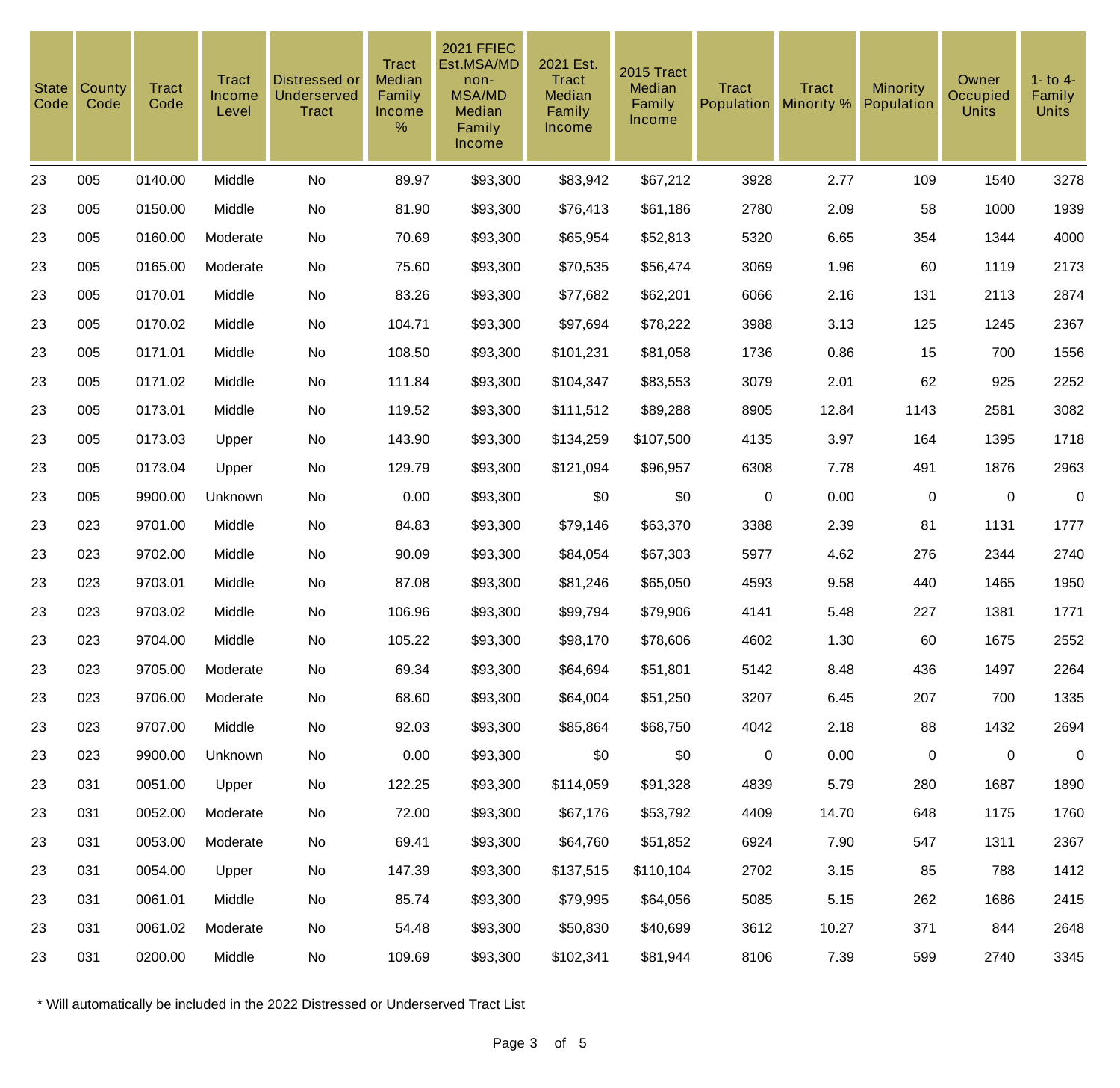| State Code | County Code | Tract Code | Tract Income Level | Distressed or Underserved Tract | Tract Median Family Income % | 2021 FFIEC Est.MSA/MD non-MSA/MD Median Family Income | 2021 Est. Tract Median Family Income | 2015 Tract Median Family Income | Tract Population | Tract Minority % | Minority Population | Owner Occupied Units | 1- to 4- Family Units |
|---|---|---|---|---|---|---|---|---|---|---|---|---|---|
| 23 | 005 | 0140.00 | Middle | No | 89.97 | $93,300 | $83,942 | $67,212 | 3928 | 2.77 | 109 | 1540 | 3278 |
| 23 | 005 | 0150.00 | Middle | No | 81.90 | $93,300 | $76,413 | $61,186 | 2780 | 2.09 | 58 | 1000 | 1939 |
| 23 | 005 | 0160.00 | Moderate | No | 70.69 | $93,300 | $65,954 | $52,813 | 5320 | 6.65 | 354 | 1344 | 4000 |
| 23 | 005 | 0165.00 | Moderate | No | 75.60 | $93,300 | $70,535 | $56,474 | 3069 | 1.96 | 60 | 1119 | 2173 |
| 23 | 005 | 0170.01 | Middle | No | 83.26 | $93,300 | $77,682 | $62,201 | 6066 | 2.16 | 131 | 2113 | 2874 |
| 23 | 005 | 0170.02 | Middle | No | 104.71 | $93,300 | $97,694 | $78,222 | 3988 | 3.13 | 125 | 1245 | 2367 |
| 23 | 005 | 0171.01 | Middle | No | 108.50 | $93,300 | $101,231 | $81,058 | 1736 | 0.86 | 15 | 700 | 1556 |
| 23 | 005 | 0171.02 | Middle | No | 111.84 | $93,300 | $104,347 | $83,553 | 3079 | 2.01 | 62 | 925 | 2252 |
| 23 | 005 | 0173.01 | Middle | No | 119.52 | $93,300 | $111,512 | $89,288 | 8905 | 12.84 | 1143 | 2581 | 3082 |
| 23 | 005 | 0173.03 | Upper | No | 143.90 | $93,300 | $134,259 | $107,500 | 4135 | 3.97 | 164 | 1395 | 1718 |
| 23 | 005 | 0173.04 | Upper | No | 129.79 | $93,300 | $121,094 | $96,957 | 6308 | 7.78 | 491 | 1876 | 2963 |
| 23 | 005 | 9900.00 | Unknown | No | 0.00 | $93,300 | $0 | $0 | 0 | 0.00 | 0 | 0 | 0 |
| 23 | 023 | 9701.00 | Middle | No | 84.83 | $93,300 | $79,146 | $63,370 | 3388 | 2.39 | 81 | 1131 | 1777 |
| 23 | 023 | 9702.00 | Middle | No | 90.09 | $93,300 | $84,054 | $67,303 | 5977 | 4.62 | 276 | 2344 | 2740 |
| 23 | 023 | 9703.01 | Middle | No | 87.08 | $93,300 | $81,246 | $65,050 | 4593 | 9.58 | 440 | 1465 | 1950 |
| 23 | 023 | 9703.02 | Middle | No | 106.96 | $93,300 | $99,794 | $79,906 | 4141 | 5.48 | 227 | 1381 | 1771 |
| 23 | 023 | 9704.00 | Middle | No | 105.22 | $93,300 | $98,170 | $78,606 | 4602 | 1.30 | 60 | 1675 | 2552 |
| 23 | 023 | 9705.00 | Moderate | No | 69.34 | $93,300 | $64,694 | $51,801 | 5142 | 8.48 | 436 | 1497 | 2264 |
| 23 | 023 | 9706.00 | Moderate | No | 68.60 | $93,300 | $64,004 | $51,250 | 3207 | 6.45 | 207 | 700 | 1335 |
| 23 | 023 | 9707.00 | Middle | No | 92.03 | $93,300 | $85,864 | $68,750 | 4042 | 2.18 | 88 | 1432 | 2694 |
| 23 | 023 | 9900.00 | Unknown | No | 0.00 | $93,300 | $0 | $0 | 0 | 0.00 | 0 | 0 | 0 |
| 23 | 031 | 0051.00 | Upper | No | 122.25 | $93,300 | $114,059 | $91,328 | 4839 | 5.79 | 280 | 1687 | 1890 |
| 23 | 031 | 0052.00 | Moderate | No | 72.00 | $93,300 | $67,176 | $53,792 | 4409 | 14.70 | 648 | 1175 | 1760 |
| 23 | 031 | 0053.00 | Moderate | No | 69.41 | $93,300 | $64,760 | $51,852 | 6924 | 7.90 | 547 | 1311 | 2367 |
| 23 | 031 | 0054.00 | Upper | No | 147.39 | $93,300 | $137,515 | $110,104 | 2702 | 3.15 | 85 | 788 | 1412 |
| 23 | 031 | 0061.01 | Middle | No | 85.74 | $93,300 | $79,995 | $64,056 | 5085 | 5.15 | 262 | 1686 | 2415 |
| 23 | 031 | 0061.02 | Moderate | No | 54.48 | $93,300 | $50,830 | $40,699 | 3612 | 10.27 | 371 | 844 | 2648 |
| 23 | 031 | 0200.00 | Middle | No | 109.69 | $93,300 | $102,341 | $81,944 | 8106 | 7.39 | 599 | 2740 | 3345 |

* Will automatically be included in the 2022 Distressed or Underserved Tract List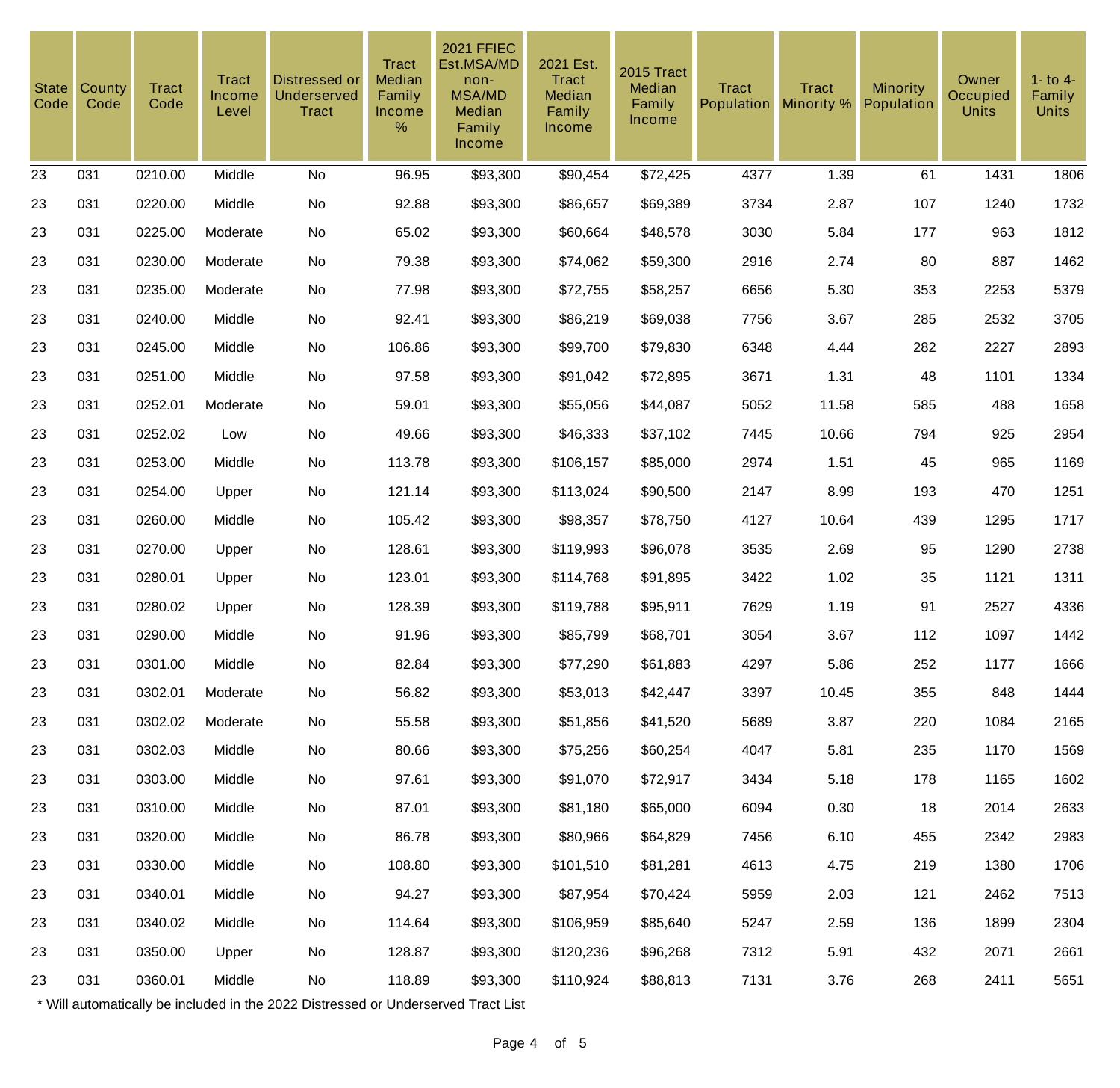| State Code | County Code | Tract Code | Tract Income Level | Distressed or Underserved Tract | Tract Median Family Income % | 2021 FFIEC Est.MSA/MD non-MSA/MD Median Family Income | 2021 Est. Tract Median Family Income | 2015 Tract Median Family Income | Tract Population | Tract Minority % | Minority Population | Owner Occupied Units | 1- to 4- Family Units |
|---|---|---|---|---|---|---|---|---|---|---|---|---|---|
| 23 | 031 | 0210.00 | Middle | No | 96.95 | $93,300 | $90,454 | $72,425 | 4377 | 1.39 | 61 | 1431 | 1806 |
| 23 | 031 | 0220.00 | Middle | No | 92.88 | $93,300 | $86,657 | $69,389 | 3734 | 2.87 | 107 | 1240 | 1732 |
| 23 | 031 | 0225.00 | Moderate | No | 65.02 | $93,300 | $60,664 | $48,578 | 3030 | 5.84 | 177 | 963 | 1812 |
| 23 | 031 | 0230.00 | Moderate | No | 79.38 | $93,300 | $74,062 | $59,300 | 2916 | 2.74 | 80 | 887 | 1462 |
| 23 | 031 | 0235.00 | Moderate | No | 77.98 | $93,300 | $72,755 | $58,257 | 6656 | 5.30 | 353 | 2253 | 5379 |
| 23 | 031 | 0240.00 | Middle | No | 92.41 | $93,300 | $86,219 | $69,038 | 7756 | 3.67 | 285 | 2532 | 3705 |
| 23 | 031 | 0245.00 | Middle | No | 106.86 | $93,300 | $99,700 | $79,830 | 6348 | 4.44 | 282 | 2227 | 2893 |
| 23 | 031 | 0251.00 | Middle | No | 97.58 | $93,300 | $91,042 | $72,895 | 3671 | 1.31 | 48 | 1101 | 1334 |
| 23 | 031 | 0252.01 | Moderate | No | 59.01 | $93,300 | $55,056 | $44,087 | 5052 | 11.58 | 585 | 488 | 1658 |
| 23 | 031 | 0252.02 | Low | No | 49.66 | $93,300 | $46,333 | $37,102 | 7445 | 10.66 | 794 | 925 | 2954 |
| 23 | 031 | 0253.00 | Middle | No | 113.78 | $93,300 | $106,157 | $85,000 | 2974 | 1.51 | 45 | 965 | 1169 |
| 23 | 031 | 0254.00 | Upper | No | 121.14 | $93,300 | $113,024 | $90,500 | 2147 | 8.99 | 193 | 470 | 1251 |
| 23 | 031 | 0260.00 | Middle | No | 105.42 | $93,300 | $98,357 | $78,750 | 4127 | 10.64 | 439 | 1295 | 1717 |
| 23 | 031 | 0270.00 | Upper | No | 128.61 | $93,300 | $119,993 | $96,078 | 3535 | 2.69 | 95 | 1290 | 2738 |
| 23 | 031 | 0280.01 | Upper | No | 123.01 | $93,300 | $114,768 | $91,895 | 3422 | 1.02 | 35 | 1121 | 1311 |
| 23 | 031 | 0280.02 | Upper | No | 128.39 | $93,300 | $119,788 | $95,911 | 7629 | 1.19 | 91 | 2527 | 4336 |
| 23 | 031 | 0290.00 | Middle | No | 91.96 | $93,300 | $85,799 | $68,701 | 3054 | 3.67 | 112 | 1097 | 1442 |
| 23 | 031 | 0301.00 | Middle | No | 82.84 | $93,300 | $77,290 | $61,883 | 4297 | 5.86 | 252 | 1177 | 1666 |
| 23 | 031 | 0302.01 | Moderate | No | 56.82 | $93,300 | $53,013 | $42,447 | 3397 | 10.45 | 355 | 848 | 1444 |
| 23 | 031 | 0302.02 | Moderate | No | 55.58 | $93,300 | $51,856 | $41,520 | 5689 | 3.87 | 220 | 1084 | 2165 |
| 23 | 031 | 0302.03 | Middle | No | 80.66 | $93,300 | $75,256 | $60,254 | 4047 | 5.81 | 235 | 1170 | 1569 |
| 23 | 031 | 0303.00 | Middle | No | 97.61 | $93,300 | $91,070 | $72,917 | 3434 | 5.18 | 178 | 1165 | 1602 |
| 23 | 031 | 0310.00 | Middle | No | 87.01 | $93,300 | $81,180 | $65,000 | 6094 | 0.30 | 18 | 2014 | 2633 |
| 23 | 031 | 0320.00 | Middle | No | 86.78 | $93,300 | $80,966 | $64,829 | 7456 | 6.10 | 455 | 2342 | 2983 |
| 23 | 031 | 0330.00 | Middle | No | 108.80 | $93,300 | $101,510 | $81,281 | 4613 | 4.75 | 219 | 1380 | 1706 |
| 23 | 031 | 0340.01 | Middle | No | 94.27 | $93,300 | $87,954 | $70,424 | 5959 | 2.03 | 121 | 2462 | 7513 |
| 23 | 031 | 0340.02 | Middle | No | 114.64 | $93,300 | $106,959 | $85,640 | 5247 | 2.59 | 136 | 1899 | 2304 |
| 23 | 031 | 0350.00 | Upper | No | 128.87 | $93,300 | $120,236 | $96,268 | 7312 | 5.91 | 432 | 2071 | 2661 |
| 23 | 031 | 0360.01 | Middle | No | 118.89 | $93,300 | $110,924 | $88,813 | 7131 | 3.76 | 268 | 2411 | 5651 |

* Will automatically be included in the 2022 Distressed or Underserved Tract List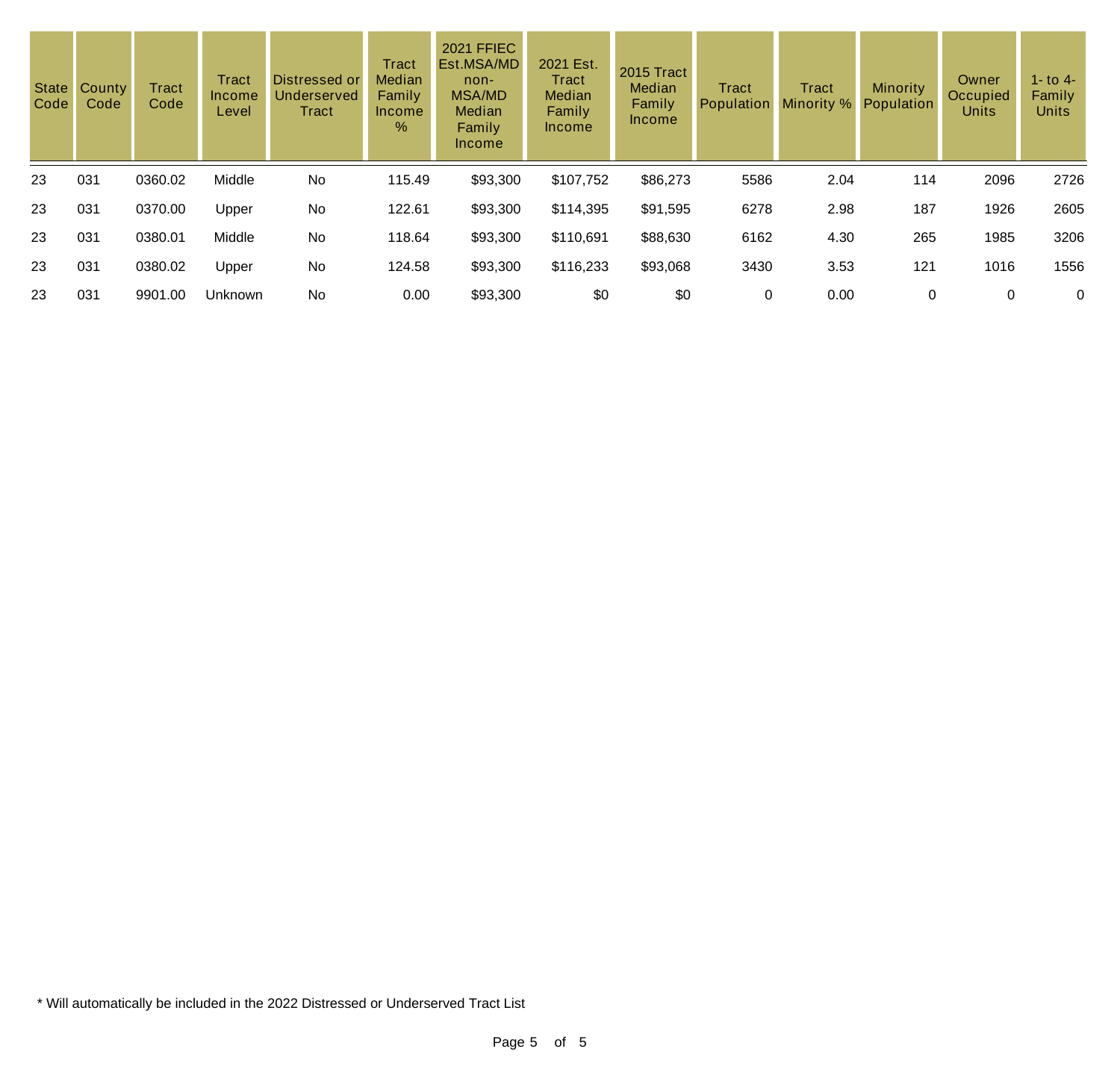| State Code | County Code | Tract Code | Tract Income Level | Distressed or Underserved Tract | Tract Median Family Income % | 2021 FFIEC Est.MSA/MD non-MSA/MD Median Family Income | 2021 Est. Tract Median Family Income | 2015 Tract Median Family Income | Tract Population | Tract Minority % | Minority Population | Owner Occupied Units | 1- to 4-Family Units |
|---|---|---|---|---|---|---|---|---|---|---|---|---|---|
| 23 | 031 | 0360.02 | Middle | No | 115.49 | $93,300 | $107,752 | $86,273 | 5586 | 2.04 | 114 | 2096 | 2726 |
| 23 | 031 | 0370.00 | Upper | No | 122.61 | $93,300 | $114,395 | $91,595 | 6278 | 2.98 | 187 | 1926 | 2605 |
| 23 | 031 | 0380.01 | Middle | No | 118.64 | $93,300 | $110,691 | $88,630 | 6162 | 4.30 | 265 | 1985 | 3206 |
| 23 | 031 | 0380.02 | Upper | No | 124.58 | $93,300 | $116,233 | $93,068 | 3430 | 3.53 | 121 | 1016 | 1556 |
| 23 | 031 | 9901.00 | Unknown | No | 0.00 | $93,300 | $0 | $0 | 0 | 0.00 | 0 | 0 | 0 |

* Will automatically be included in the 2022 Distressed or Underserved Tract List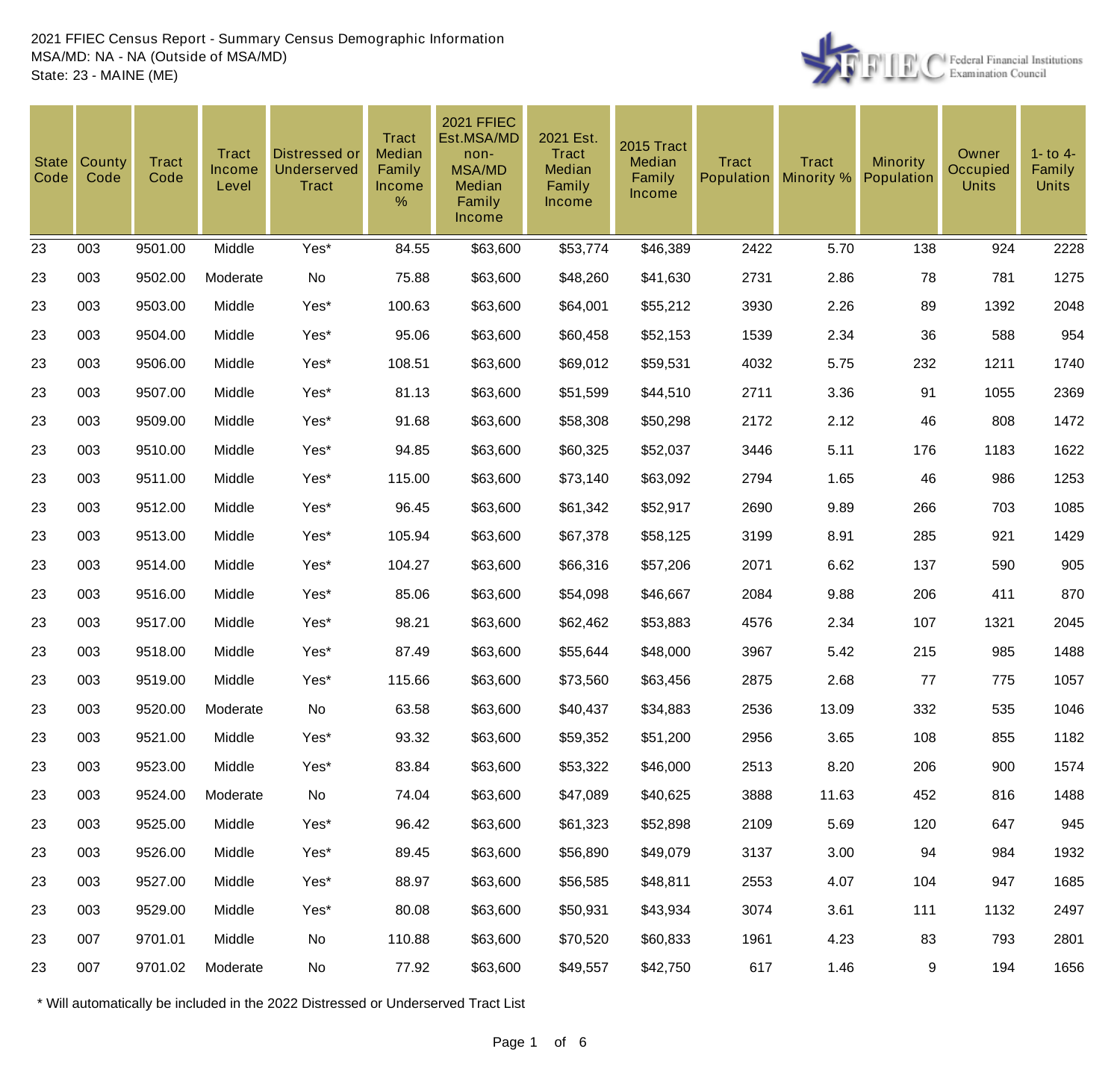2021 FFIEC Census Report - Summary Census Demographic Information
MSA/MD: NA - NA (Outside of MSA/MD)
State: 23 - MAINE (ME)

| State Code | County Code | Tract Code | Tract Income Level | Distressed or Underserved Tract | Tract Median Family Income % | 2021 FFIEC Est.MSA/MD non-MSA/MD Median Family Income | 2021 Est. Tract Median Family Income | 2015 Tract Median Family Income | Tract Population | Tract Minority % | Minority Population | Owner Occupied Units | 1- to 4- Family Units |
|---|---|---|---|---|---|---|---|---|---|---|---|---|---|
| 23 | 003 | 9501.00 | Middle | Yes* | 84.55 | $63,600 | $53,774 | $46,389 | 2422 | 5.70 | 138 | 924 | 2228 |
| 23 | 003 | 9502.00 | Moderate | No | 75.88 | $63,600 | $48,260 | $41,630 | 2731 | 2.86 | 78 | 781 | 1275 |
| 23 | 003 | 9503.00 | Middle | Yes* | 100.63 | $63,600 | $64,001 | $55,212 | 3930 | 2.26 | 89 | 1392 | 2048 |
| 23 | 003 | 9504.00 | Middle | Yes* | 95.06 | $63,600 | $60,458 | $52,153 | 1539 | 2.34 | 36 | 588 | 954 |
| 23 | 003 | 9506.00 | Middle | Yes* | 108.51 | $63,600 | $69,012 | $59,531 | 4032 | 5.75 | 232 | 1211 | 1740 |
| 23 | 003 | 9507.00 | Middle | Yes* | 81.13 | $63,600 | $51,599 | $44,510 | 2711 | 3.36 | 91 | 1055 | 2369 |
| 23 | 003 | 9509.00 | Middle | Yes* | 91.68 | $63,600 | $58,308 | $50,298 | 2172 | 2.12 | 46 | 808 | 1472 |
| 23 | 003 | 9510.00 | Middle | Yes* | 94.85 | $63,600 | $60,325 | $52,037 | 3446 | 5.11 | 176 | 1183 | 1622 |
| 23 | 003 | 9511.00 | Middle | Yes* | 115.00 | $63,600 | $73,140 | $63,092 | 2794 | 1.65 | 46 | 986 | 1253 |
| 23 | 003 | 9512.00 | Middle | Yes* | 96.45 | $63,600 | $61,342 | $52,917 | 2690 | 9.89 | 266 | 703 | 1085 |
| 23 | 003 | 9513.00 | Middle | Yes* | 105.94 | $63,600 | $67,378 | $58,125 | 3199 | 8.91 | 285 | 921 | 1429 |
| 23 | 003 | 9514.00 | Middle | Yes* | 104.27 | $63,600 | $66,316 | $57,206 | 2071 | 6.62 | 137 | 590 | 905 |
| 23 | 003 | 9516.00 | Middle | Yes* | 85.06 | $63,600 | $54,098 | $46,667 | 2084 | 9.88 | 206 | 411 | 870 |
| 23 | 003 | 9517.00 | Middle | Yes* | 98.21 | $63,600 | $62,462 | $53,883 | 4576 | 2.34 | 107 | 1321 | 2045 |
| 23 | 003 | 9518.00 | Middle | Yes* | 87.49 | $63,600 | $55,644 | $48,000 | 3967 | 5.42 | 215 | 985 | 1488 |
| 23 | 003 | 9519.00 | Middle | Yes* | 115.66 | $63,600 | $73,560 | $63,456 | 2875 | 2.68 | 77 | 775 | 1057 |
| 23 | 003 | 9520.00 | Moderate | No | 63.58 | $63,600 | $40,437 | $34,883 | 2536 | 13.09 | 332 | 535 | 1046 |
| 23 | 003 | 9521.00 | Middle | Yes* | 93.32 | $63,600 | $59,352 | $51,200 | 2956 | 3.65 | 108 | 855 | 1182 |
| 23 | 003 | 9523.00 | Middle | Yes* | 83.84 | $63,600 | $53,322 | $46,000 | 2513 | 8.20 | 206 | 900 | 1574 |
| 23 | 003 | 9524.00 | Moderate | No | 74.04 | $63,600 | $47,089 | $40,625 | 3888 | 11.63 | 452 | 816 | 1488 |
| 23 | 003 | 9525.00 | Middle | Yes* | 96.42 | $63,600 | $61,323 | $52,898 | 2109 | 5.69 | 120 | 647 | 945 |
| 23 | 003 | 9526.00 | Middle | Yes* | 89.45 | $63,600 | $56,890 | $49,079 | 3137 | 3.00 | 94 | 984 | 1932 |
| 23 | 003 | 9527.00 | Middle | Yes* | 88.97 | $63,600 | $56,585 | $48,811 | 2553 | 4.07 | 104 | 947 | 1685 |
| 23 | 003 | 9529.00 | Middle | Yes* | 80.08 | $63,600 | $50,931 | $43,934 | 3074 | 3.61 | 111 | 1132 | 2497 |
| 23 | 007 | 9701.01 | Middle | No | 110.88 | $63,600 | $70,520 | $60,833 | 1961 | 4.23 | 83 | 793 | 2801 |
| 23 | 007 | 9701.02 | Moderate | No | 77.92 | $63,600 | $49,557 | $42,750 | 617 | 1.46 | 9 | 194 | 1656 |

* Will automatically be included in the 2022 Distressed or Underserved Tract List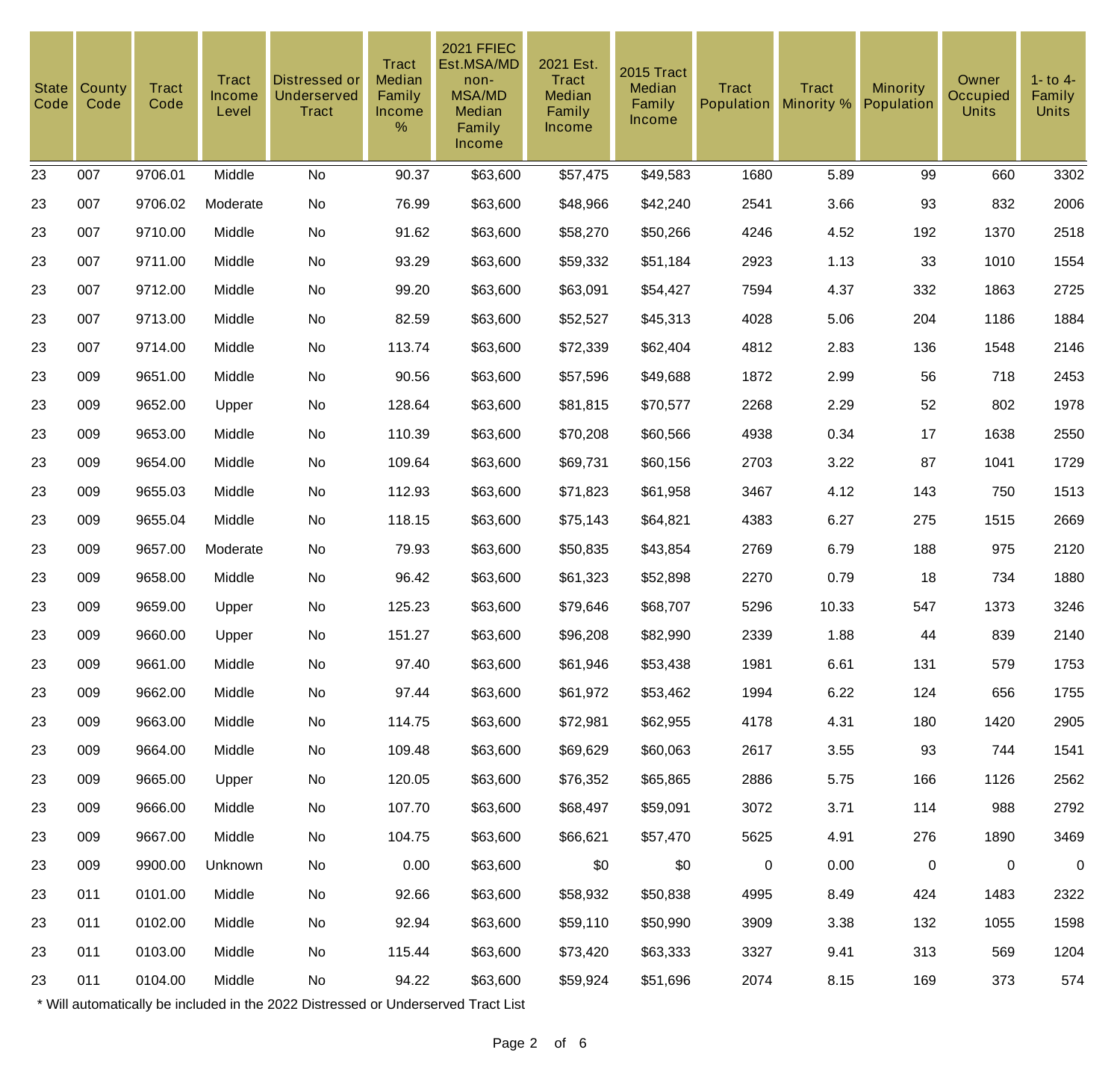| State Code | County Code | Tract Code | Tract Income Level | Distressed or Underserved Tract | Tract Median Family Income % | 2021 FFIEC Est.MSA/MD non-MSA/MD Median Family Income | 2021 Est. Tract Median Family Income | 2015 Tract Median Family Income | Tract Population | Tract Minority % | Minority Population | Owner Occupied Units | 1- to 4- Family Units |
|---|---|---|---|---|---|---|---|---|---|---|---|---|---|
| 23 | 007 | 9706.01 | Middle | No | 90.37 | $63,600 | $57,475 | $49,583 | 1680 | 5.89 | 99 | 660 | 3302 |
| 23 | 007 | 9706.02 | Moderate | No | 76.99 | $63,600 | $48,966 | $42,240 | 2541 | 3.66 | 93 | 832 | 2006 |
| 23 | 007 | 9710.00 | Middle | No | 91.62 | $63,600 | $58,270 | $50,266 | 4246 | 4.52 | 192 | 1370 | 2518 |
| 23 | 007 | 9711.00 | Middle | No | 93.29 | $63,600 | $59,332 | $51,184 | 2923 | 1.13 | 33 | 1010 | 1554 |
| 23 | 007 | 9712.00 | Middle | No | 99.20 | $63,600 | $63,091 | $54,427 | 7594 | 4.37 | 332 | 1863 | 2725 |
| 23 | 007 | 9713.00 | Middle | No | 82.59 | $63,600 | $52,527 | $45,313 | 4028 | 5.06 | 204 | 1186 | 1884 |
| 23 | 007 | 9714.00 | Middle | No | 113.74 | $63,600 | $72,339 | $62,404 | 4812 | 2.83 | 136 | 1548 | 2146 |
| 23 | 009 | 9651.00 | Middle | No | 90.56 | $63,600 | $57,596 | $49,688 | 1872 | 2.99 | 56 | 718 | 2453 |
| 23 | 009 | 9652.00 | Upper | No | 128.64 | $63,600 | $81,815 | $70,577 | 2268 | 2.29 | 52 | 802 | 1978 |
| 23 | 009 | 9653.00 | Middle | No | 110.39 | $63,600 | $70,208 | $60,566 | 4938 | 0.34 | 17 | 1638 | 2550 |
| 23 | 009 | 9654.00 | Middle | No | 109.64 | $63,600 | $69,731 | $60,156 | 2703 | 3.22 | 87 | 1041 | 1729 |
| 23 | 009 | 9655.03 | Middle | No | 112.93 | $63,600 | $71,823 | $61,958 | 3467 | 4.12 | 143 | 750 | 1513 |
| 23 | 009 | 9655.04 | Middle | No | 118.15 | $63,600 | $75,143 | $64,821 | 4383 | 6.27 | 275 | 1515 | 2669 |
| 23 | 009 | 9657.00 | Moderate | No | 79.93 | $63,600 | $50,835 | $43,854 | 2769 | 6.79 | 188 | 975 | 2120 |
| 23 | 009 | 9658.00 | Middle | No | 96.42 | $63,600 | $61,323 | $52,898 | 2270 | 0.79 | 18 | 734 | 1880 |
| 23 | 009 | 9659.00 | Upper | No | 125.23 | $63,600 | $79,646 | $68,707 | 5296 | 10.33 | 547 | 1373 | 3246 |
| 23 | 009 | 9660.00 | Upper | No | 151.27 | $63,600 | $96,208 | $82,990 | 2339 | 1.88 | 44 | 839 | 2140 |
| 23 | 009 | 9661.00 | Middle | No | 97.40 | $63,600 | $61,946 | $53,438 | 1981 | 6.61 | 131 | 579 | 1753 |
| 23 | 009 | 9662.00 | Middle | No | 97.44 | $63,600 | $61,972 | $53,462 | 1994 | 6.22 | 124 | 656 | 1755 |
| 23 | 009 | 9663.00 | Middle | No | 114.75 | $63,600 | $72,981 | $62,955 | 4178 | 4.31 | 180 | 1420 | 2905 |
| 23 | 009 | 9664.00 | Middle | No | 109.48 | $63,600 | $69,629 | $60,063 | 2617 | 3.55 | 93 | 744 | 1541 |
| 23 | 009 | 9665.00 | Upper | No | 120.05 | $63,600 | $76,352 | $65,865 | 2886 | 5.75 | 166 | 1126 | 2562 |
| 23 | 009 | 9666.00 | Middle | No | 107.70 | $63,600 | $68,497 | $59,091 | 3072 | 3.71 | 114 | 988 | 2792 |
| 23 | 009 | 9667.00 | Middle | No | 104.75 | $63,600 | $66,621 | $57,470 | 5625 | 4.91 | 276 | 1890 | 3469 |
| 23 | 009 | 9900.00 | Unknown | No | 0.00 | $63,600 | $0 | $0 | 0 | 0.00 | 0 | 0 | 0 |
| 23 | 011 | 0101.00 | Middle | No | 92.66 | $63,600 | $58,932 | $50,838 | 4995 | 8.49 | 424 | 1483 | 2322 |
| 23 | 011 | 0102.00 | Middle | No | 92.94 | $63,600 | $59,110 | $50,990 | 3909 | 3.38 | 132 | 1055 | 1598 |
| 23 | 011 | 0103.00 | Middle | No | 115.44 | $63,600 | $73,420 | $63,333 | 3327 | 9.41 | 313 | 569 | 1204 |
| 23 | 011 | 0104.00 | Middle | No | 94.22 | $63,600 | $59,924 | $51,696 | 2074 | 8.15 | 169 | 373 | 574 |

* Will automatically be included in the 2022 Distressed or Underserved Tract List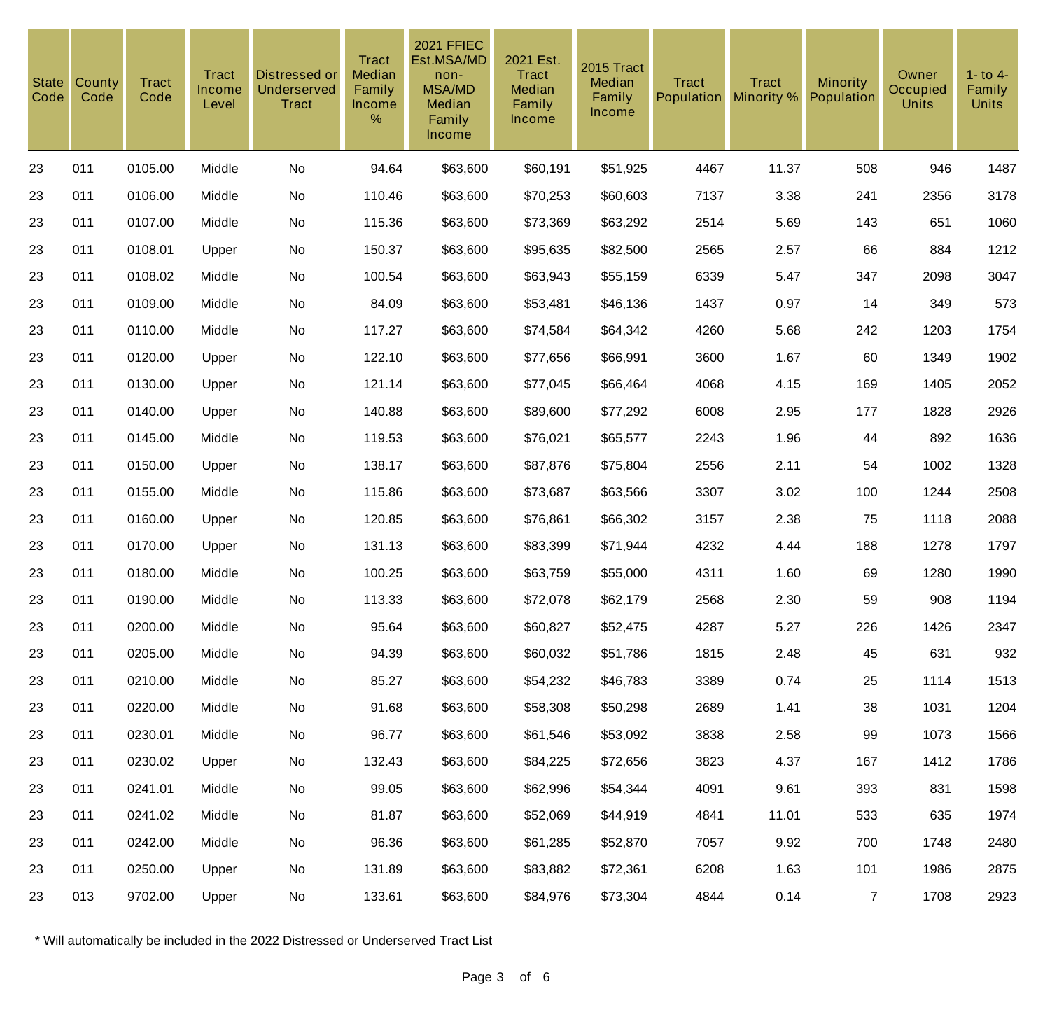| State Code | County Code | Tract Code | Tract Income Level | Distressed or Underserved Tract | Tract Median Family Income % | 2021 FFIEC Est.MSA/MD non-MSA/MD Median Family Income | 2021 Est. Tract Median Family Income | 2015 Tract Median Family Income | Tract Population | Tract Minority % | Minority Population | Owner Occupied Units | 1- to 4- Family Units |
|---|---|---|---|---|---|---|---|---|---|---|---|---|---|
| 23 | 011 | 0105.00 | Middle | No | 94.64 | $63,600 | $60,191 | $51,925 | 4467 | 11.37 | 508 | 946 | 1487 |
| 23 | 011 | 0106.00 | Middle | No | 110.46 | $63,600 | $70,253 | $60,603 | 7137 | 3.38 | 241 | 2356 | 3178 |
| 23 | 011 | 0107.00 | Middle | No | 115.36 | $63,600 | $73,369 | $63,292 | 2514 | 5.69 | 143 | 651 | 1060 |
| 23 | 011 | 0108.01 | Upper | No | 150.37 | $63,600 | $95,635 | $82,500 | 2565 | 2.57 | 66 | 884 | 1212 |
| 23 | 011 | 0108.02 | Middle | No | 100.54 | $63,600 | $63,943 | $55,159 | 6339 | 5.47 | 347 | 2098 | 3047 |
| 23 | 011 | 0109.00 | Middle | No | 84.09 | $63,600 | $53,481 | $46,136 | 1437 | 0.97 | 14 | 349 | 573 |
| 23 | 011 | 0110.00 | Middle | No | 117.27 | $63,600 | $74,584 | $64,342 | 4260 | 5.68 | 242 | 1203 | 1754 |
| 23 | 011 | 0120.00 | Upper | No | 122.10 | $63,600 | $77,656 | $66,991 | 3600 | 1.67 | 60 | 1349 | 1902 |
| 23 | 011 | 0130.00 | Upper | No | 121.14 | $63,600 | $77,045 | $66,464 | 4068 | 4.15 | 169 | 1405 | 2052 |
| 23 | 011 | 0140.00 | Upper | No | 140.88 | $63,600 | $89,600 | $77,292 | 6008 | 2.95 | 177 | 1828 | 2926 |
| 23 | 011 | 0145.00 | Middle | No | 119.53 | $63,600 | $76,021 | $65,577 | 2243 | 1.96 | 44 | 892 | 1636 |
| 23 | 011 | 0150.00 | Upper | No | 138.17 | $63,600 | $87,876 | $75,804 | 2556 | 2.11 | 54 | 1002 | 1328 |
| 23 | 011 | 0155.00 | Middle | No | 115.86 | $63,600 | $73,687 | $63,566 | 3307 | 3.02 | 100 | 1244 | 2508 |
| 23 | 011 | 0160.00 | Upper | No | 120.85 | $63,600 | $76,861 | $66,302 | 3157 | 2.38 | 75 | 1118 | 2088 |
| 23 | 011 | 0170.00 | Upper | No | 131.13 | $63,600 | $83,399 | $71,944 | 4232 | 4.44 | 188 | 1278 | 1797 |
| 23 | 011 | 0180.00 | Middle | No | 100.25 | $63,600 | $63,759 | $55,000 | 4311 | 1.60 | 69 | 1280 | 1990 |
| 23 | 011 | 0190.00 | Middle | No | 113.33 | $63,600 | $72,078 | $62,179 | 2568 | 2.30 | 59 | 908 | 1194 |
| 23 | 011 | 0200.00 | Middle | No | 95.64 | $63,600 | $60,827 | $52,475 | 4287 | 5.27 | 226 | 1426 | 2347 |
| 23 | 011 | 0205.00 | Middle | No | 94.39 | $63,600 | $60,032 | $51,786 | 1815 | 2.48 | 45 | 631 | 932 |
| 23 | 011 | 0210.00 | Middle | No | 85.27 | $63,600 | $54,232 | $46,783 | 3389 | 0.74 | 25 | 1114 | 1513 |
| 23 | 011 | 0220.00 | Middle | No | 91.68 | $63,600 | $58,308 | $50,298 | 2689 | 1.41 | 38 | 1031 | 1204 |
| 23 | 011 | 0230.01 | Middle | No | 96.77 | $63,600 | $61,546 | $53,092 | 3838 | 2.58 | 99 | 1073 | 1566 |
| 23 | 011 | 0230.02 | Upper | No | 132.43 | $63,600 | $84,225 | $72,656 | 3823 | 4.37 | 167 | 1412 | 1786 |
| 23 | 011 | 0241.01 | Middle | No | 99.05 | $63,600 | $62,996 | $54,344 | 4091 | 9.61 | 393 | 831 | 1598 |
| 23 | 011 | 0241.02 | Middle | No | 81.87 | $63,600 | $52,069 | $44,919 | 4841 | 11.01 | 533 | 635 | 1974 |
| 23 | 011 | 0242.00 | Middle | No | 96.36 | $63,600 | $61,285 | $52,870 | 7057 | 9.92 | 700 | 1748 | 2480 |
| 23 | 011 | 0250.00 | Upper | No | 131.89 | $63,600 | $83,882 | $72,361 | 6208 | 1.63 | 101 | 1986 | 2875 |
| 23 | 013 | 9702.00 | Upper | No | 133.61 | $63,600 | $84,976 | $73,304 | 4844 | 0.14 | 7 | 1708 | 2923 |

* Will automatically be included in the 2022 Distressed or Underserved Tract List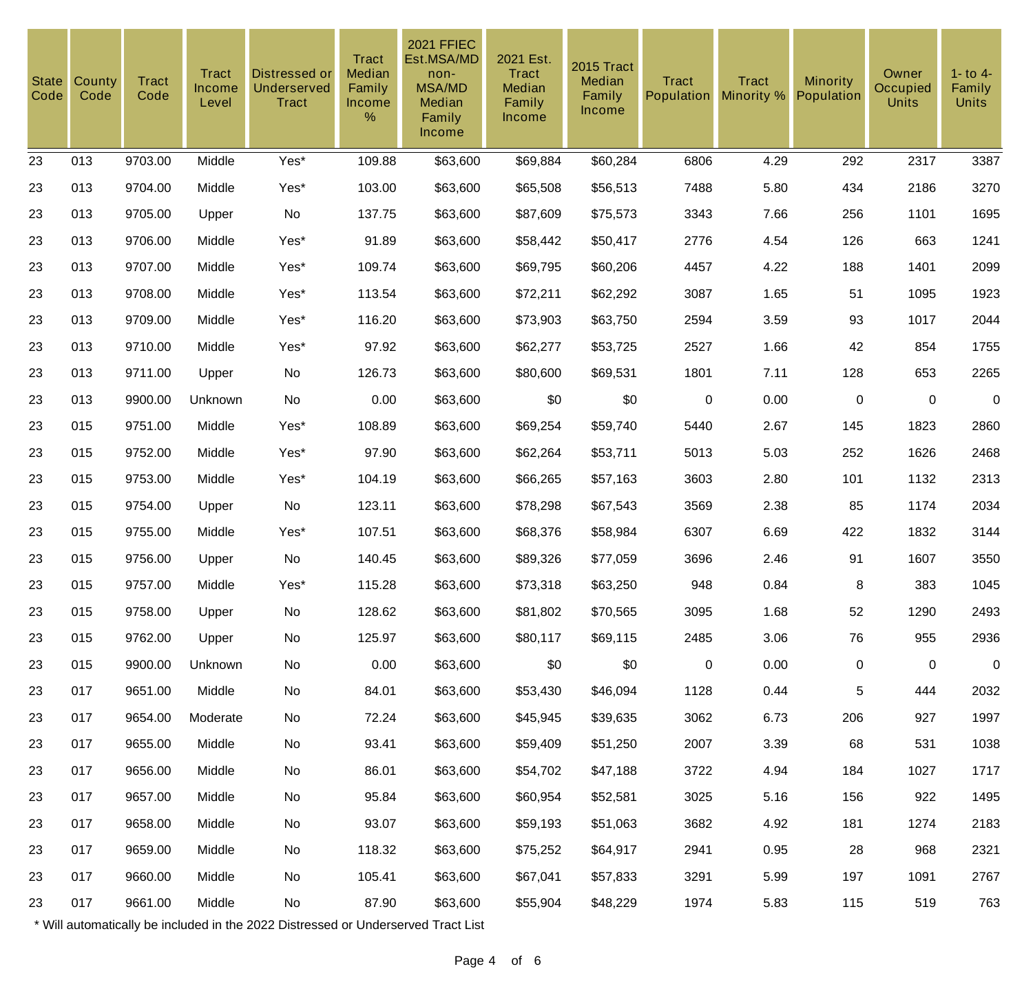| State Code | County Code | Tract Code | Tract Income Level | Distressed or Underserved Tract | Tract Median Family Income % | 2021 FFIEC Est.MSA/MD non-MSA/MD Median Family Income | 2021 Est. Tract Median Family Income | 2015 Tract Median Family Income | Tract Population | Tract Minority % | Minority Population | Owner Occupied Units | 1- to 4- Family Units |
|---|---|---|---|---|---|---|---|---|---|---|---|---|---|
| 23 | 013 | 9703.00 | Middle | Yes* | 109.88 | $63,600 | $69,884 | $60,284 | 6806 | 4.29 | 292 | 2317 | 3387 |
| 23 | 013 | 9704.00 | Middle | Yes* | 103.00 | $63,600 | $65,508 | $56,513 | 7488 | 5.80 | 434 | 2186 | 3270 |
| 23 | 013 | 9705.00 | Upper | No | 137.75 | $63,600 | $87,609 | $75,573 | 3343 | 7.66 | 256 | 1101 | 1695 |
| 23 | 013 | 9706.00 | Middle | Yes* | 91.89 | $63,600 | $58,442 | $50,417 | 2776 | 4.54 | 126 | 663 | 1241 |
| 23 | 013 | 9707.00 | Middle | Yes* | 109.74 | $63,600 | $69,795 | $60,206 | 4457 | 4.22 | 188 | 1401 | 2099 |
| 23 | 013 | 9708.00 | Middle | Yes* | 113.54 | $63,600 | $72,211 | $62,292 | 3087 | 1.65 | 51 | 1095 | 1923 |
| 23 | 013 | 9709.00 | Middle | Yes* | 116.20 | $63,600 | $73,903 | $63,750 | 2594 | 3.59 | 93 | 1017 | 2044 |
| 23 | 013 | 9710.00 | Middle | Yes* | 97.92 | $63,600 | $62,277 | $53,725 | 2527 | 1.66 | 42 | 854 | 1755 |
| 23 | 013 | 9711.00 | Upper | No | 126.73 | $63,600 | $80,600 | $69,531 | 1801 | 7.11 | 128 | 653 | 2265 |
| 23 | 013 | 9900.00 | Unknown | No | 0.00 | $63,600 | $0 | $0 | 0 | 0.00 | 0 | 0 | 0 |
| 23 | 015 | 9751.00 | Middle | Yes* | 108.89 | $63,600 | $69,254 | $59,740 | 5440 | 2.67 | 145 | 1823 | 2860 |
| 23 | 015 | 9752.00 | Middle | Yes* | 97.90 | $63,600 | $62,264 | $53,711 | 5013 | 5.03 | 252 | 1626 | 2468 |
| 23 | 015 | 9753.00 | Middle | Yes* | 104.19 | $63,600 | $66,265 | $57,163 | 3603 | 2.80 | 101 | 1132 | 2313 |
| 23 | 015 | 9754.00 | Upper | No | 123.11 | $63,600 | $78,298 | $67,543 | 3569 | 2.38 | 85 | 1174 | 2034 |
| 23 | 015 | 9755.00 | Middle | Yes* | 107.51 | $63,600 | $68,376 | $58,984 | 6307 | 6.69 | 422 | 1832 | 3144 |
| 23 | 015 | 9756.00 | Upper | No | 140.45 | $63,600 | $89,326 | $77,059 | 3696 | 2.46 | 91 | 1607 | 3550 |
| 23 | 015 | 9757.00 | Middle | Yes* | 115.28 | $63,600 | $73,318 | $63,250 | 948 | 0.84 | 8 | 383 | 1045 |
| 23 | 015 | 9758.00 | Upper | No | 128.62 | $63,600 | $81,802 | $70,565 | 3095 | 1.68 | 52 | 1290 | 2493 |
| 23 | 015 | 9762.00 | Upper | No | 125.97 | $63,600 | $80,117 | $69,115 | 2485 | 3.06 | 76 | 955 | 2936 |
| 23 | 015 | 9900.00 | Unknown | No | 0.00 | $63,600 | $0 | $0 | 0 | 0.00 | 0 | 0 | 0 |
| 23 | 017 | 9651.00 | Middle | No | 84.01 | $63,600 | $53,430 | $46,094 | 1128 | 0.44 | 5 | 444 | 2032 |
| 23 | 017 | 9654.00 | Moderate | No | 72.24 | $63,600 | $45,945 | $39,635 | 3062 | 6.73 | 206 | 927 | 1997 |
| 23 | 017 | 9655.00 | Middle | No | 93.41 | $63,600 | $59,409 | $51,250 | 2007 | 3.39 | 68 | 531 | 1038 |
| 23 | 017 | 9656.00 | Middle | No | 86.01 | $63,600 | $54,702 | $47,188 | 3722 | 4.94 | 184 | 1027 | 1717 |
| 23 | 017 | 9657.00 | Middle | No | 95.84 | $63,600 | $60,954 | $52,581 | 3025 | 5.16 | 156 | 922 | 1495 |
| 23 | 017 | 9658.00 | Middle | No | 93.07 | $63,600 | $59,193 | $51,063 | 3682 | 4.92 | 181 | 1274 | 2183 |
| 23 | 017 | 9659.00 | Middle | No | 118.32 | $63,600 | $75,252 | $64,917 | 2941 | 0.95 | 28 | 968 | 2321 |
| 23 | 017 | 9660.00 | Middle | No | 105.41 | $63,600 | $67,041 | $57,833 | 3291 | 5.99 | 197 | 1091 | 2767 |
| 23 | 017 | 9661.00 | Middle | No | 87.90 | $63,600 | $55,904 | $48,229 | 1974 | 5.83 | 115 | 519 | 763 |

* Will automatically be included in the 2022 Distressed or Underserved Tract List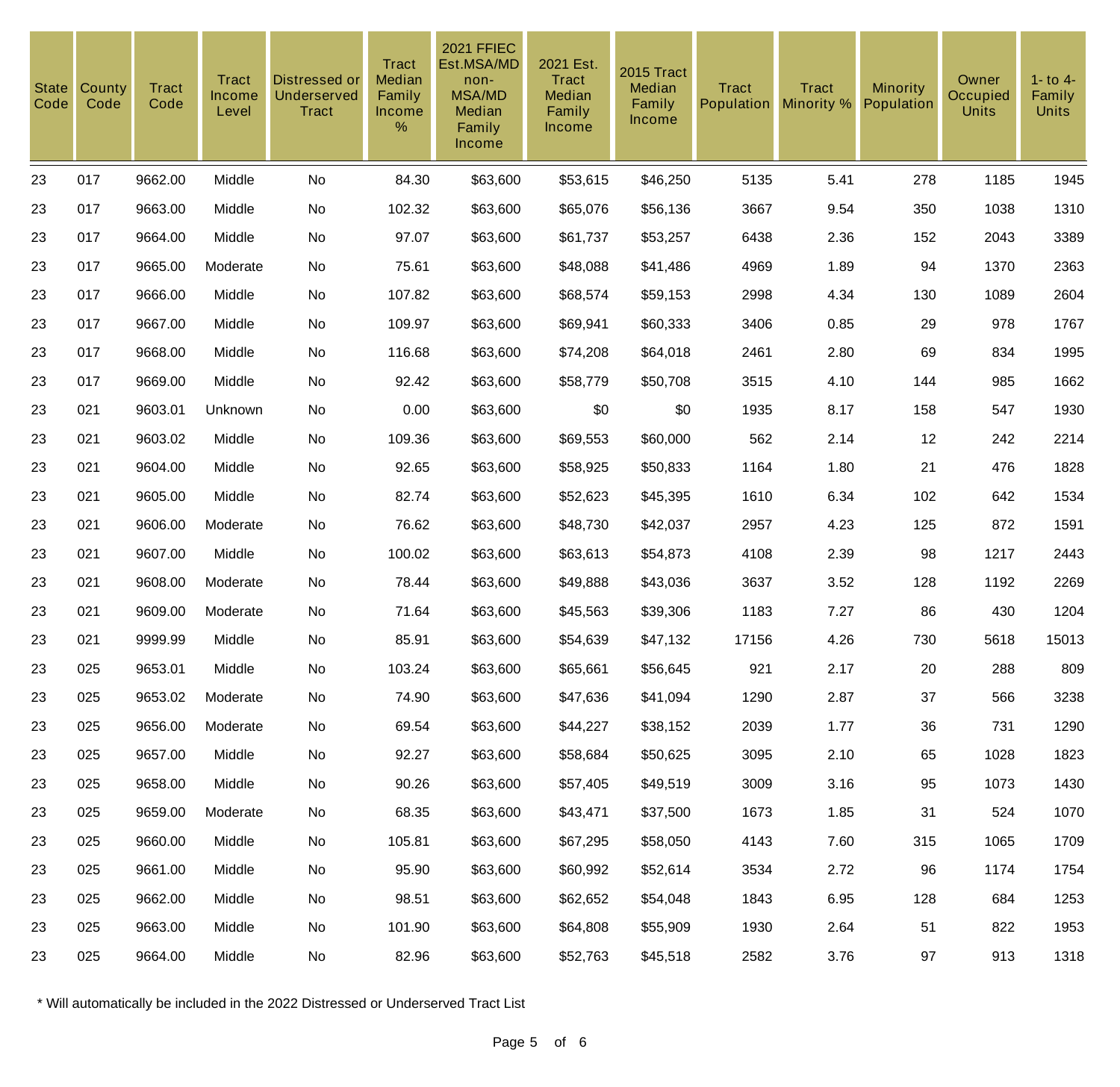| State Code | County Code | Tract Code | Tract Income Level | Distressed or Underserved Tract | Tract Median Family Income % | 2021 FFIEC Est.MSA/MD non-MSA/MD Median Family Income | 2021 Est. Tract Median Family Income | 2015 Tract Median Family Income | Tract Population | Tract Minority % | Minority Population | Owner Occupied Units | 1- to 4- Family Units |
|---|---|---|---|---|---|---|---|---|---|---|---|---|---|
| 23 | 017 | 9662.00 | Middle | No | 84.30 | $63,600 | $53,615 | $46,250 | 5135 | 5.41 | 278 | 1185 | 1945 |
| 23 | 017 | 9663.00 | Middle | No | 102.32 | $63,600 | $65,076 | $56,136 | 3667 | 9.54 | 350 | 1038 | 1310 |
| 23 | 017 | 9664.00 | Middle | No | 97.07 | $63,600 | $61,737 | $53,257 | 6438 | 2.36 | 152 | 2043 | 3389 |
| 23 | 017 | 9665.00 | Moderate | No | 75.61 | $63,600 | $48,088 | $41,486 | 4969 | 1.89 | 94 | 1370 | 2363 |
| 23 | 017 | 9666.00 | Middle | No | 107.82 | $63,600 | $68,574 | $59,153 | 2998 | 4.34 | 130 | 1089 | 2604 |
| 23 | 017 | 9667.00 | Middle | No | 109.97 | $63,600 | $69,941 | $60,333 | 3406 | 0.85 | 29 | 978 | 1767 |
| 23 | 017 | 9668.00 | Middle | No | 116.68 | $63,600 | $74,208 | $64,018 | 2461 | 2.80 | 69 | 834 | 1995 |
| 23 | 017 | 9669.00 | Middle | No | 92.42 | $63,600 | $58,779 | $50,708 | 3515 | 4.10 | 144 | 985 | 1662 |
| 23 | 021 | 9603.01 | Unknown | No | 0.00 | $63,600 | $0 | $0 | 1935 | 8.17 | 158 | 547 | 1930 |
| 23 | 021 | 9603.02 | Middle | No | 109.36 | $63,600 | $69,553 | $60,000 | 562 | 2.14 | 12 | 242 | 2214 |
| 23 | 021 | 9604.00 | Middle | No | 92.65 | $63,600 | $58,925 | $50,833 | 1164 | 1.80 | 21 | 476 | 1828 |
| 23 | 021 | 9605.00 | Middle | No | 82.74 | $63,600 | $52,623 | $45,395 | 1610 | 6.34 | 102 | 642 | 1534 |
| 23 | 021 | 9606.00 | Moderate | No | 76.62 | $63,600 | $48,730 | $42,037 | 2957 | 4.23 | 125 | 872 | 1591 |
| 23 | 021 | 9607.00 | Middle | No | 100.02 | $63,600 | $63,613 | $54,873 | 4108 | 2.39 | 98 | 1217 | 2443 |
| 23 | 021 | 9608.00 | Moderate | No | 78.44 | $63,600 | $49,888 | $43,036 | 3637 | 3.52 | 128 | 1192 | 2269 |
| 23 | 021 | 9609.00 | Moderate | No | 71.64 | $63,600 | $45,563 | $39,306 | 1183 | 7.27 | 86 | 430 | 1204 |
| 23 | 021 | 9999.99 | Middle | No | 85.91 | $63,600 | $54,639 | $47,132 | 17156 | 4.26 | 730 | 5618 | 15013 |
| 23 | 025 | 9653.01 | Middle | No | 103.24 | $63,600 | $65,661 | $56,645 | 921 | 2.17 | 20 | 288 | 809 |
| 23 | 025 | 9653.02 | Moderate | No | 74.90 | $63,600 | $47,636 | $41,094 | 1290 | 2.87 | 37 | 566 | 3238 |
| 23 | 025 | 9656.00 | Moderate | No | 69.54 | $63,600 | $44,227 | $38,152 | 2039 | 1.77 | 36 | 731 | 1290 |
| 23 | 025 | 9657.00 | Middle | No | 92.27 | $63,600 | $58,684 | $50,625 | 3095 | 2.10 | 65 | 1028 | 1823 |
| 23 | 025 | 9658.00 | Middle | No | 90.26 | $63,600 | $57,405 | $49,519 | 3009 | 3.16 | 95 | 1073 | 1430 |
| 23 | 025 | 9659.00 | Moderate | No | 68.35 | $63,600 | $43,471 | $37,500 | 1673 | 1.85 | 31 | 524 | 1070 |
| 23 | 025 | 9660.00 | Middle | No | 105.81 | $63,600 | $67,295 | $58,050 | 4143 | 7.60 | 315 | 1065 | 1709 |
| 23 | 025 | 9661.00 | Middle | No | 95.90 | $63,600 | $60,992 | $52,614 | 3534 | 2.72 | 96 | 1174 | 1754 |
| 23 | 025 | 9662.00 | Middle | No | 98.51 | $63,600 | $62,652 | $54,048 | 1843 | 6.95 | 128 | 684 | 1253 |
| 23 | 025 | 9663.00 | Middle | No | 101.90 | $63,600 | $64,808 | $55,909 | 1930 | 2.64 | 51 | 822 | 1953 |
| 23 | 025 | 9664.00 | Middle | No | 82.96 | $63,600 | $52,763 | $45,518 | 2582 | 3.76 | 97 | 913 | 1318 |

* Will automatically be included in the 2022 Distressed or Underserved Tract List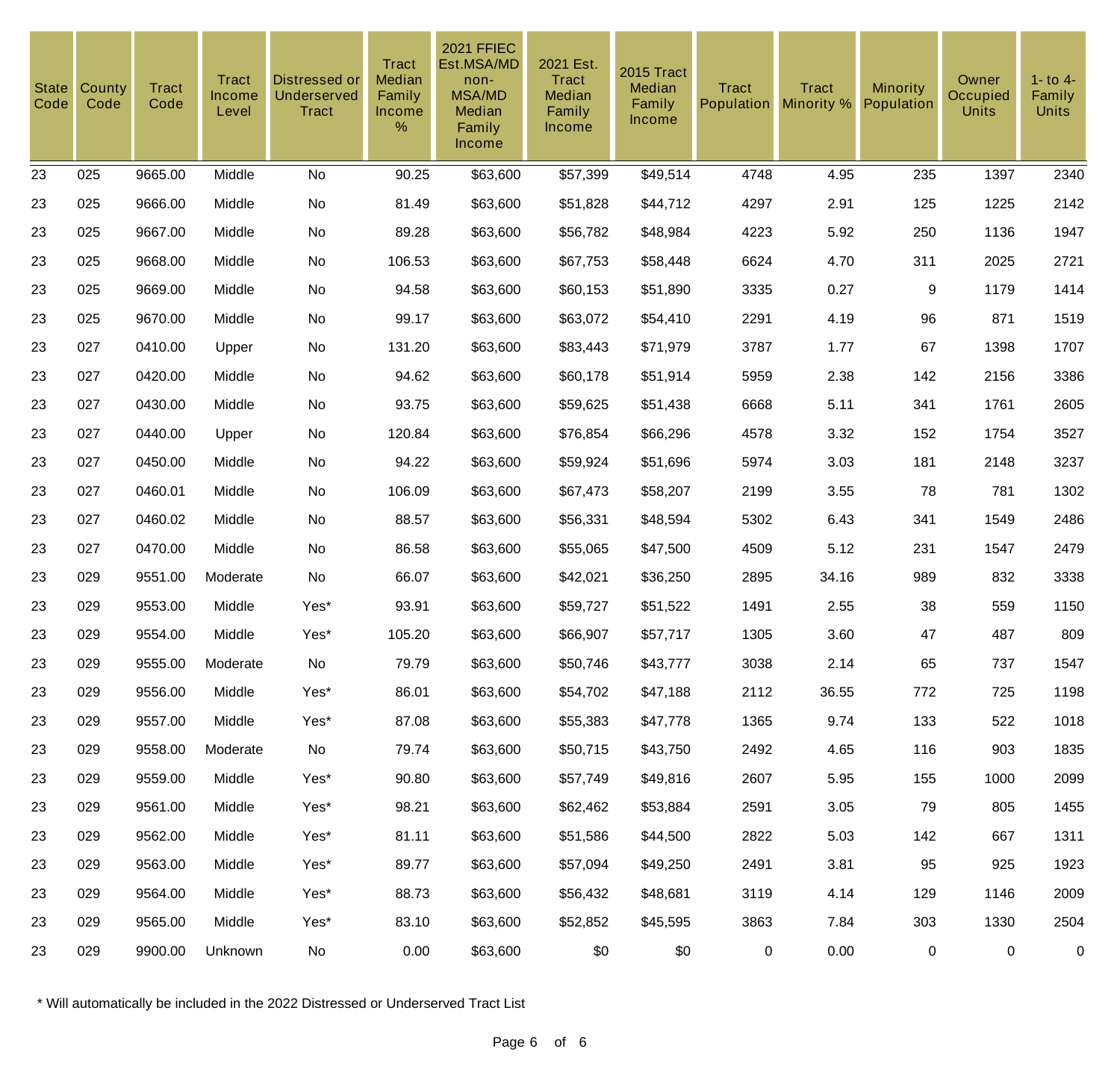| State Code | County Code | Tract Code | Tract Income Level | Distressed or Underserved Tract | Tract Median Family Income % | 2021 FFIEC Est.MSA/MD non-MSA/MD Median Family Income | 2021 Est. Tract Median Family Income | 2015 Tract Median Family Income | Tract Population | Tract Minority % | Minority Population | Owner Occupied Units | 1- to 4- Family Units |
|---|---|---|---|---|---|---|---|---|---|---|---|---|---|
| 23 | 025 | 9665.00 | Middle | No | 90.25 | $63,600 | $57,399 | $49,514 | 4748 | 4.95 | 235 | 1397 | 2340 |
| 23 | 025 | 9666.00 | Middle | No | 81.49 | $63,600 | $51,828 | $44,712 | 4297 | 2.91 | 125 | 1225 | 2142 |
| 23 | 025 | 9667.00 | Middle | No | 89.28 | $63,600 | $56,782 | $48,984 | 4223 | 5.92 | 250 | 1136 | 1947 |
| 23 | 025 | 9668.00 | Middle | No | 106.53 | $63,600 | $67,753 | $58,448 | 6624 | 4.70 | 311 | 2025 | 2721 |
| 23 | 025 | 9669.00 | Middle | No | 94.58 | $63,600 | $60,153 | $51,890 | 3335 | 0.27 | 9 | 1179 | 1414 |
| 23 | 025 | 9670.00 | Middle | No | 99.17 | $63,600 | $63,072 | $54,410 | 2291 | 4.19 | 96 | 871 | 1519 |
| 23 | 027 | 0410.00 | Upper | No | 131.20 | $63,600 | $83,443 | $71,979 | 3787 | 1.77 | 67 | 1398 | 1707 |
| 23 | 027 | 0420.00 | Middle | No | 94.62 | $63,600 | $60,178 | $51,914 | 5959 | 2.38 | 142 | 2156 | 3386 |
| 23 | 027 | 0430.00 | Middle | No | 93.75 | $63,600 | $59,625 | $51,438 | 6668 | 5.11 | 341 | 1761 | 2605 |
| 23 | 027 | 0440.00 | Upper | No | 120.84 | $63,600 | $76,854 | $66,296 | 4578 | 3.32 | 152 | 1754 | 3527 |
| 23 | 027 | 0450.00 | Middle | No | 94.22 | $63,600 | $59,924 | $51,696 | 5974 | 3.03 | 181 | 2148 | 3237 |
| 23 | 027 | 0460.01 | Middle | No | 106.09 | $63,600 | $67,473 | $58,207 | 2199 | 3.55 | 78 | 781 | 1302 |
| 23 | 027 | 0460.02 | Middle | No | 88.57 | $63,600 | $56,331 | $48,594 | 5302 | 6.43 | 341 | 1549 | 2486 |
| 23 | 027 | 0470.00 | Middle | No | 86.58 | $63,600 | $55,065 | $47,500 | 4509 | 5.12 | 231 | 1547 | 2479 |
| 23 | 029 | 9551.00 | Moderate | No | 66.07 | $63,600 | $42,021 | $36,250 | 2895 | 34.16 | 989 | 832 | 3338 |
| 23 | 029 | 9553.00 | Middle | Yes* | 93.91 | $63,600 | $59,727 | $51,522 | 1491 | 2.55 | 38 | 559 | 1150 |
| 23 | 029 | 9554.00 | Middle | Yes* | 105.20 | $63,600 | $66,907 | $57,717 | 1305 | 3.60 | 47 | 487 | 809 |
| 23 | 029 | 9555.00 | Moderate | No | 79.79 | $63,600 | $50,746 | $43,777 | 3038 | 2.14 | 65 | 737 | 1547 |
| 23 | 029 | 9556.00 | Middle | Yes* | 86.01 | $63,600 | $54,702 | $47,188 | 2112 | 36.55 | 772 | 725 | 1198 |
| 23 | 029 | 9557.00 | Middle | Yes* | 87.08 | $63,600 | $55,383 | $47,778 | 1365 | 9.74 | 133 | 522 | 1018 |
| 23 | 029 | 9558.00 | Moderate | No | 79.74 | $63,600 | $50,715 | $43,750 | 2492 | 4.65 | 116 | 903 | 1835 |
| 23 | 029 | 9559.00 | Middle | Yes* | 90.80 | $63,600 | $57,749 | $49,816 | 2607 | 5.95 | 155 | 1000 | 2099 |
| 23 | 029 | 9561.00 | Middle | Yes* | 98.21 | $63,600 | $62,462 | $53,884 | 2591 | 3.05 | 79 | 805 | 1455 |
| 23 | 029 | 9562.00 | Middle | Yes* | 81.11 | $63,600 | $51,586 | $44,500 | 2822 | 5.03 | 142 | 667 | 1311 |
| 23 | 029 | 9563.00 | Middle | Yes* | 89.77 | $63,600 | $57,094 | $49,250 | 2491 | 3.81 | 95 | 925 | 1923 |
| 23 | 029 | 9564.00 | Middle | Yes* | 88.73 | $63,600 | $56,432 | $48,681 | 3119 | 4.14 | 129 | 1146 | 2009 |
| 23 | 029 | 9565.00 | Middle | Yes* | 83.10 | $63,600 | $52,852 | $45,595 | 3863 | 7.84 | 303 | 1330 | 2504 |
| 23 | 029 | 9900.00 | Unknown | No | 0.00 | $63,600 | $0 | $0 | 0 | 0.00 | 0 | 0 | 0 |

* Will automatically be included in the 2022 Distressed or Underserved Tract List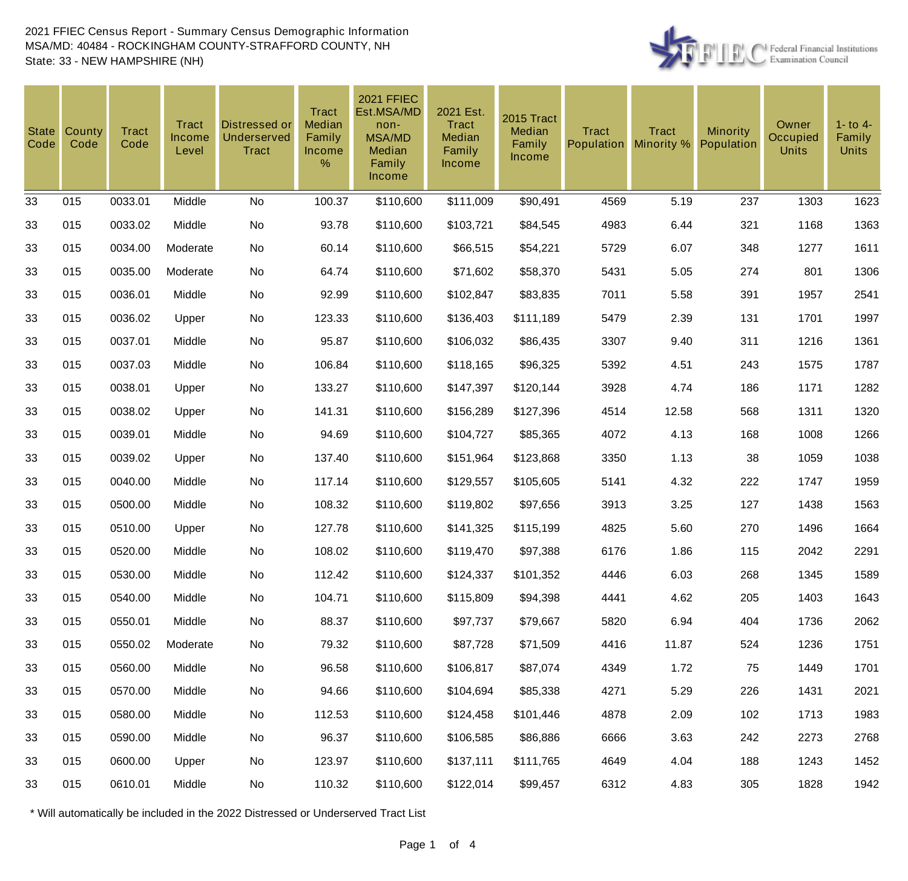2021 FFIEC Census Report - Summary Census Demographic Information
MSA/MD: 40484 - ROCKINGHAM COUNTY-STRAFFORD COUNTY, NH
State: 33 - NEW HAMPSHIRE (NH)

| State Code | County Code | Tract Code | Tract Income Level | Distressed or Underserved Tract | Tract Median Family Income % | 2021 FFIEC Est.MSA/MD non-MSA/MD Median Family Income | 2021 Est. Tract Median Family Income | 2015 Tract Median Family Income | Tract Population | Tract Minority % | Minority Population | Owner Occupied Units | 1- to 4- Family Units |
|---|---|---|---|---|---|---|---|---|---|---|---|---|---|
| 33 | 015 | 0033.01 | Middle | No | 100.37 | $110,600 | $111,009 | $90,491 | 4569 | 5.19 | 237 | 1303 | 1623 |
| 33 | 015 | 0033.02 | Middle | No | 93.78 | $110,600 | $103,721 | $84,545 | 4983 | 6.44 | 321 | 1168 | 1363 |
| 33 | 015 | 0034.00 | Moderate | No | 60.14 | $110,600 | $66,515 | $54,221 | 5729 | 6.07 | 348 | 1277 | 1611 |
| 33 | 015 | 0035.00 | Moderate | No | 64.74 | $110,600 | $71,602 | $58,370 | 5431 | 5.05 | 274 | 801 | 1306 |
| 33 | 015 | 0036.01 | Middle | No | 92.99 | $110,600 | $102,847 | $83,835 | 7011 | 5.58 | 391 | 1957 | 2541 |
| 33 | 015 | 0036.02 | Upper | No | 123.33 | $110,600 | $136,403 | $111,189 | 5479 | 2.39 | 131 | 1701 | 1997 |
| 33 | 015 | 0037.01 | Middle | No | 95.87 | $110,600 | $106,032 | $86,435 | 3307 | 9.40 | 311 | 1216 | 1361 |
| 33 | 015 | 0037.03 | Middle | No | 106.84 | $110,600 | $118,165 | $96,325 | 5392 | 4.51 | 243 | 1575 | 1787 |
| 33 | 015 | 0038.01 | Upper | No | 133.27 | $110,600 | $147,397 | $120,144 | 3928 | 4.74 | 186 | 1171 | 1282 |
| 33 | 015 | 0038.02 | Upper | No | 141.31 | $110,600 | $156,289 | $127,396 | 4514 | 12.58 | 568 | 1311 | 1320 |
| 33 | 015 | 0039.01 | Middle | No | 94.69 | $110,600 | $104,727 | $85,365 | 4072 | 4.13 | 168 | 1008 | 1266 |
| 33 | 015 | 0039.02 | Upper | No | 137.40 | $110,600 | $151,964 | $123,868 | 3350 | 1.13 | 38 | 1059 | 1038 |
| 33 | 015 | 0040.00 | Middle | No | 117.14 | $110,600 | $129,557 | $105,605 | 5141 | 4.32 | 222 | 1747 | 1959 |
| 33 | 015 | 0500.00 | Middle | No | 108.32 | $110,600 | $119,802 | $97,656 | 3913 | 3.25 | 127 | 1438 | 1563 |
| 33 | 015 | 0510.00 | Upper | No | 127.78 | $110,600 | $141,325 | $115,199 | 4825 | 5.60 | 270 | 1496 | 1664 |
| 33 | 015 | 0520.00 | Middle | No | 108.02 | $110,600 | $119,470 | $97,388 | 6176 | 1.86 | 115 | 2042 | 2291 |
| 33 | 015 | 0530.00 | Middle | No | 112.42 | $110,600 | $124,337 | $101,352 | 4446 | 6.03 | 268 | 1345 | 1589 |
| 33 | 015 | 0540.00 | Middle | No | 104.71 | $110,600 | $115,809 | $94,398 | 4441 | 4.62 | 205 | 1403 | 1643 |
| 33 | 015 | 0550.01 | Middle | No | 88.37 | $110,600 | $97,737 | $79,667 | 5820 | 6.94 | 404 | 1736 | 2062 |
| 33 | 015 | 0550.02 | Moderate | No | 79.32 | $110,600 | $87,728 | $71,509 | 4416 | 11.87 | 524 | 1236 | 1751 |
| 33 | 015 | 0560.00 | Middle | No | 96.58 | $110,600 | $106,817 | $87,074 | 4349 | 1.72 | 75 | 1449 | 1701 |
| 33 | 015 | 0570.00 | Middle | No | 94.66 | $110,600 | $104,694 | $85,338 | 4271 | 5.29 | 226 | 1431 | 2021 |
| 33 | 015 | 0580.00 | Middle | No | 112.53 | $110,600 | $124,458 | $101,446 | 4878 | 2.09 | 102 | 1713 | 1983 |
| 33 | 015 | 0590.00 | Middle | No | 96.37 | $110,600 | $106,585 | $86,886 | 6666 | 3.63 | 242 | 2273 | 2768 |
| 33 | 015 | 0600.00 | Upper | No | 123.97 | $110,600 | $137,111 | $111,765 | 4649 | 4.04 | 188 | 1243 | 1452 |
| 33 | 015 | 0610.01 | Middle | No | 110.32 | $110,600 | $122,014 | $99,457 | 6312 | 4.83 | 305 | 1828 | 1942 |

* Will automatically be included in the 2022 Distressed or Underserved Tract List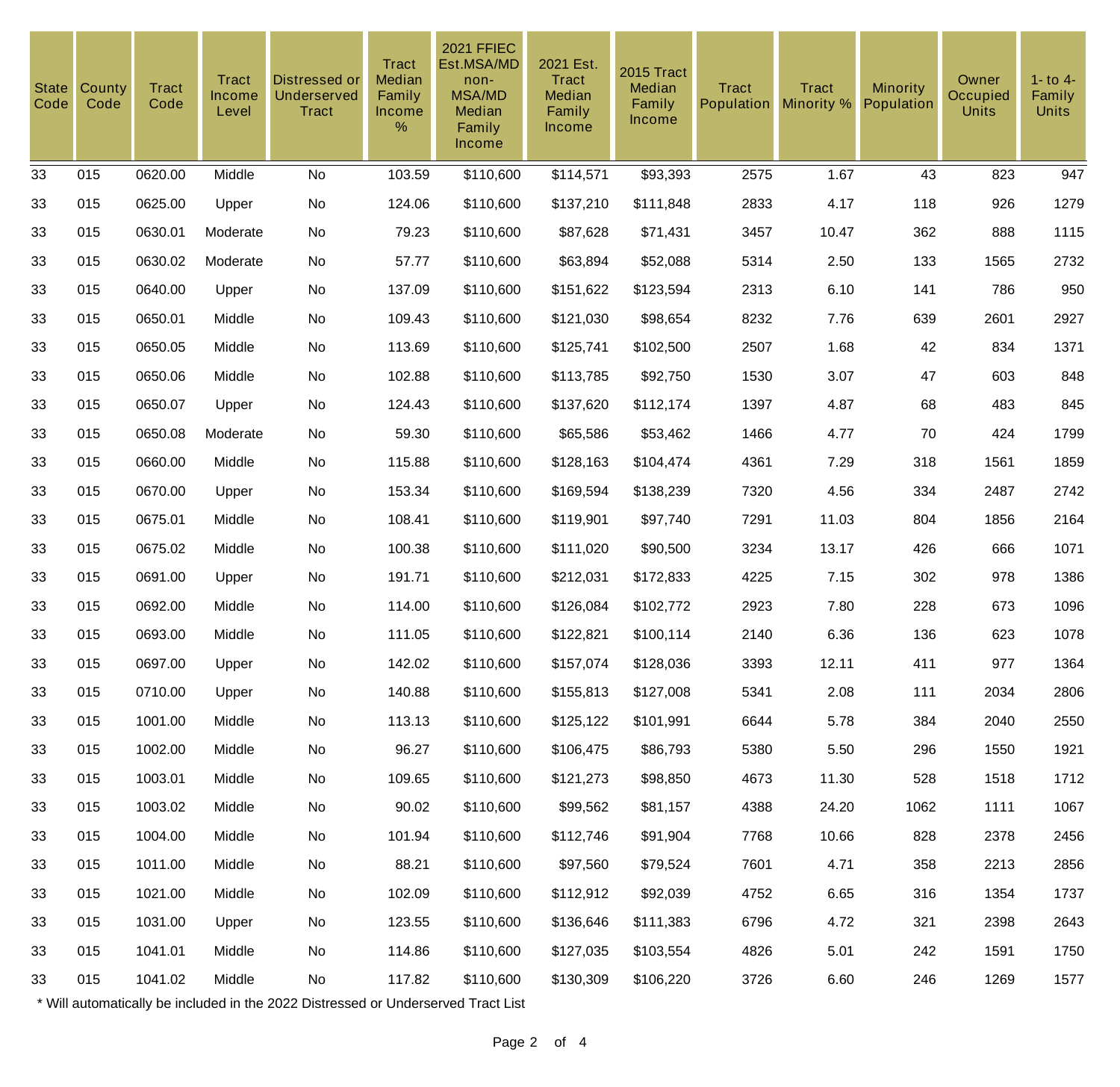| State Code | County Code | Tract Code | Tract Income Level | Distressed or Underserved Tract | Tract Median Family Income % | 2021 FFIEC Est.MSA/MD non-MSA/MD Median Family Income | 2021 Est. Tract Median Family Income | 2015 Tract Median Family Income | Tract Population | Tract Minority % | Minority Population | Owner Occupied Units | 1- to 4- Family Units |
|---|---|---|---|---|---|---|---|---|---|---|---|---|---|
| 33 | 015 | 0620.00 | Middle | No | 103.59 | $110,600 | $114,571 | $93,393 | 2575 | 1.67 | 43 | 823 | 947 |
| 33 | 015 | 0625.00 | Upper | No | 124.06 | $110,600 | $137,210 | $111,848 | 2833 | 4.17 | 118 | 926 | 1279 |
| 33 | 015 | 0630.01 | Moderate | No | 79.23 | $110,600 | $87,628 | $71,431 | 3457 | 10.47 | 362 | 888 | 1115 |
| 33 | 015 | 0630.02 | Moderate | No | 57.77 | $110,600 | $63,894 | $52,088 | 5314 | 2.50 | 133 | 1565 | 2732 |
| 33 | 015 | 0640.00 | Upper | No | 137.09 | $110,600 | $151,622 | $123,594 | 2313 | 6.10 | 141 | 786 | 950 |
| 33 | 015 | 0650.01 | Middle | No | 109.43 | $110,600 | $121,030 | $98,654 | 8232 | 7.76 | 639 | 2601 | 2927 |
| 33 | 015 | 0650.05 | Middle | No | 113.69 | $110,600 | $125,741 | $102,500 | 2507 | 1.68 | 42 | 834 | 1371 |
| 33 | 015 | 0650.06 | Middle | No | 102.88 | $110,600 | $113,785 | $92,750 | 1530 | 3.07 | 47 | 603 | 848 |
| 33 | 015 | 0650.07 | Upper | No | 124.43 | $110,600 | $137,620 | $112,174 | 1397 | 4.87 | 68 | 483 | 845 |
| 33 | 015 | 0650.08 | Moderate | No | 59.30 | $110,600 | $65,586 | $53,462 | 1466 | 4.77 | 70 | 424 | 1799 |
| 33 | 015 | 0660.00 | Middle | No | 115.88 | $110,600 | $128,163 | $104,474 | 4361 | 7.29 | 318 | 1561 | 1859 |
| 33 | 015 | 0670.00 | Upper | No | 153.34 | $110,600 | $169,594 | $138,239 | 7320 | 4.56 | 334 | 2487 | 2742 |
| 33 | 015 | 0675.01 | Middle | No | 108.41 | $110,600 | $119,901 | $97,740 | 7291 | 11.03 | 804 | 1856 | 2164 |
| 33 | 015 | 0675.02 | Middle | No | 100.38 | $110,600 | $111,020 | $90,500 | 3234 | 13.17 | 426 | 666 | 1071 |
| 33 | 015 | 0691.00 | Upper | No | 191.71 | $110,600 | $212,031 | $172,833 | 4225 | 7.15 | 302 | 978 | 1386 |
| 33 | 015 | 0692.00 | Middle | No | 114.00 | $110,600 | $126,084 | $102,772 | 2923 | 7.80 | 228 | 673 | 1096 |
| 33 | 015 | 0693.00 | Middle | No | 111.05 | $110,600 | $122,821 | $100,114 | 2140 | 6.36 | 136 | 623 | 1078 |
| 33 | 015 | 0697.00 | Upper | No | 142.02 | $110,600 | $157,074 | $128,036 | 3393 | 12.11 | 411 | 977 | 1364 |
| 33 | 015 | 0710.00 | Upper | No | 140.88 | $110,600 | $155,813 | $127,008 | 5341 | 2.08 | 111 | 2034 | 2806 |
| 33 | 015 | 1001.00 | Middle | No | 113.13 | $110,600 | $125,122 | $101,991 | 6644 | 5.78 | 384 | 2040 | 2550 |
| 33 | 015 | 1002.00 | Middle | No | 96.27 | $110,600 | $106,475 | $86,793 | 5380 | 5.50 | 296 | 1550 | 1921 |
| 33 | 015 | 1003.01 | Middle | No | 109.65 | $110,600 | $121,273 | $98,850 | 4673 | 11.30 | 528 | 1518 | 1712 |
| 33 | 015 | 1003.02 | Middle | No | 90.02 | $110,600 | $99,562 | $81,157 | 4388 | 24.20 | 1062 | 1111 | 1067 |
| 33 | 015 | 1004.00 | Middle | No | 101.94 | $110,600 | $112,746 | $91,904 | 7768 | 10.66 | 828 | 2378 | 2456 |
| 33 | 015 | 1011.00 | Middle | No | 88.21 | $110,600 | $97,560 | $79,524 | 7601 | 4.71 | 358 | 2213 | 2856 |
| 33 | 015 | 1021.00 | Middle | No | 102.09 | $110,600 | $112,912 | $92,039 | 4752 | 6.65 | 316 | 1354 | 1737 |
| 33 | 015 | 1031.00 | Upper | No | 123.55 | $110,600 | $136,646 | $111,383 | 6796 | 4.72 | 321 | 2398 | 2643 |
| 33 | 015 | 1041.01 | Middle | No | 114.86 | $110,600 | $127,035 | $103,554 | 4826 | 5.01 | 242 | 1591 | 1750 |
| 33 | 015 | 1041.02 | Middle | No | 117.82 | $110,600 | $130,309 | $106,220 | 3726 | 6.60 | 246 | 1269 | 1577 |

* Will automatically be included in the 2022 Distressed or Underserved Tract List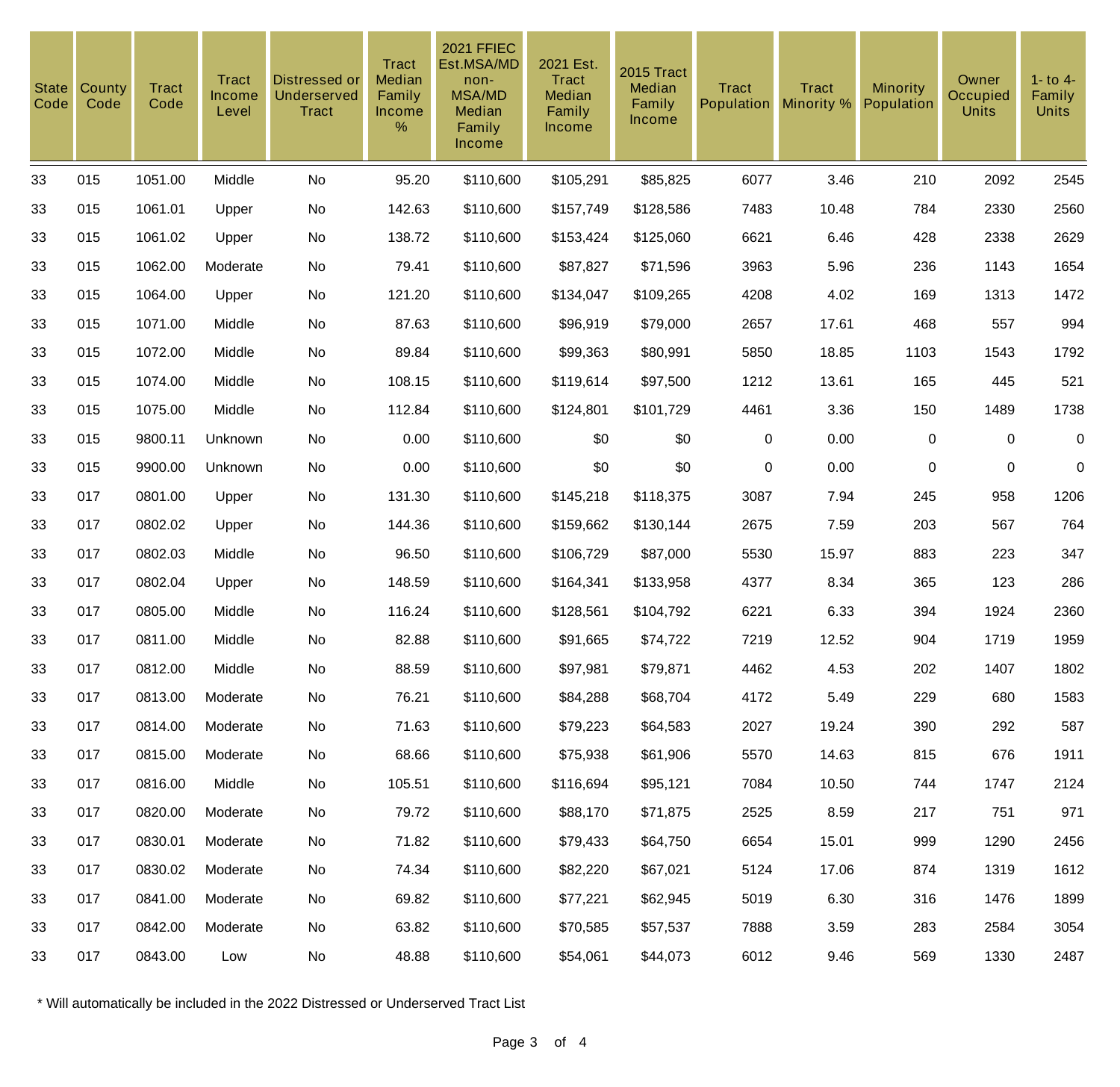| State Code | County Code | Tract Code | Tract Income Level | Distressed or Underserved Tract | Tract Median Family Income % | 2021 FFIEC Est.MSA/MD non-MSA/MD Median Family Income | 2021 Est. Tract Median Family Income | 2015 Tract Median Family Income | Tract Population | Tract Minority % | Minority Population | Owner Occupied Units | 1- to 4-Family Units |
|---|---|---|---|---|---|---|---|---|---|---|---|---|---|
| 33 | 015 | 1051.00 | Middle | No | 95.20 | $110,600 | $105,291 | $85,825 | 6077 | 3.46 | 210 | 2092 | 2545 |
| 33 | 015 | 1061.01 | Upper | No | 142.63 | $110,600 | $157,749 | $128,586 | 7483 | 10.48 | 784 | 2330 | 2560 |
| 33 | 015 | 1061.02 | Upper | No | 138.72 | $110,600 | $153,424 | $125,060 | 6621 | 6.46 | 428 | 2338 | 2629 |
| 33 | 015 | 1062.00 | Moderate | No | 79.41 | $110,600 | $87,827 | $71,596 | 3963 | 5.96 | 236 | 1143 | 1654 |
| 33 | 015 | 1064.00 | Upper | No | 121.20 | $110,600 | $134,047 | $109,265 | 4208 | 4.02 | 169 | 1313 | 1472 |
| 33 | 015 | 1071.00 | Middle | No | 87.63 | $110,600 | $96,919 | $79,000 | 2657 | 17.61 | 468 | 557 | 994 |
| 33 | 015 | 1072.00 | Middle | No | 89.84 | $110,600 | $99,363 | $80,991 | 5850 | 18.85 | 1103 | 1543 | 1792 |
| 33 | 015 | 1074.00 | Middle | No | 108.15 | $110,600 | $119,614 | $97,500 | 1212 | 13.61 | 165 | 445 | 521 |
| 33 | 015 | 1075.00 | Middle | No | 112.84 | $110,600 | $124,801 | $101,729 | 4461 | 3.36 | 150 | 1489 | 1738 |
| 33 | 015 | 9800.11 | Unknown | No | 0.00 | $110,600 | $0 | $0 | 0 | 0.00 | 0 | 0 | 0 |
| 33 | 015 | 9900.00 | Unknown | No | 0.00 | $110,600 | $0 | $0 | 0 | 0.00 | 0 | 0 | 0 |
| 33 | 017 | 0801.00 | Upper | No | 131.30 | $110,600 | $145,218 | $118,375 | 3087 | 7.94 | 245 | 958 | 1206 |
| 33 | 017 | 0802.02 | Upper | No | 144.36 | $110,600 | $159,662 | $130,144 | 2675 | 7.59 | 203 | 567 | 764 |
| 33 | 017 | 0802.03 | Middle | No | 96.50 | $110,600 | $106,729 | $87,000 | 5530 | 15.97 | 883 | 223 | 347 |
| 33 | 017 | 0802.04 | Upper | No | 148.59 | $110,600 | $164,341 | $133,958 | 4377 | 8.34 | 365 | 123 | 286 |
| 33 | 017 | 0805.00 | Middle | No | 116.24 | $110,600 | $128,561 | $104,792 | 6221 | 6.33 | 394 | 1924 | 2360 |
| 33 | 017 | 0811.00 | Middle | No | 82.88 | $110,600 | $91,665 | $74,722 | 7219 | 12.52 | 904 | 1719 | 1959 |
| 33 | 017 | 0812.00 | Middle | No | 88.59 | $110,600 | $97,981 | $79,871 | 4462 | 4.53 | 202 | 1407 | 1802 |
| 33 | 017 | 0813.00 | Moderate | No | 76.21 | $110,600 | $84,288 | $68,704 | 4172 | 5.49 | 229 | 680 | 1583 |
| 33 | 017 | 0814.00 | Moderate | No | 71.63 | $110,600 | $79,223 | $64,583 | 2027 | 19.24 | 390 | 292 | 587 |
| 33 | 017 | 0815.00 | Moderate | No | 68.66 | $110,600 | $75,938 | $61,906 | 5570 | 14.63 | 815 | 676 | 1911 |
| 33 | 017 | 0816.00 | Middle | No | 105.51 | $110,600 | $116,694 | $95,121 | 7084 | 10.50 | 744 | 1747 | 2124 |
| 33 | 017 | 0820.00 | Moderate | No | 79.72 | $110,600 | $88,170 | $71,875 | 2525 | 8.59 | 217 | 751 | 971 |
| 33 | 017 | 0830.01 | Moderate | No | 71.82 | $110,600 | $79,433 | $64,750 | 6654 | 15.01 | 999 | 1290 | 2456 |
| 33 | 017 | 0830.02 | Moderate | No | 74.34 | $110,600 | $82,220 | $67,021 | 5124 | 17.06 | 874 | 1319 | 1612 |
| 33 | 017 | 0841.00 | Moderate | No | 69.82 | $110,600 | $77,221 | $62,945 | 5019 | 6.30 | 316 | 1476 | 1899 |
| 33 | 017 | 0842.00 | Moderate | No | 63.82 | $110,600 | $70,585 | $57,537 | 7888 | 3.59 | 283 | 2584 | 3054 |
| 33 | 017 | 0843.00 | Low | No | 48.88 | $110,600 | $54,061 | $44,073 | 6012 | 9.46 | 569 | 1330 | 2487 |

* Will automatically be included in the 2022 Distressed or Underserved Tract List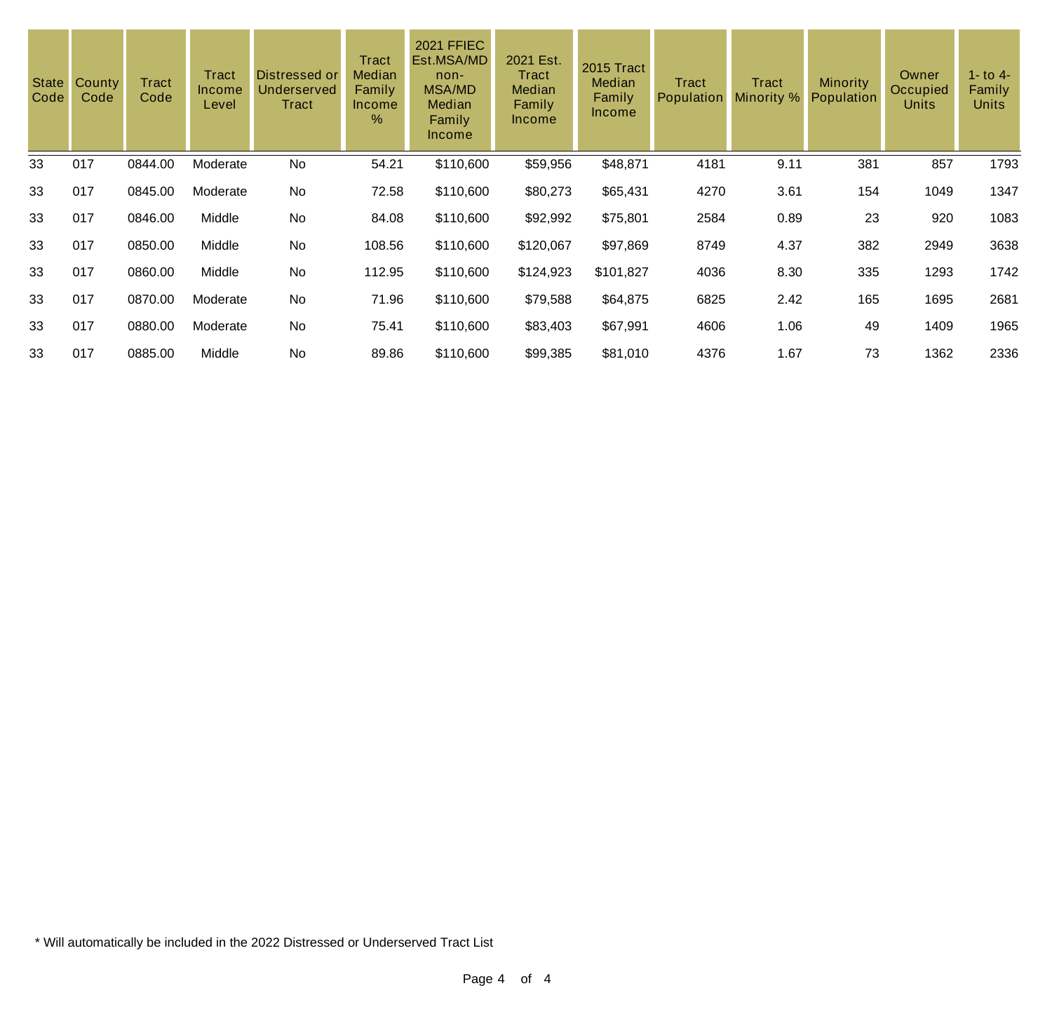| State Code | County Code | Tract Code | Tract Income Level | Distressed or Underserved Tract | Tract Median Family Income % | 2021 FFIEC Est.MSA/MD non-MSA/MD Median Family Income | 2021 Est. Tract Median Family Income | 2015 Tract Median Family Income | Tract Population | Tract Minority % | Minority Population | Owner Occupied Units | 1- to 4- Family Units |
|---|---|---|---|---|---|---|---|---|---|---|---|---|---|
| 33 | 017 | 0844.00 | Moderate | No | 54.21 | $110,600 | $59,956 | $48,871 | 4181 | 9.11 | 381 | 857 | 1793 |
| 33 | 017 | 0845.00 | Moderate | No | 72.58 | $110,600 | $80,273 | $65,431 | 4270 | 3.61 | 154 | 1049 | 1347 |
| 33 | 017 | 0846.00 | Middle | No | 84.08 | $110,600 | $92,992 | $75,801 | 2584 | 0.89 | 23 | 920 | 1083 |
| 33 | 017 | 0850.00 | Middle | No | 108.56 | $110,600 | $120,067 | $97,869 | 8749 | 4.37 | 382 | 2949 | 3638 |
| 33 | 017 | 0860.00 | Middle | No | 112.95 | $110,600 | $124,923 | $101,827 | 4036 | 8.30 | 335 | 1293 | 1742 |
| 33 | 017 | 0870.00 | Moderate | No | 71.96 | $110,600 | $79,588 | $64,875 | 6825 | 2.42 | 165 | 1695 | 2681 |
| 33 | 017 | 0880.00 | Moderate | No | 75.41 | $110,600 | $83,403 | $67,991 | 4606 | 1.06 | 49 | 1409 | 1965 |
| 33 | 017 | 0885.00 | Middle | No | 89.86 | $110,600 | $99,385 | $81,010 | 4376 | 1.67 | 73 | 1362 | 2336 |

* Will automatically be included in the 2022 Distressed or Underserved Tract List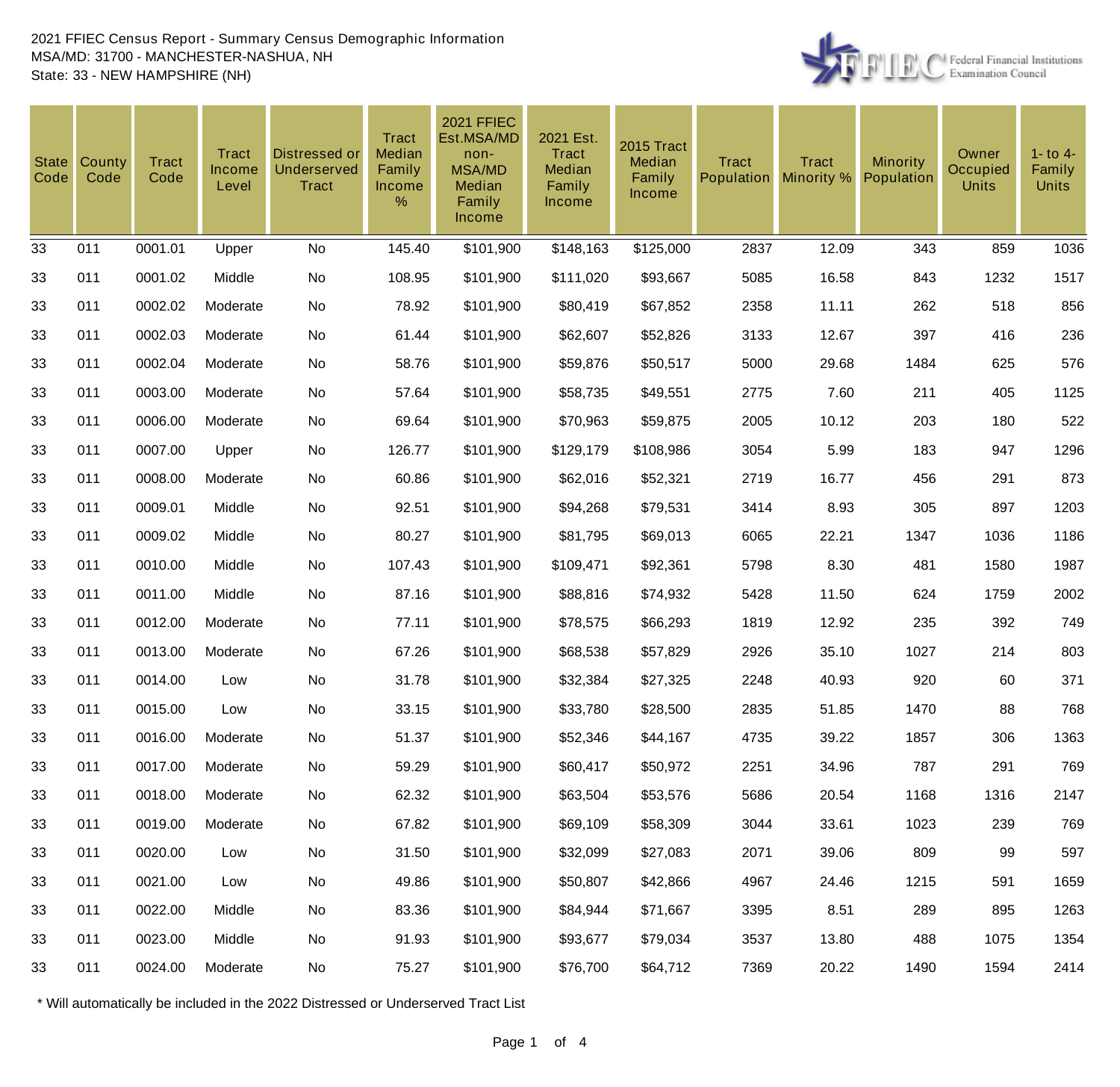2021 FFIEC Census Report - Summary Census Demographic Information
MSA/MD: 31700 - MANCHESTER-NASHUA, NH
State: 33 - NEW HAMPSHIRE (NH)

| State Code | County Code | Tract Code | Tract Income Level | Distressed or Underserved Tract | Tract Median Family Income % | 2021 FFIEC Est.MSA/MD non-MSA/MD Median Family Income | 2021 Est. Tract Median Family Income | 2015 Tract Median Family Income | Tract Population | Tract Minority % | Minority Population | Owner Occupied Units | 1- to 4- Family Units |
|---|---|---|---|---|---|---|---|---|---|---|---|---|---|
| 33 | 011 | 0001.01 | Upper | No | 145.40 | $101,900 | $148,163 | $125,000 | 2837 | 12.09 | 343 | 859 | 1036 |
| 33 | 011 | 0001.02 | Middle | No | 108.95 | $101,900 | $111,020 | $93,667 | 5085 | 16.58 | 843 | 1232 | 1517 |
| 33 | 011 | 0002.02 | Moderate | No | 78.92 | $101,900 | $80,419 | $67,852 | 2358 | 11.11 | 262 | 518 | 856 |
| 33 | 011 | 0002.03 | Moderate | No | 61.44 | $101,900 | $62,607 | $52,826 | 3133 | 12.67 | 397 | 416 | 236 |
| 33 | 011 | 0002.04 | Moderate | No | 58.76 | $101,900 | $59,876 | $50,517 | 5000 | 29.68 | 1484 | 625 | 576 |
| 33 | 011 | 0003.00 | Moderate | No | 57.64 | $101,900 | $58,735 | $49,551 | 2775 | 7.60 | 211 | 405 | 1125 |
| 33 | 011 | 0006.00 | Moderate | No | 69.64 | $101,900 | $70,963 | $59,875 | 2005 | 10.12 | 203 | 180 | 522 |
| 33 | 011 | 0007.00 | Upper | No | 126.77 | $101,900 | $129,179 | $108,986 | 3054 | 5.99 | 183 | 947 | 1296 |
| 33 | 011 | 0008.00 | Moderate | No | 60.86 | $101,900 | $62,016 | $52,321 | 2719 | 16.77 | 456 | 291 | 873 |
| 33 | 011 | 0009.01 | Middle | No | 92.51 | $101,900 | $94,268 | $79,531 | 3414 | 8.93 | 305 | 897 | 1203 |
| 33 | 011 | 0009.02 | Middle | No | 80.27 | $101,900 | $81,795 | $69,013 | 6065 | 22.21 | 1347 | 1036 | 1186 |
| 33 | 011 | 0010.00 | Middle | No | 107.43 | $101,900 | $109,471 | $92,361 | 5798 | 8.30 | 481 | 1580 | 1987 |
| 33 | 011 | 0011.00 | Middle | No | 87.16 | $101,900 | $88,816 | $74,932 | 5428 | 11.50 | 624 | 1759 | 2002 |
| 33 | 011 | 0012.00 | Moderate | No | 77.11 | $101,900 | $78,575 | $66,293 | 1819 | 12.92 | 235 | 392 | 749 |
| 33 | 011 | 0013.00 | Moderate | No | 67.26 | $101,900 | $68,538 | $57,829 | 2926 | 35.10 | 1027 | 214 | 803 |
| 33 | 011 | 0014.00 | Low | No | 31.78 | $101,900 | $32,384 | $27,325 | 2248 | 40.93 | 920 | 60 | 371 |
| 33 | 011 | 0015.00 | Low | No | 33.15 | $101,900 | $33,780 | $28,500 | 2835 | 51.85 | 1470 | 88 | 768 |
| 33 | 011 | 0016.00 | Moderate | No | 51.37 | $101,900 | $52,346 | $44,167 | 4735 | 39.22 | 1857 | 306 | 1363 |
| 33 | 011 | 0017.00 | Moderate | No | 59.29 | $101,900 | $60,417 | $50,972 | 2251 | 34.96 | 787 | 291 | 769 |
| 33 | 011 | 0018.00 | Moderate | No | 62.32 | $101,900 | $63,504 | $53,576 | 5686 | 20.54 | 1168 | 1316 | 2147 |
| 33 | 011 | 0019.00 | Moderate | No | 67.82 | $101,900 | $69,109 | $58,309 | 3044 | 33.61 | 1023 | 239 | 769 |
| 33 | 011 | 0020.00 | Low | No | 31.50 | $101,900 | $32,099 | $27,083 | 2071 | 39.06 | 809 | 99 | 597 |
| 33 | 011 | 0021.00 | Low | No | 49.86 | $101,900 | $50,807 | $42,866 | 4967 | 24.46 | 1215 | 591 | 1659 |
| 33 | 011 | 0022.00 | Middle | No | 83.36 | $101,900 | $84,944 | $71,667 | 3395 | 8.51 | 289 | 895 | 1263 |
| 33 | 011 | 0023.00 | Middle | No | 91.93 | $101,900 | $93,677 | $79,034 | 3537 | 13.80 | 488 | 1075 | 1354 |
| 33 | 011 | 0024.00 | Moderate | No | 75.27 | $101,900 | $76,700 | $64,712 | 7369 | 20.22 | 1490 | 1594 | 2414 |

* Will automatically be included in the 2022 Distressed or Underserved Tract List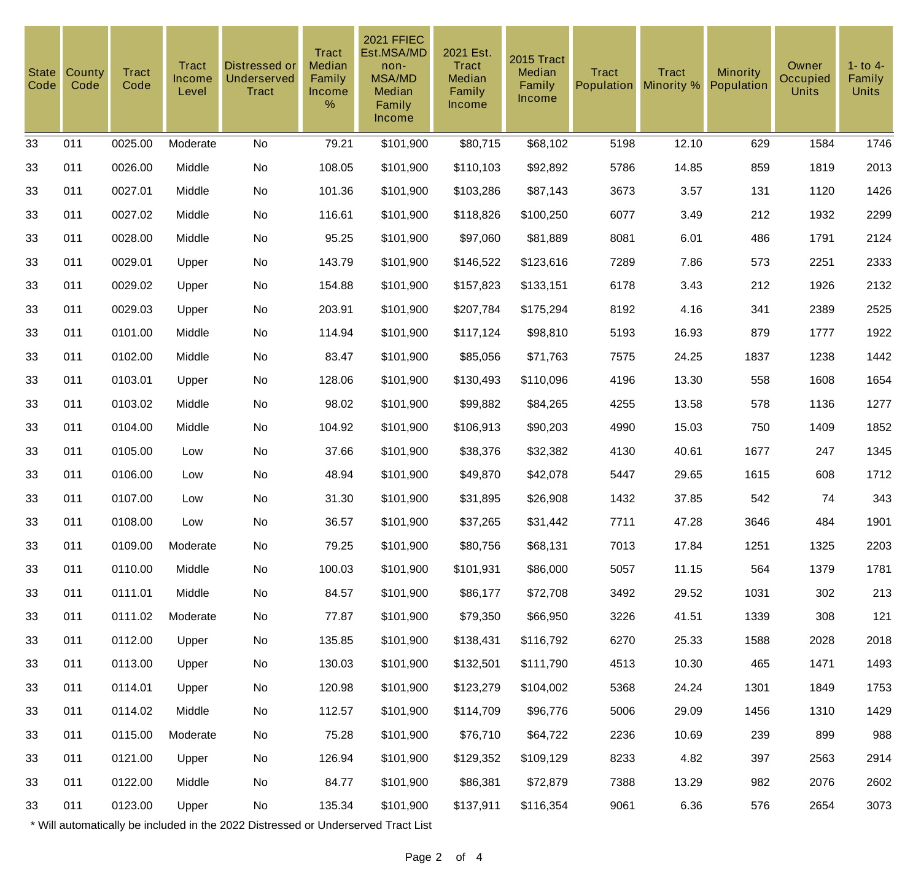| State Code | County Code | Tract Code | Tract Income Level | Distressed or Underserved Tract | Tract Median Family Income % | 2021 FFIEC Est.MSA/MD non-MSA/MD Median Family Income | 2021 Est. Tract Median Family Income | 2015 Tract Median Family Income | Tract Population | Tract Minority % | Minority Population | Owner Occupied Units | 1- to 4- Family Units |
|---|---|---|---|---|---|---|---|---|---|---|---|---|---|
| 33 | 011 | 0025.00 | Moderate | No | 79.21 | $101,900 | $80,715 | $68,102 | 5198 | 12.10 | 629 | 1584 | 1746 |
| 33 | 011 | 0026.00 | Middle | No | 108.05 | $101,900 | $110,103 | $92,892 | 5786 | 14.85 | 859 | 1819 | 2013 |
| 33 | 011 | 0027.01 | Middle | No | 101.36 | $101,900 | $103,286 | $87,143 | 3673 | 3.57 | 131 | 1120 | 1426 |
| 33 | 011 | 0027.02 | Middle | No | 116.61 | $101,900 | $118,826 | $100,250 | 6077 | 3.49 | 212 | 1932 | 2299 |
| 33 | 011 | 0028.00 | Middle | No | 95.25 | $101,900 | $97,060 | $81,889 | 8081 | 6.01 | 486 | 1791 | 2124 |
| 33 | 011 | 0029.01 | Upper | No | 143.79 | $101,900 | $146,522 | $123,616 | 7289 | 7.86 | 573 | 2251 | 2333 |
| 33 | 011 | 0029.02 | Upper | No | 154.88 | $101,900 | $157,823 | $133,151 | 6178 | 3.43 | 212 | 1926 | 2132 |
| 33 | 011 | 0029.03 | Upper | No | 203.91 | $101,900 | $207,784 | $175,294 | 8192 | 4.16 | 341 | 2389 | 2525 |
| 33 | 011 | 0101.00 | Middle | No | 114.94 | $101,900 | $117,124 | $98,810 | 5193 | 16.93 | 879 | 1777 | 1922 |
| 33 | 011 | 0102.00 | Middle | No | 83.47 | $101,900 | $85,056 | $71,763 | 7575 | 24.25 | 1837 | 1238 | 1442 |
| 33 | 011 | 0103.01 | Upper | No | 128.06 | $101,900 | $130,493 | $110,096 | 4196 | 13.30 | 558 | 1608 | 1654 |
| 33 | 011 | 0103.02 | Middle | No | 98.02 | $101,900 | $99,882 | $84,265 | 4255 | 13.58 | 578 | 1136 | 1277 |
| 33 | 011 | 0104.00 | Middle | No | 104.92 | $101,900 | $106,913 | $90,203 | 4990 | 15.03 | 750 | 1409 | 1852 |
| 33 | 011 | 0105.00 | Low | No | 37.66 | $101,900 | $38,376 | $32,382 | 4130 | 40.61 | 1677 | 247 | 1345 |
| 33 | 011 | 0106.00 | Low | No | 48.94 | $101,900 | $49,870 | $42,078 | 5447 | 29.65 | 1615 | 608 | 1712 |
| 33 | 011 | 0107.00 | Low | No | 31.30 | $101,900 | $31,895 | $26,908 | 1432 | 37.85 | 542 | 74 | 343 |
| 33 | 011 | 0108.00 | Low | No | 36.57 | $101,900 | $37,265 | $31,442 | 7711 | 47.28 | 3646 | 484 | 1901 |
| 33 | 011 | 0109.00 | Moderate | No | 79.25 | $101,900 | $80,756 | $68,131 | 7013 | 17.84 | 1251 | 1325 | 2203 |
| 33 | 011 | 0110.00 | Middle | No | 100.03 | $101,900 | $101,931 | $86,000 | 5057 | 11.15 | 564 | 1379 | 1781 |
| 33 | 011 | 0111.01 | Middle | No | 84.57 | $101,900 | $86,177 | $72,708 | 3492 | 29.52 | 1031 | 302 | 213 |
| 33 | 011 | 0111.02 | Moderate | No | 77.87 | $101,900 | $79,350 | $66,950 | 3226 | 41.51 | 1339 | 308 | 121 |
| 33 | 011 | 0112.00 | Upper | No | 135.85 | $101,900 | $138,431 | $116,792 | 6270 | 25.33 | 1588 | 2028 | 2018 |
| 33 | 011 | 0113.00 | Upper | No | 130.03 | $101,900 | $132,501 | $111,790 | 4513 | 10.30 | 465 | 1471 | 1493 |
| 33 | 011 | 0114.01 | Upper | No | 120.98 | $101,900 | $123,279 | $104,002 | 5368 | 24.24 | 1301 | 1849 | 1753 |
| 33 | 011 | 0114.02 | Middle | No | 112.57 | $101,900 | $114,709 | $96,776 | 5006 | 29.09 | 1456 | 1310 | 1429 |
| 33 | 011 | 0115.00 | Moderate | No | 75.28 | $101,900 | $76,710 | $64,722 | 2236 | 10.69 | 239 | 899 | 988 |
| 33 | 011 | 0121.00 | Upper | No | 126.94 | $101,900 | $129,352 | $109,129 | 8233 | 4.82 | 397 | 2563 | 2914 |
| 33 | 011 | 0122.00 | Middle | No | 84.77 | $101,900 | $86,381 | $72,879 | 7388 | 13.29 | 982 | 2076 | 2602 |
| 33 | 011 | 0123.00 | Upper | No | 135.34 | $101,900 | $137,911 | $116,354 | 9061 | 6.36 | 576 | 2654 | 3073 |

* Will automatically be included in the 2022 Distressed or Underserved Tract List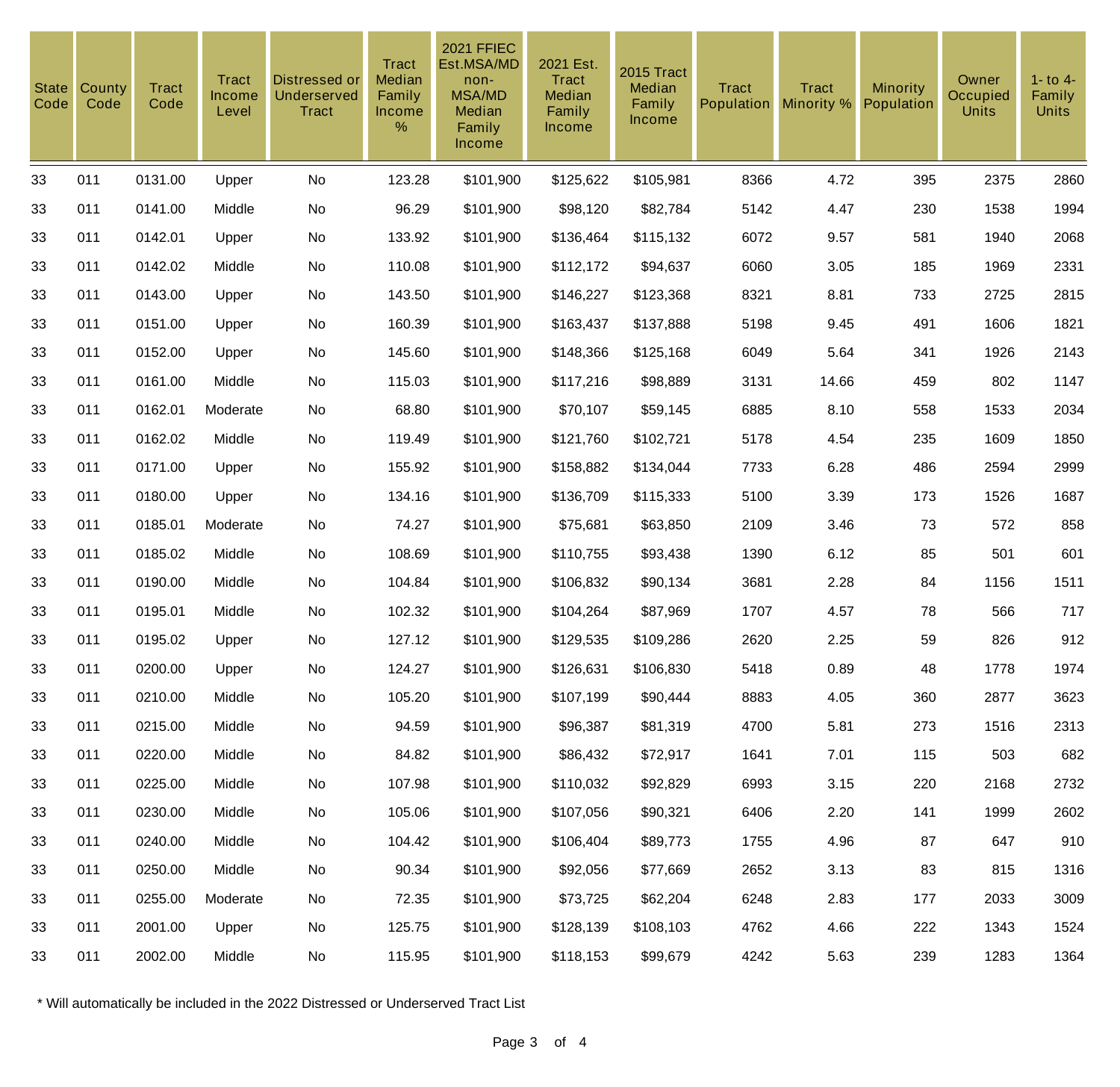| State Code | County Code | Tract Code | Tract Income Level | Distressed or Underserved Tract | Tract Median Family Income % | 2021 FFIEC Est.MSA/MD non-MSA/MD Median Family Income | 2021 Est. Tract Median Family Income | 2015 Tract Median Family Income | Tract Population | Tract Minority % | Minority Population | Owner Occupied Units | 1- to 4-Family Units |
|---|---|---|---|---|---|---|---|---|---|---|---|---|---|
| 33 | 011 | 0131.00 | Upper | No | 123.28 | $101,900 | $125,622 | $105,981 | 8366 | 4.72 | 395 | 2375 | 2860 |
| 33 | 011 | 0141.00 | Middle | No | 96.29 | $101,900 | $98,120 | $82,784 | 5142 | 4.47 | 230 | 1538 | 1994 |
| 33 | 011 | 0142.01 | Upper | No | 133.92 | $101,900 | $136,464 | $115,132 | 6072 | 9.57 | 581 | 1940 | 2068 |
| 33 | 011 | 0142.02 | Middle | No | 110.08 | $101,900 | $112,172 | $94,637 | 6060 | 3.05 | 185 | 1969 | 2331 |
| 33 | 011 | 0143.00 | Upper | No | 143.50 | $101,900 | $146,227 | $123,368 | 8321 | 8.81 | 733 | 2725 | 2815 |
| 33 | 011 | 0151.00 | Upper | No | 160.39 | $101,900 | $163,437 | $137,888 | 5198 | 9.45 | 491 | 1606 | 1821 |
| 33 | 011 | 0152.00 | Upper | No | 145.60 | $101,900 | $148,366 | $125,168 | 6049 | 5.64 | 341 | 1926 | 2143 |
| 33 | 011 | 0161.00 | Middle | No | 115.03 | $101,900 | $117,216 | $98,889 | 3131 | 14.66 | 459 | 802 | 1147 |
| 33 | 011 | 0162.01 | Moderate | No | 68.80 | $101,900 | $70,107 | $59,145 | 6885 | 8.10 | 558 | 1533 | 2034 |
| 33 | 011 | 0162.02 | Middle | No | 119.49 | $101,900 | $121,760 | $102,721 | 5178 | 4.54 | 235 | 1609 | 1850 |
| 33 | 011 | 0171.00 | Upper | No | 155.92 | $101,900 | $158,882 | $134,044 | 7733 | 6.28 | 486 | 2594 | 2999 |
| 33 | 011 | 0180.00 | Upper | No | 134.16 | $101,900 | $136,709 | $115,333 | 5100 | 3.39 | 173 | 1526 | 1687 |
| 33 | 011 | 0185.01 | Moderate | No | 74.27 | $101,900 | $75,681 | $63,850 | 2109 | 3.46 | 73 | 572 | 858 |
| 33 | 011 | 0185.02 | Middle | No | 108.69 | $101,900 | $110,755 | $93,438 | 1390 | 6.12 | 85 | 501 | 601 |
| 33 | 011 | 0190.00 | Middle | No | 104.84 | $101,900 | $106,832 | $90,134 | 3681 | 2.28 | 84 | 1156 | 1511 |
| 33 | 011 | 0195.01 | Middle | No | 102.32 | $101,900 | $104,264 | $87,969 | 1707 | 4.57 | 78 | 566 | 717 |
| 33 | 011 | 0195.02 | Upper | No | 127.12 | $101,900 | $129,535 | $109,286 | 2620 | 2.25 | 59 | 826 | 912 |
| 33 | 011 | 0200.00 | Upper | No | 124.27 | $101,900 | $126,631 | $106,830 | 5418 | 0.89 | 48 | 1778 | 1974 |
| 33 | 011 | 0210.00 | Middle | No | 105.20 | $101,900 | $107,199 | $90,444 | 8883 | 4.05 | 360 | 2877 | 3623 |
| 33 | 011 | 0215.00 | Middle | No | 94.59 | $101,900 | $96,387 | $81,319 | 4700 | 5.81 | 273 | 1516 | 2313 |
| 33 | 011 | 0220.00 | Middle | No | 84.82 | $101,900 | $86,432 | $72,917 | 1641 | 7.01 | 115 | 503 | 682 |
| 33 | 011 | 0225.00 | Middle | No | 107.98 | $101,900 | $110,032 | $92,829 | 6993 | 3.15 | 220 | 2168 | 2732 |
| 33 | 011 | 0230.00 | Middle | No | 105.06 | $101,900 | $107,056 | $90,321 | 6406 | 2.20 | 141 | 1999 | 2602 |
| 33 | 011 | 0240.00 | Middle | No | 104.42 | $101,900 | $106,404 | $89,773 | 1755 | 4.96 | 87 | 647 | 910 |
| 33 | 011 | 0250.00 | Middle | No | 90.34 | $101,900 | $92,056 | $77,669 | 2652 | 3.13 | 83 | 815 | 1316 |
| 33 | 011 | 0255.00 | Moderate | No | 72.35 | $101,900 | $73,725 | $62,204 | 6248 | 2.83 | 177 | 2033 | 3009 |
| 33 | 011 | 2001.00 | Upper | No | 125.75 | $101,900 | $128,139 | $108,103 | 4762 | 4.66 | 222 | 1343 | 1524 |
| 33 | 011 | 2002.00 | Middle | No | 115.95 | $101,900 | $118,153 | $99,679 | 4242 | 5.63 | 239 | 1283 | 1364 |

\* Will automatically be included in the 2022 Distressed or Underserved Tract List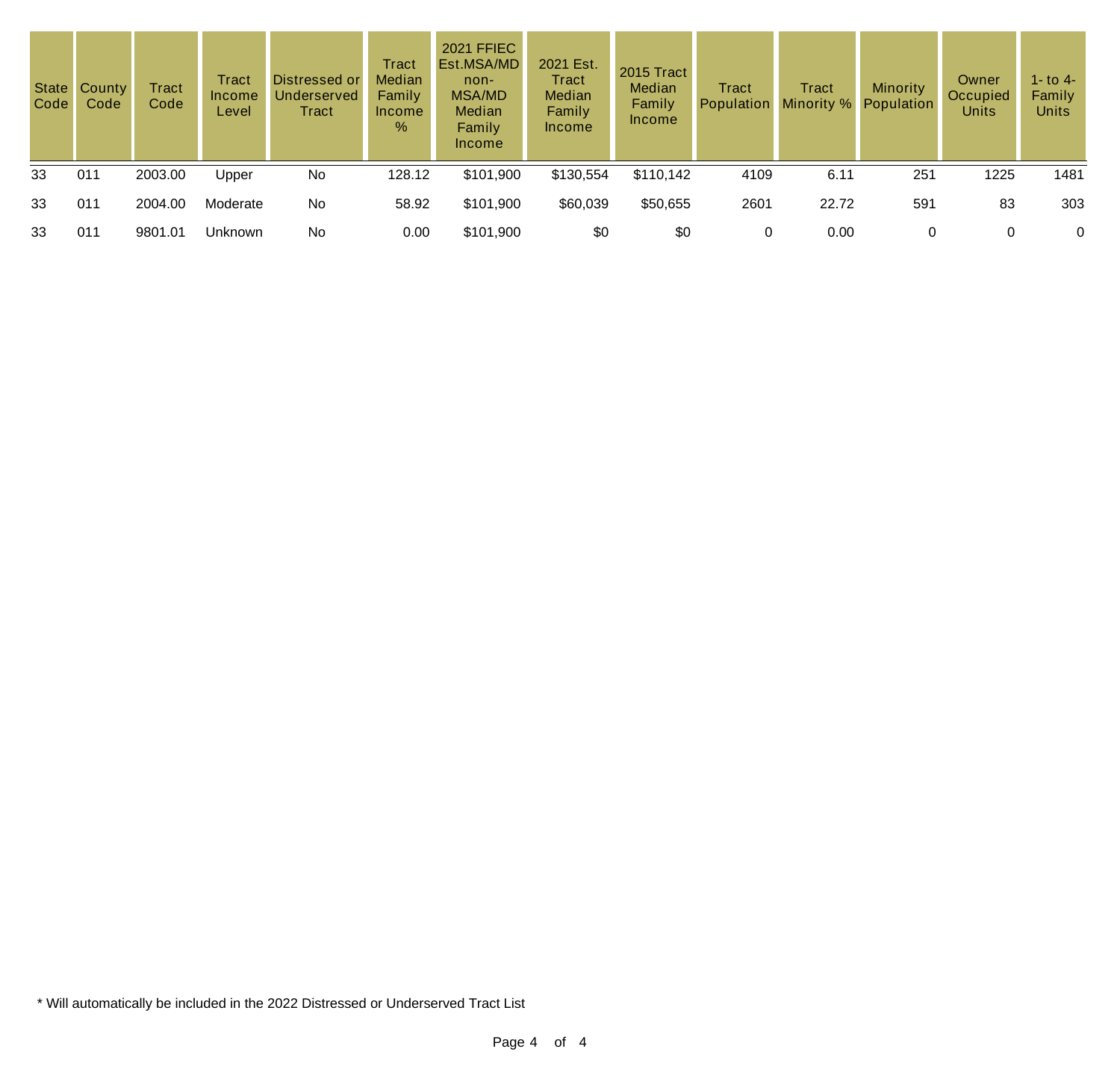| State Code | County Code | Tract Code | Tract Income Level | Distressed or Underserved Tract | Tract Median Family Income % | 2021 FFIEC Est.MSA/MD non-MSA/MD Median Family Income | 2021 Est. Tract Median Family Income | 2015 Tract Median Family Income | Tract Population | Tract Minority % | Minority Population | Owner Occupied Units | 1- to 4- Family Units |
|---|---|---|---|---|---|---|---|---|---|---|---|---|---|
| 33 | 011 | 2003.00 | Upper | No | 128.12 | $101,900 | $130,554 | $110,142 | 4109 | 6.11 | 251 | 1225 | 1481 |
| 33 | 011 | 2004.00 | Moderate | No | 58.92 | $101,900 | $60,039 | $50,655 | 2601 | 22.72 | 591 | 83 | 303 |
| 33 | 011 | 9801.01 | Unknown | No | 0.00 | $101,900 | $0 | $0 | 0 | 0.00 | 0 | 0 | 0 |

* Will automatically be included in the 2022 Distressed or Underserved Tract List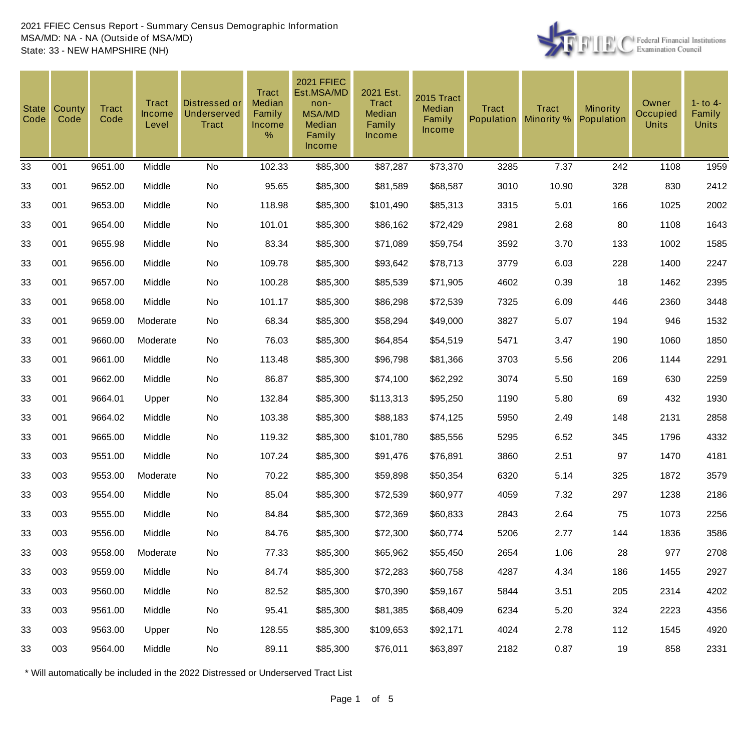2021 FFIEC Census Report - Summary Census Demographic Information
MSA/MD: NA - NA (Outside of MSA/MD)
State: 33 - NEW HAMPSHIRE (NH)

| State Code | County Code | Tract Code | Tract Income Level | Distressed or Underserved Tract | Tract Median Family Income % | 2021 FFIEC Est.MSA/MD non-MSA/MD Median Family Income | 2021 Est. Tract Median Family Income | 2015 Tract Median Family Income | Tract Population | Tract Minority % | Minority Population | Owner Occupied Units | 1- to 4- Family Units |
|---|---|---|---|---|---|---|---|---|---|---|---|---|---|
| 33 | 001 | 9651.00 | Middle | No | 102.33 | $85,300 | $87,287 | $73,370 | 3285 | 7.37 | 242 | 1108 | 1959 |
| 33 | 001 | 9652.00 | Middle | No | 95.65 | $85,300 | $81,589 | $68,587 | 3010 | 10.90 | 328 | 830 | 2412 |
| 33 | 001 | 9653.00 | Middle | No | 118.98 | $85,300 | $101,490 | $85,313 | 3315 | 5.01 | 166 | 1025 | 2002 |
| 33 | 001 | 9654.00 | Middle | No | 101.01 | $85,300 | $86,162 | $72,429 | 2981 | 2.68 | 80 | 1108 | 1643 |
| 33 | 001 | 9655.98 | Middle | No | 83.34 | $85,300 | $71,089 | $59,754 | 3592 | 3.70 | 133 | 1002 | 1585 |
| 33 | 001 | 9656.00 | Middle | No | 109.78 | $85,300 | $93,642 | $78,713 | 3779 | 6.03 | 228 | 1400 | 2247 |
| 33 | 001 | 9657.00 | Middle | No | 100.28 | $85,300 | $85,539 | $71,905 | 4602 | 0.39 | 18 | 1462 | 2395 |
| 33 | 001 | 9658.00 | Middle | No | 101.17 | $85,300 | $86,298 | $72,539 | 7325 | 6.09 | 446 | 2360 | 3448 |
| 33 | 001 | 9659.00 | Moderate | No | 68.34 | $85,300 | $58,294 | $49,000 | 3827 | 5.07 | 194 | 946 | 1532 |
| 33 | 001 | 9660.00 | Moderate | No | 76.03 | $85,300 | $64,854 | $54,519 | 5471 | 3.47 | 190 | 1060 | 1850 |
| 33 | 001 | 9661.00 | Middle | No | 113.48 | $85,300 | $96,798 | $81,366 | 3703 | 5.56 | 206 | 1144 | 2291 |
| 33 | 001 | 9662.00 | Middle | No | 86.87 | $85,300 | $74,100 | $62,292 | 3074 | 5.50 | 169 | 630 | 2259 |
| 33 | 001 | 9664.01 | Upper | No | 132.84 | $85,300 | $113,313 | $95,250 | 1190 | 5.80 | 69 | 432 | 1930 |
| 33 | 001 | 9664.02 | Middle | No | 103.38 | $85,300 | $88,183 | $74,125 | 5950 | 2.49 | 148 | 2131 | 2858 |
| 33 | 001 | 9665.00 | Middle | No | 119.32 | $85,300 | $101,780 | $85,556 | 5295 | 6.52 | 345 | 1796 | 4332 |
| 33 | 003 | 9551.00 | Middle | No | 107.24 | $85,300 | $91,476 | $76,891 | 3860 | 2.51 | 97 | 1470 | 4181 |
| 33 | 003 | 9553.00 | Moderate | No | 70.22 | $85,300 | $59,898 | $50,354 | 6320 | 5.14 | 325 | 1872 | 3579 |
| 33 | 003 | 9554.00 | Middle | No | 85.04 | $85,300 | $72,539 | $60,977 | 4059 | 7.32 | 297 | 1238 | 2186 |
| 33 | 003 | 9555.00 | Middle | No | 84.84 | $85,300 | $72,369 | $60,833 | 2843 | 2.64 | 75 | 1073 | 2256 |
| 33 | 003 | 9556.00 | Middle | No | 84.76 | $85,300 | $72,300 | $60,774 | 5206 | 2.77 | 144 | 1836 | 3586 |
| 33 | 003 | 9558.00 | Moderate | No | 77.33 | $85,300 | $65,962 | $55,450 | 2654 | 1.06 | 28 | 977 | 2708 |
| 33 | 003 | 9559.00 | Middle | No | 84.74 | $85,300 | $72,283 | $60,758 | 4287 | 4.34 | 186 | 1455 | 2927 |
| 33 | 003 | 9560.00 | Middle | No | 82.52 | $85,300 | $70,390 | $59,167 | 5844 | 3.51 | 205 | 2314 | 4202 |
| 33 | 003 | 9561.00 | Middle | No | 95.41 | $85,300 | $81,385 | $68,409 | 6234 | 5.20 | 324 | 2223 | 4356 |
| 33 | 003 | 9563.00 | Upper | No | 128.55 | $85,300 | $109,653 | $92,171 | 4024 | 2.78 | 112 | 1545 | 4920 |
| 33 | 003 | 9564.00 | Middle | No | 89.11 | $85,300 | $76,011 | $63,897 | 2182 | 0.87 | 19 | 858 | 2331 |

* Will automatically be included in the 2022 Distressed or Underserved Tract List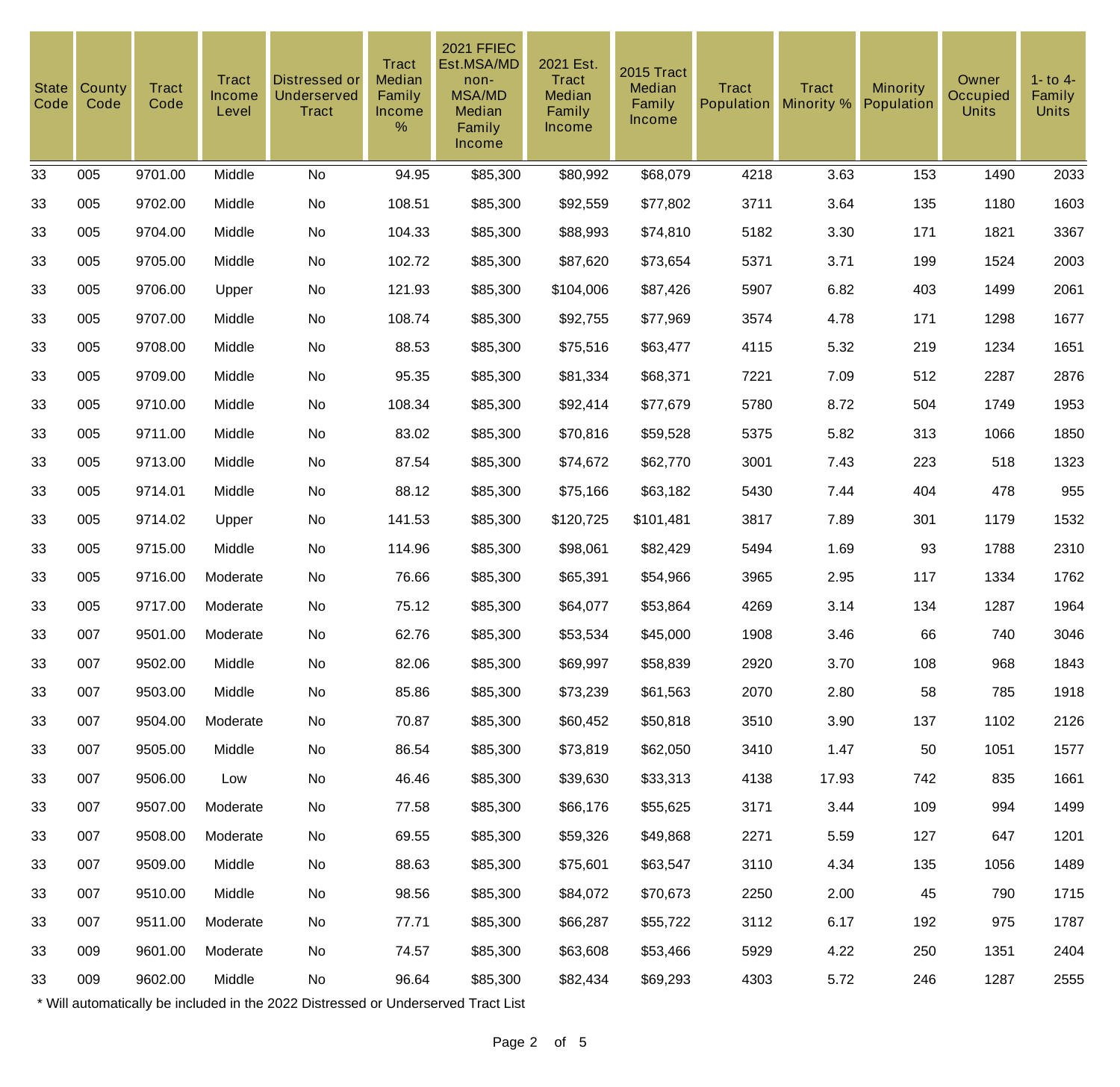| State Code | County Code | Tract Code | Tract Income Level | Distressed or Underserved Tract | Tract Median Family Income % | 2021 FFIEC Est.MSA/MD non-MSA/MD Median Family Income | 2021 Est. Tract Median Family Income | 2015 Tract Median Family Income | Tract Population | Tract Minority % | Minority Population | Owner Occupied Units | 1- to 4- Family Units |
|---|---|---|---|---|---|---|---|---|---|---|---|---|---|
| 33 | 005 | 9701.00 | Middle | No | 94.95 | $85,300 | $80,992 | $68,079 | 4218 | 3.63 | 153 | 1490 | 2033 |
| 33 | 005 | 9702.00 | Middle | No | 108.51 | $85,300 | $92,559 | $77,802 | 3711 | 3.64 | 135 | 1180 | 1603 |
| 33 | 005 | 9704.00 | Middle | No | 104.33 | $85,300 | $88,993 | $74,810 | 5182 | 3.30 | 171 | 1821 | 3367 |
| 33 | 005 | 9705.00 | Middle | No | 102.72 | $85,300 | $87,620 | $73,654 | 5371 | 3.71 | 199 | 1524 | 2003 |
| 33 | 005 | 9706.00 | Upper | No | 121.93 | $85,300 | $104,006 | $87,426 | 5907 | 6.82 | 403 | 1499 | 2061 |
| 33 | 005 | 9707.00 | Middle | No | 108.74 | $85,300 | $92,755 | $77,969 | 3574 | 4.78 | 171 | 1298 | 1677 |
| 33 | 005 | 9708.00 | Middle | No | 88.53 | $85,300 | $75,516 | $63,477 | 4115 | 5.32 | 219 | 1234 | 1651 |
| 33 | 005 | 9709.00 | Middle | No | 95.35 | $85,300 | $81,334 | $68,371 | 7221 | 7.09 | 512 | 2287 | 2876 |
| 33 | 005 | 9710.00 | Middle | No | 108.34 | $85,300 | $92,414 | $77,679 | 5780 | 8.72 | 504 | 1749 | 1953 |
| 33 | 005 | 9711.00 | Middle | No | 83.02 | $85,300 | $70,816 | $59,528 | 5375 | 5.82 | 313 | 1066 | 1850 |
| 33 | 005 | 9713.00 | Middle | No | 87.54 | $85,300 | $74,672 | $62,770 | 3001 | 7.43 | 223 | 518 | 1323 |
| 33 | 005 | 9714.01 | Middle | No | 88.12 | $85,300 | $75,166 | $63,182 | 5430 | 7.44 | 404 | 478 | 955 |
| 33 | 005 | 9714.02 | Upper | No | 141.53 | $85,300 | $120,725 | $101,481 | 3817 | 7.89 | 301 | 1179 | 1532 |
| 33 | 005 | 9715.00 | Middle | No | 114.96 | $85,300 | $98,061 | $82,429 | 5494 | 1.69 | 93 | 1788 | 2310 |
| 33 | 005 | 9716.00 | Moderate | No | 76.66 | $85,300 | $65,391 | $54,966 | 3965 | 2.95 | 117 | 1334 | 1762 |
| 33 | 005 | 9717.00 | Moderate | No | 75.12 | $85,300 | $64,077 | $53,864 | 4269 | 3.14 | 134 | 1287 | 1964 |
| 33 | 007 | 9501.00 | Moderate | No | 62.76 | $85,300 | $53,534 | $45,000 | 1908 | 3.46 | 66 | 740 | 3046 |
| 33 | 007 | 9502.00 | Middle | No | 82.06 | $85,300 | $69,997 | $58,839 | 2920 | 3.70 | 108 | 968 | 1843 |
| 33 | 007 | 9503.00 | Middle | No | 85.86 | $85,300 | $73,239 | $61,563 | 2070 | 2.80 | 58 | 785 | 1918 |
| 33 | 007 | 9504.00 | Moderate | No | 70.87 | $85,300 | $60,452 | $50,818 | 3510 | 3.90 | 137 | 1102 | 2126 |
| 33 | 007 | 9505.00 | Middle | No | 86.54 | $85,300 | $73,819 | $62,050 | 3410 | 1.47 | 50 | 1051 | 1577 |
| 33 | 007 | 9506.00 | Low | No | 46.46 | $85,300 | $39,630 | $33,313 | 4138 | 17.93 | 742 | 835 | 1661 |
| 33 | 007 | 9507.00 | Moderate | No | 77.58 | $85,300 | $66,176 | $55,625 | 3171 | 3.44 | 109 | 994 | 1499 |
| 33 | 007 | 9508.00 | Moderate | No | 69.55 | $85,300 | $59,326 | $49,868 | 2271 | 5.59 | 127 | 647 | 1201 |
| 33 | 007 | 9509.00 | Middle | No | 88.63 | $85,300 | $75,601 | $63,547 | 3110 | 4.34 | 135 | 1056 | 1489 |
| 33 | 007 | 9510.00 | Middle | No | 98.56 | $85,300 | $84,072 | $70,673 | 2250 | 2.00 | 45 | 790 | 1715 |
| 33 | 007 | 9511.00 | Moderate | No | 77.71 | $85,300 | $66,287 | $55,722 | 3112 | 6.17 | 192 | 975 | 1787 |
| 33 | 009 | 9601.00 | Moderate | No | 74.57 | $85,300 | $63,608 | $53,466 | 5929 | 4.22 | 250 | 1351 | 2404 |
| 33 | 009 | 9602.00 | Middle | No | 96.64 | $85,300 | $82,434 | $69,293 | 4303 | 5.72 | 246 | 1287 | 2555 |

* Will automatically be included in the 2022 Distressed or Underserved Tract List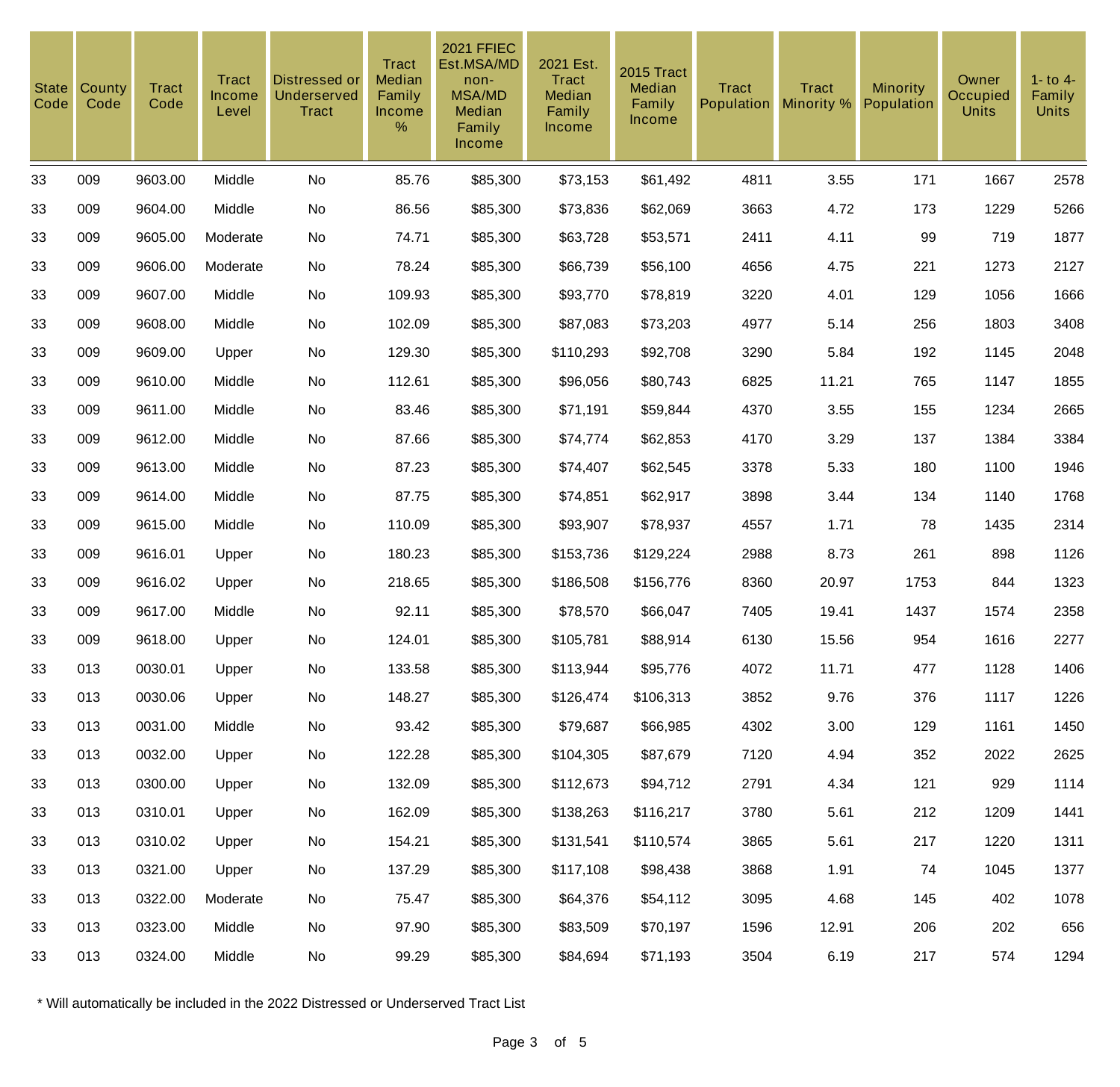| State Code | County Code | Tract Code | Tract Income Level | Distressed or Underserved Tract | Tract Median Family Income % | 2021 FFIEC Est.MSA/MD non-MSA/MD Median Family Income | 2021 Est. Tract Median Family Income | 2015 Tract Median Family Income | Tract Population | Tract Minority % | Minority Population | Owner Occupied Units | 1- to 4- Family Units |
|---|---|---|---|---|---|---|---|---|---|---|---|---|---|
| 33 | 009 | 9603.00 | Middle | No | 85.76 | $85,300 | $73,153 | $61,492 | 4811 | 3.55 | 171 | 1667 | 2578 |
| 33 | 009 | 9604.00 | Middle | No | 86.56 | $85,300 | $73,836 | $62,069 | 3663 | 4.72 | 173 | 1229 | 5266 |
| 33 | 009 | 9605.00 | Moderate | No | 74.71 | $85,300 | $63,728 | $53,571 | 2411 | 4.11 | 99 | 719 | 1877 |
| 33 | 009 | 9606.00 | Moderate | No | 78.24 | $85,300 | $66,739 | $56,100 | 4656 | 4.75 | 221 | 1273 | 2127 |
| 33 | 009 | 9607.00 | Middle | No | 109.93 | $85,300 | $93,770 | $78,819 | 3220 | 4.01 | 129 | 1056 | 1666 |
| 33 | 009 | 9608.00 | Middle | No | 102.09 | $85,300 | $87,083 | $73,203 | 4977 | 5.14 | 256 | 1803 | 3408 |
| 33 | 009 | 9609.00 | Upper | No | 129.30 | $85,300 | $110,293 | $92,708 | 3290 | 5.84 | 192 | 1145 | 2048 |
| 33 | 009 | 9610.00 | Middle | No | 112.61 | $85,300 | $96,056 | $80,743 | 6825 | 11.21 | 765 | 1147 | 1855 |
| 33 | 009 | 9611.00 | Middle | No | 83.46 | $85,300 | $71,191 | $59,844 | 4370 | 3.55 | 155 | 1234 | 2665 |
| 33 | 009 | 9612.00 | Middle | No | 87.66 | $85,300 | $74,774 | $62,853 | 4170 | 3.29 | 137 | 1384 | 3384 |
| 33 | 009 | 9613.00 | Middle | No | 87.23 | $85,300 | $74,407 | $62,545 | 3378 | 5.33 | 180 | 1100 | 1946 |
| 33 | 009 | 9614.00 | Middle | No | 87.75 | $85,300 | $74,851 | $62,917 | 3898 | 3.44 | 134 | 1140 | 1768 |
| 33 | 009 | 9615.00 | Middle | No | 110.09 | $85,300 | $93,907 | $78,937 | 4557 | 1.71 | 78 | 1435 | 2314 |
| 33 | 009 | 9616.01 | Upper | No | 180.23 | $85,300 | $153,736 | $129,224 | 2988 | 8.73 | 261 | 898 | 1126 |
| 33 | 009 | 9616.02 | Upper | No | 218.65 | $85,300 | $186,508 | $156,776 | 8360 | 20.97 | 1753 | 844 | 1323 |
| 33 | 009 | 9617.00 | Middle | No | 92.11 | $85,300 | $78,570 | $66,047 | 7405 | 19.41 | 1437 | 1574 | 2358 |
| 33 | 009 | 9618.00 | Upper | No | 124.01 | $85,300 | $105,781 | $88,914 | 6130 | 15.56 | 954 | 1616 | 2277 |
| 33 | 013 | 0030.01 | Upper | No | 133.58 | $85,300 | $113,944 | $95,776 | 4072 | 11.71 | 477 | 1128 | 1406 |
| 33 | 013 | 0030.06 | Upper | No | 148.27 | $85,300 | $126,474 | $106,313 | 3852 | 9.76 | 376 | 1117 | 1226 |
| 33 | 013 | 0031.00 | Middle | No | 93.42 | $85,300 | $79,687 | $66,985 | 4302 | 3.00 | 129 | 1161 | 1450 |
| 33 | 013 | 0032.00 | Upper | No | 122.28 | $85,300 | $104,305 | $87,679 | 7120 | 4.94 | 352 | 2022 | 2625 |
| 33 | 013 | 0300.00 | Upper | No | 132.09 | $85,300 | $112,673 | $94,712 | 2791 | 4.34 | 121 | 929 | 1114 |
| 33 | 013 | 0310.01 | Upper | No | 162.09 | $85,300 | $138,263 | $116,217 | 3780 | 5.61 | 212 | 1209 | 1441 |
| 33 | 013 | 0310.02 | Upper | No | 154.21 | $85,300 | $131,541 | $110,574 | 3865 | 5.61 | 217 | 1220 | 1311 |
| 33 | 013 | 0321.00 | Upper | No | 137.29 | $85,300 | $117,108 | $98,438 | 3868 | 1.91 | 74 | 1045 | 1377 |
| 33 | 013 | 0322.00 | Moderate | No | 75.47 | $85,300 | $64,376 | $54,112 | 3095 | 4.68 | 145 | 402 | 1078 |
| 33 | 013 | 0323.00 | Middle | No | 97.90 | $85,300 | $83,509 | $70,197 | 1596 | 12.91 | 206 | 202 | 656 |
| 33 | 013 | 0324.00 | Middle | No | 99.29 | $85,300 | $84,694 | $71,193 | 3504 | 6.19 | 217 | 574 | 1294 |

* Will automatically be included in the 2022 Distressed or Underserved Tract List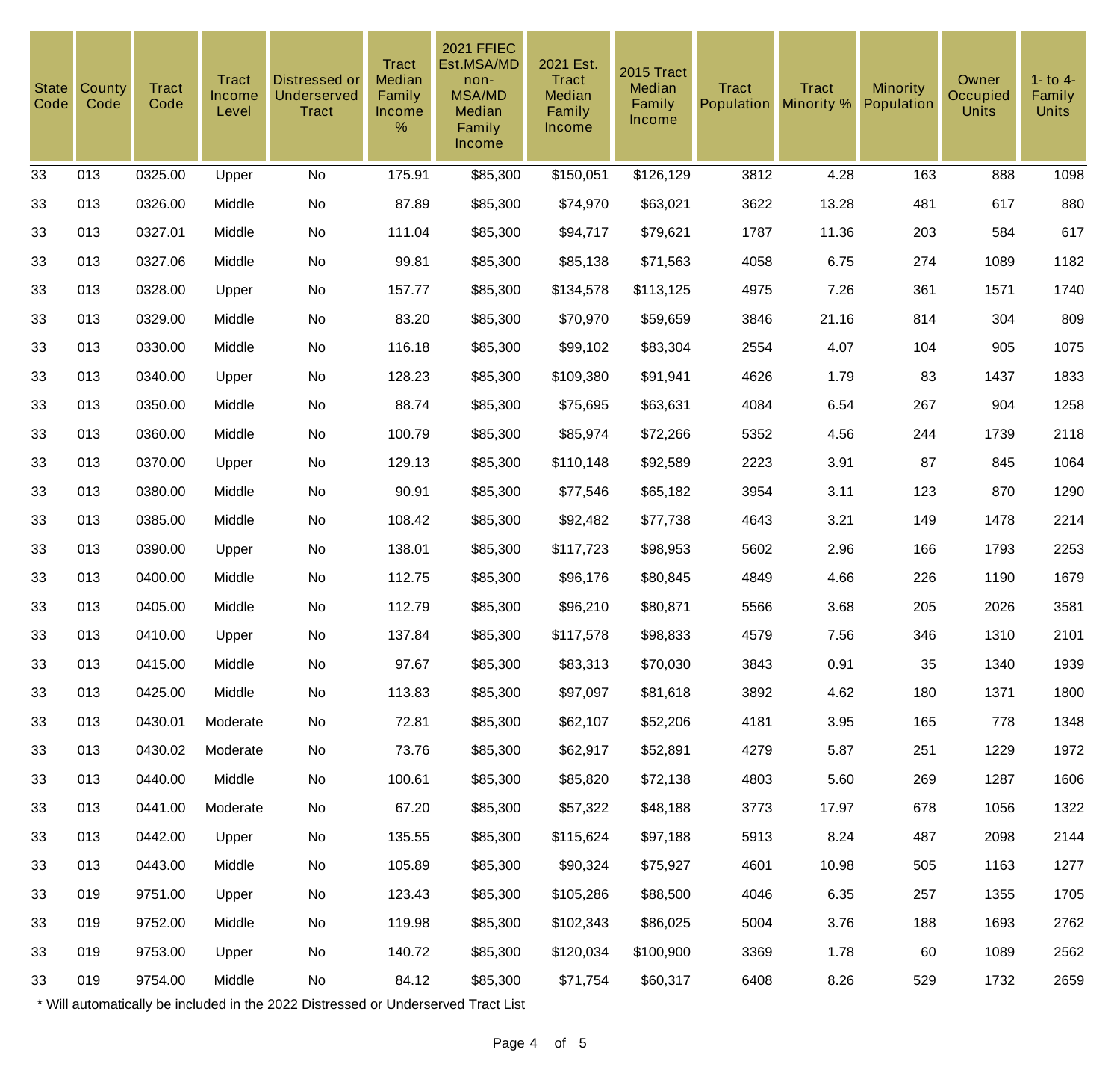| State Code | County Code | Tract Code | Tract Income Level | Distressed or Underserved Tract | Tract Median Family Income % | 2021 FFIEC Est.MSA/MD non-MSA/MD Median Family Income | 2021 Est. Tract Median Family Income | 2015 Tract Median Family Income | Tract Population | Tract Minority % | Minority Population | Owner Occupied Units | 1- to 4- Family Units |
|---|---|---|---|---|---|---|---|---|---|---|---|---|---|
| 33 | 013 | 0325.00 | Upper | No | 175.91 | $85,300 | $150,051 | $126,129 | 3812 | 4.28 | 163 | 888 | 1098 |
| 33 | 013 | 0326.00 | Middle | No | 87.89 | $85,300 | $74,970 | $63,021 | 3622 | 13.28 | 481 | 617 | 880 |
| 33 | 013 | 0327.01 | Middle | No | 111.04 | $85,300 | $94,717 | $79,621 | 1787 | 11.36 | 203 | 584 | 617 |
| 33 | 013 | 0327.06 | Middle | No | 99.81 | $85,300 | $85,138 | $71,563 | 4058 | 6.75 | 274 | 1089 | 1182 |
| 33 | 013 | 0328.00 | Upper | No | 157.77 | $85,300 | $134,578 | $113,125 | 4975 | 7.26 | 361 | 1571 | 1740 |
| 33 | 013 | 0329.00 | Middle | No | 83.20 | $85,300 | $70,970 | $59,659 | 3846 | 21.16 | 814 | 304 | 809 |
| 33 | 013 | 0330.00 | Middle | No | 116.18 | $85,300 | $99,102 | $83,304 | 2554 | 4.07 | 104 | 905 | 1075 |
| 33 | 013 | 0340.00 | Upper | No | 128.23 | $85,300 | $109,380 | $91,941 | 4626 | 1.79 | 83 | 1437 | 1833 |
| 33 | 013 | 0350.00 | Middle | No | 88.74 | $85,300 | $75,695 | $63,631 | 4084 | 6.54 | 267 | 904 | 1258 |
| 33 | 013 | 0360.00 | Middle | No | 100.79 | $85,300 | $85,974 | $72,266 | 5352 | 4.56 | 244 | 1739 | 2118 |
| 33 | 013 | 0370.00 | Upper | No | 129.13 | $85,300 | $110,148 | $92,589 | 2223 | 3.91 | 87 | 845 | 1064 |
| 33 | 013 | 0380.00 | Middle | No | 90.91 | $85,300 | $77,546 | $65,182 | 3954 | 3.11 | 123 | 870 | 1290 |
| 33 | 013 | 0385.00 | Middle | No | 108.42 | $85,300 | $92,482 | $77,738 | 4643 | 3.21 | 149 | 1478 | 2214 |
| 33 | 013 | 0390.00 | Upper | No | 138.01 | $85,300 | $117,723 | $98,953 | 5602 | 2.96 | 166 | 1793 | 2253 |
| 33 | 013 | 0400.00 | Middle | No | 112.75 | $85,300 | $96,176 | $80,845 | 4849 | 4.66 | 226 | 1190 | 1679 |
| 33 | 013 | 0405.00 | Middle | No | 112.79 | $85,300 | $96,210 | $80,871 | 5566 | 3.68 | 205 | 2026 | 3581 |
| 33 | 013 | 0410.00 | Upper | No | 137.84 | $85,300 | $117,578 | $98,833 | 4579 | 7.56 | 346 | 1310 | 2101 |
| 33 | 013 | 0415.00 | Middle | No | 97.67 | $85,300 | $83,313 | $70,030 | 3843 | 0.91 | 35 | 1340 | 1939 |
| 33 | 013 | 0425.00 | Middle | No | 113.83 | $85,300 | $97,097 | $81,618 | 3892 | 4.62 | 180 | 1371 | 1800 |
| 33 | 013 | 0430.01 | Moderate | No | 72.81 | $85,300 | $62,107 | $52,206 | 4181 | 3.95 | 165 | 778 | 1348 |
| 33 | 013 | 0430.02 | Moderate | No | 73.76 | $85,300 | $62,917 | $52,891 | 4279 | 5.87 | 251 | 1229 | 1972 |
| 33 | 013 | 0440.00 | Middle | No | 100.61 | $85,300 | $85,820 | $72,138 | 4803 | 5.60 | 269 | 1287 | 1606 |
| 33 | 013 | 0441.00 | Moderate | No | 67.20 | $85,300 | $57,322 | $48,188 | 3773 | 17.97 | 678 | 1056 | 1322 |
| 33 | 013 | 0442.00 | Upper | No | 135.55 | $85,300 | $115,624 | $97,188 | 5913 | 8.24 | 487 | 2098 | 2144 |
| 33 | 013 | 0443.00 | Middle | No | 105.89 | $85,300 | $90,324 | $75,927 | 4601 | 10.98 | 505 | 1163 | 1277 |
| 33 | 019 | 9751.00 | Upper | No | 123.43 | $85,300 | $105,286 | $88,500 | 4046 | 6.35 | 257 | 1355 | 1705 |
| 33 | 019 | 9752.00 | Middle | No | 119.98 | $85,300 | $102,343 | $86,025 | 5004 | 3.76 | 188 | 1693 | 2762 |
| 33 | 019 | 9753.00 | Upper | No | 140.72 | $85,300 | $120,034 | $100,900 | 3369 | 1.78 | 60 | 1089 | 2562 |
| 33 | 019 | 9754.00 | Middle | No | 84.12 | $85,300 | $71,754 | $60,317 | 6408 | 8.26 | 529 | 1732 | 2659 |

* Will automatically be included in the 2022 Distressed or Underserved Tract List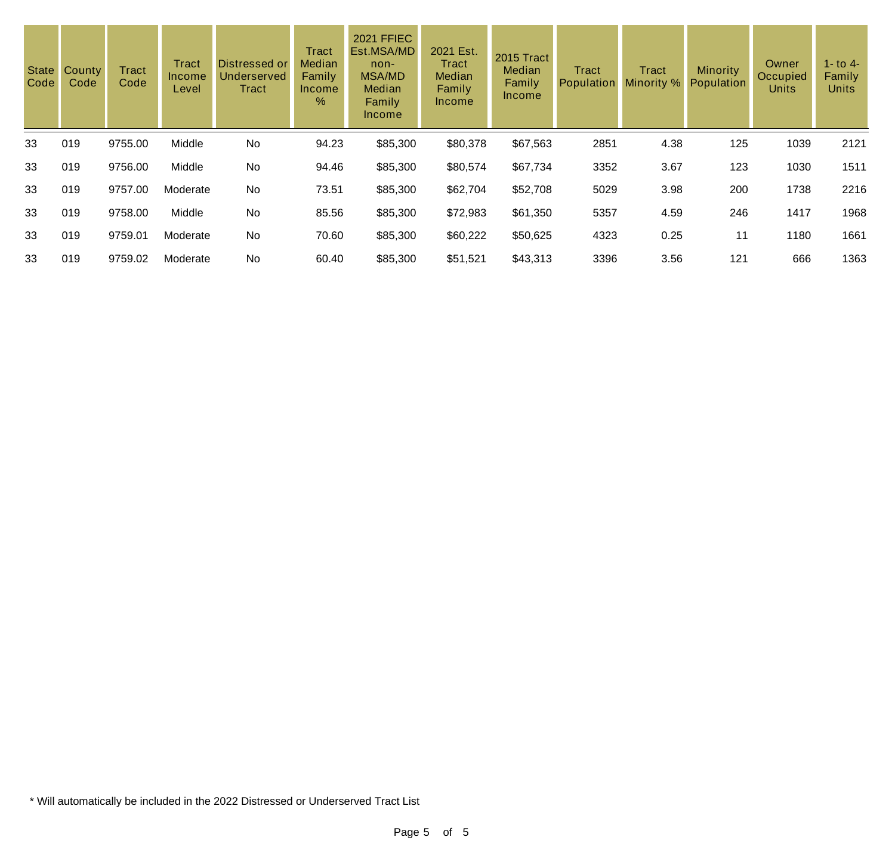| State Code | County Code | Tract Code | Tract Income Level | Distressed or Underserved Tract | Tract Median Family Income % | 2021 FFIEC Est.MSA/MD non-MSA/MD Median Family Income | 2021 Est. Tract Median Family Income | 2015 Tract Median Family Income | Tract Population | Tract Minority % | Minority Population | Owner Occupied Units | 1- to 4-Family Units |
|---|---|---|---|---|---|---|---|---|---|---|---|---|---|
| 33 | 019 | 9755.00 | Middle | No | 94.23 | $85,300 | $80,378 | $67,563 | 2851 | 4.38 | 125 | 1039 | 2121 |
| 33 | 019 | 9756.00 | Middle | No | 94.46 | $85,300 | $80,574 | $67,734 | 3352 | 3.67 | 123 | 1030 | 1511 |
| 33 | 019 | 9757.00 | Moderate | No | 73.51 | $85,300 | $62,704 | $52,708 | 5029 | 3.98 | 200 | 1738 | 2216 |
| 33 | 019 | 9758.00 | Middle | No | 85.56 | $85,300 | $72,983 | $61,350 | 5357 | 4.59 | 246 | 1417 | 1968 |
| 33 | 019 | 9759.01 | Moderate | No | 70.60 | $85,300 | $60,222 | $50,625 | 4323 | 0.25 | 11 | 1180 | 1661 |
| 33 | 019 | 9759.02 | Moderate | No | 60.40 | $85,300 | $51,521 | $43,313 | 3396 | 3.56 | 121 | 666 | 1363 |

* Will automatically be included in the 2022 Distressed or Underserved Tract List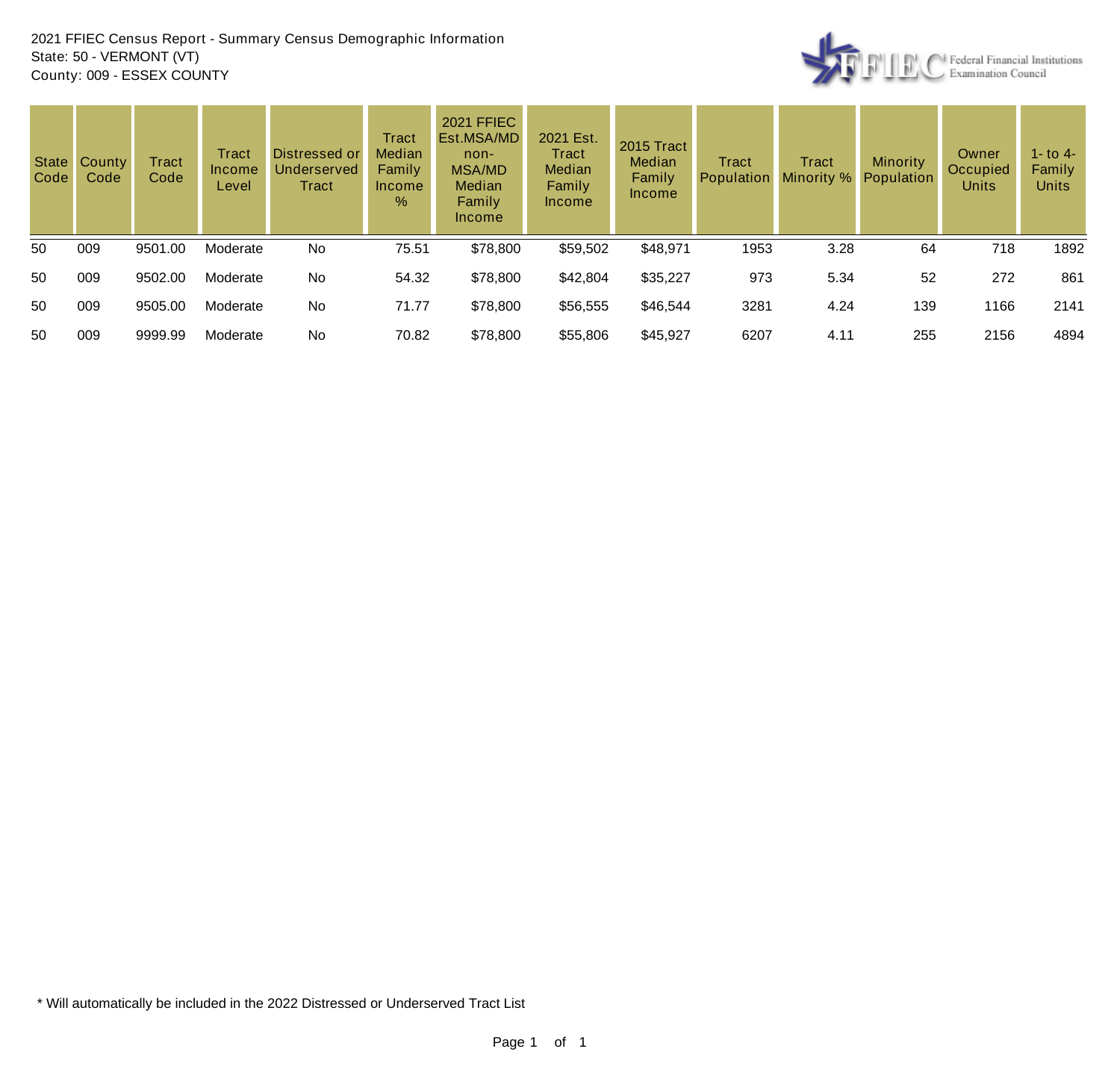2021 FFIEC Census Report - Summary Census Demographic Information
State: 50 - VERMONT (VT)
County: 009 - ESSEX COUNTY

| State Code | County Code | Tract Code | Tract Income Level | Distressed or Underserved Tract | Tract Median Family Income % | 2021 FFIEC Est.MSA/MD non-MSA/MD Median Family Income | 2021 Est. Tract Median Family Income | 2015 Tract Median Family Income | Tract Population | Tract Minority % | Minority Population | Owner Occupied Units | 1- to 4- Family Units |
|---|---|---|---|---|---|---|---|---|---|---|---|---|---|
| 50 | 009 | 9501.00 | Moderate | No | 75.51 | $78,800 | $59,502 | $48,971 | 1953 | 3.28 | 64 | 718 | 1892 |
| 50 | 009 | 9502.00 | Moderate | No | 54.32 | $78,800 | $42,804 | $35,227 | 973 | 5.34 | 52 | 272 | 861 |
| 50 | 009 | 9505.00 | Moderate | No | 71.77 | $78,800 | $56,555 | $46,544 | 3281 | 4.24 | 139 | 1166 | 2141 |
| 50 | 009 | 9999.99 | Moderate | No | 70.82 | $78,800 | $55,806 | $45,927 | 6207 | 4.11 | 255 | 2156 | 4894 |

* Will automatically be included in the 2022 Distressed or Underserved Tract List